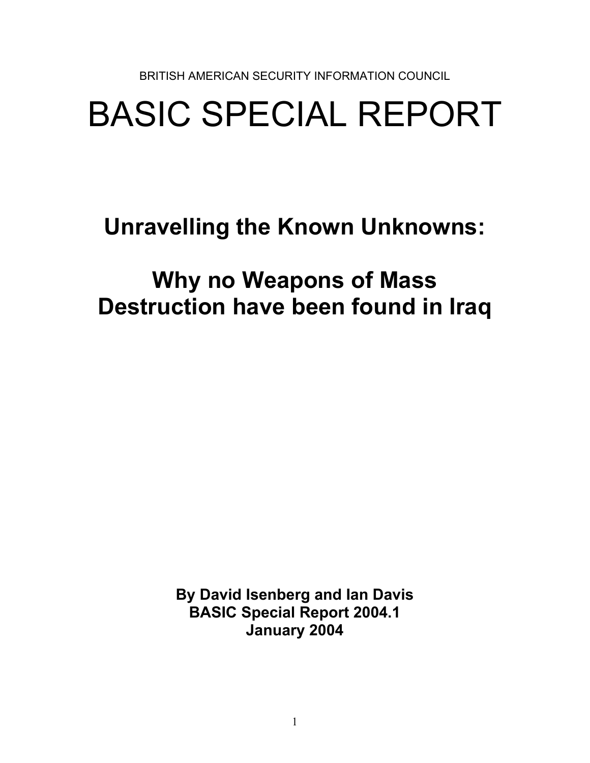BRITISH AMERICAN SECURITY INFORMATION COUNCIL

# BASIC SPECIAL REPORT

## Unravelling the Known Unknowns:

## Why no Weapons of Mass Destruction have been found in Iraq

**By David Isenberg and Ian Davis**
**BASIC Special Report 2004.1**
**January 2004**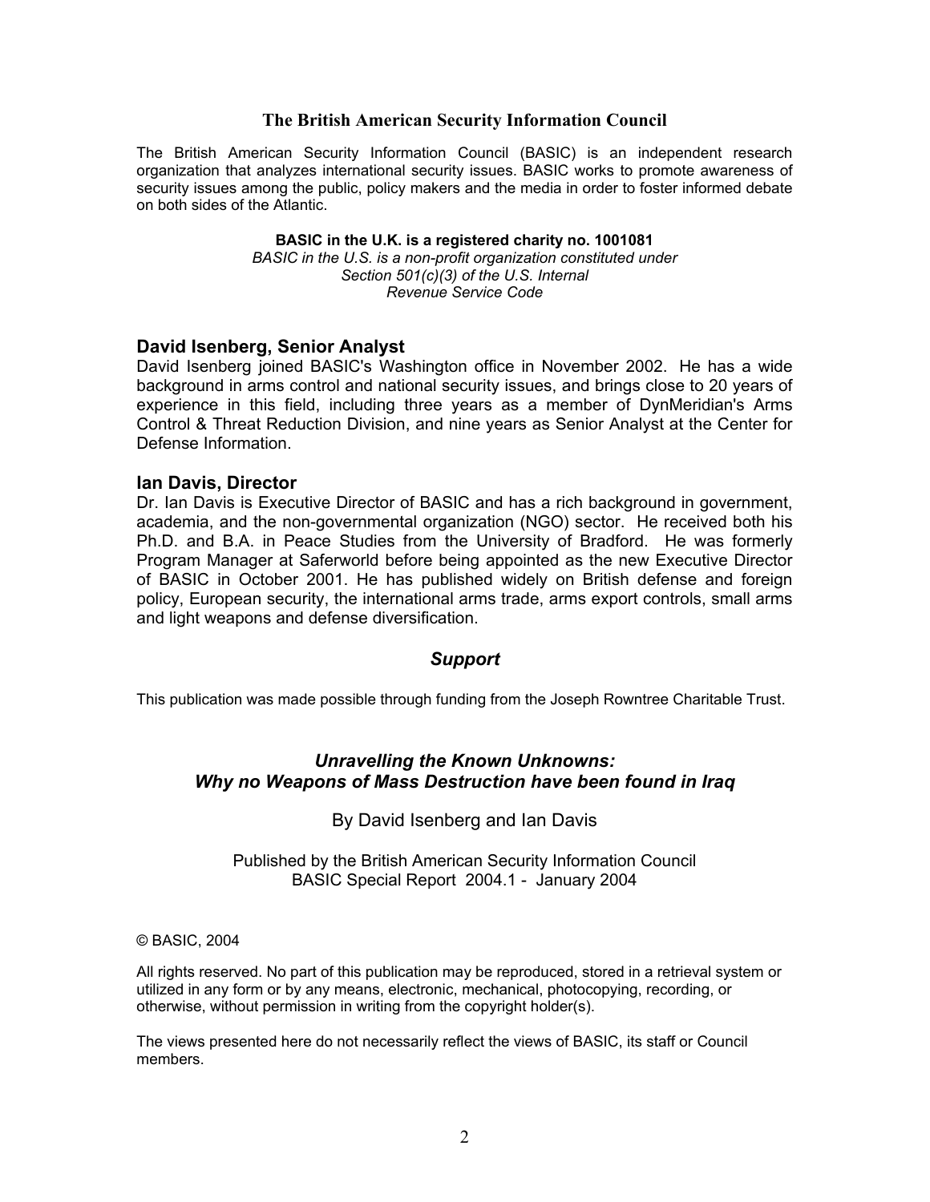## The British American Security Information Council

The British American Security Information Council (BASIC) is an independent research organization that analyzes international security issues. BASIC works to promote awareness of security issues among the public, policy makers and the media in order to foster informed debate on both sides of the Atlantic.

**BASIC in the U.K. is a registered charity no. 1001081**
*BASIC in the U.S. is a non-profit organization constituted under Section 501(c)(3) of the U.S. Internal Revenue Service Code*

### David Isenberg, Senior Analyst

David Isenberg joined BASIC's Washington office in November 2002. He has a wide background in arms control and national security issues, and brings close to 20 years of experience in this field, including three years as a member of DynMeridian's Arms Control & Threat Reduction Division, and nine years as Senior Analyst at the Center for Defense Information.

### Ian Davis, Director

Dr. Ian Davis is Executive Director of BASIC and has a rich background in government, academia, and the non-governmental organization (NGO) sector. He received both his Ph.D. and B.A. in Peace Studies from the University of Bradford. He was formerly Program Manager at Saferworld before being appointed as the new Executive Director of BASIC in October 2001. He has published widely on British defense and foreign policy, European security, the international arms trade, arms export controls, small arms and light weapons and defense diversification.

### *Support*

This publication was made possible through funding from the Joseph Rowntree Charitable Trust.

## *Unravelling the Known Unknowns: Why no Weapons of Mass Destruction have been found in Iraq*

By David Isenberg and Ian Davis

Published by the British American Security Information Council
BASIC Special Report 2004.1 - January 2004

© BASIC, 2004

All rights reserved. No part of this publication may be reproduced, stored in a retrieval system or utilized in any form or by any means, electronic, mechanical, photocopying, recording, or otherwise, without permission in writing from the copyright holder(s).

The views presented here do not necessarily reflect the views of BASIC, its staff or Council members.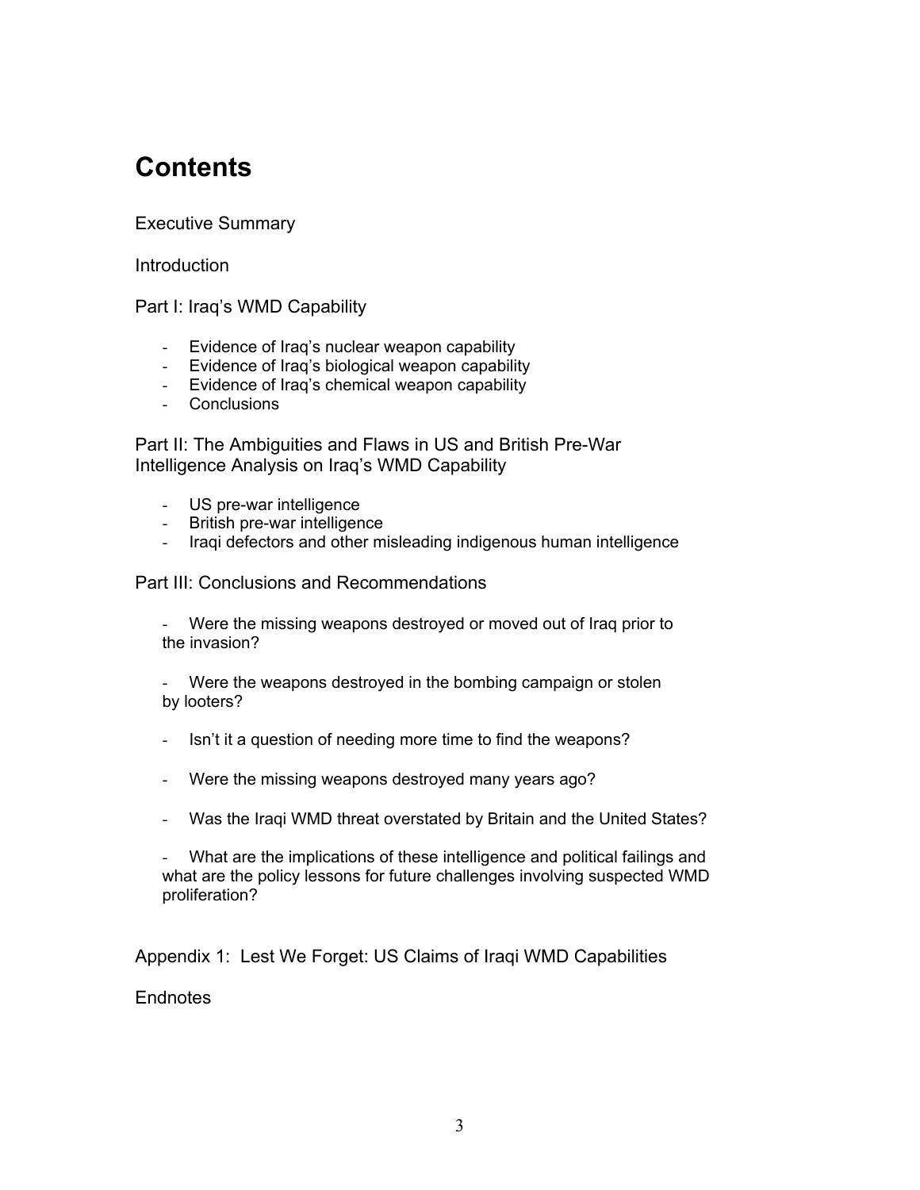# Contents

Executive Summary

Introduction

Part I: Iraq's WMD Capability

- Evidence of Iraq's nuclear weapon capability
- Evidence of Iraq's biological weapon capability
- Evidence of Iraq's chemical weapon capability
- Conclusions

Part II: The Ambiguities and Flaws in US and British Pre-War Intelligence Analysis on Iraq's WMD Capability

- US pre-war intelligence
- British pre-war intelligence
- Iraqi defectors and other misleading indigenous human intelligence

Part III: Conclusions and Recommendations

- Were the missing weapons destroyed or moved out of Iraq prior to the invasion?
- Were the weapons destroyed in the bombing campaign or stolen by looters?
- Isn't it a question of needing more time to find the weapons?
- Were the missing weapons destroyed many years ago?
- Was the Iraqi WMD threat overstated by Britain and the United States?
- What are the implications of these intelligence and political failings and what are the policy lessons for future challenges involving suspected WMD proliferation?

Appendix 1: Lest We Forget: US Claims of Iraqi WMD Capabilities

Endnotes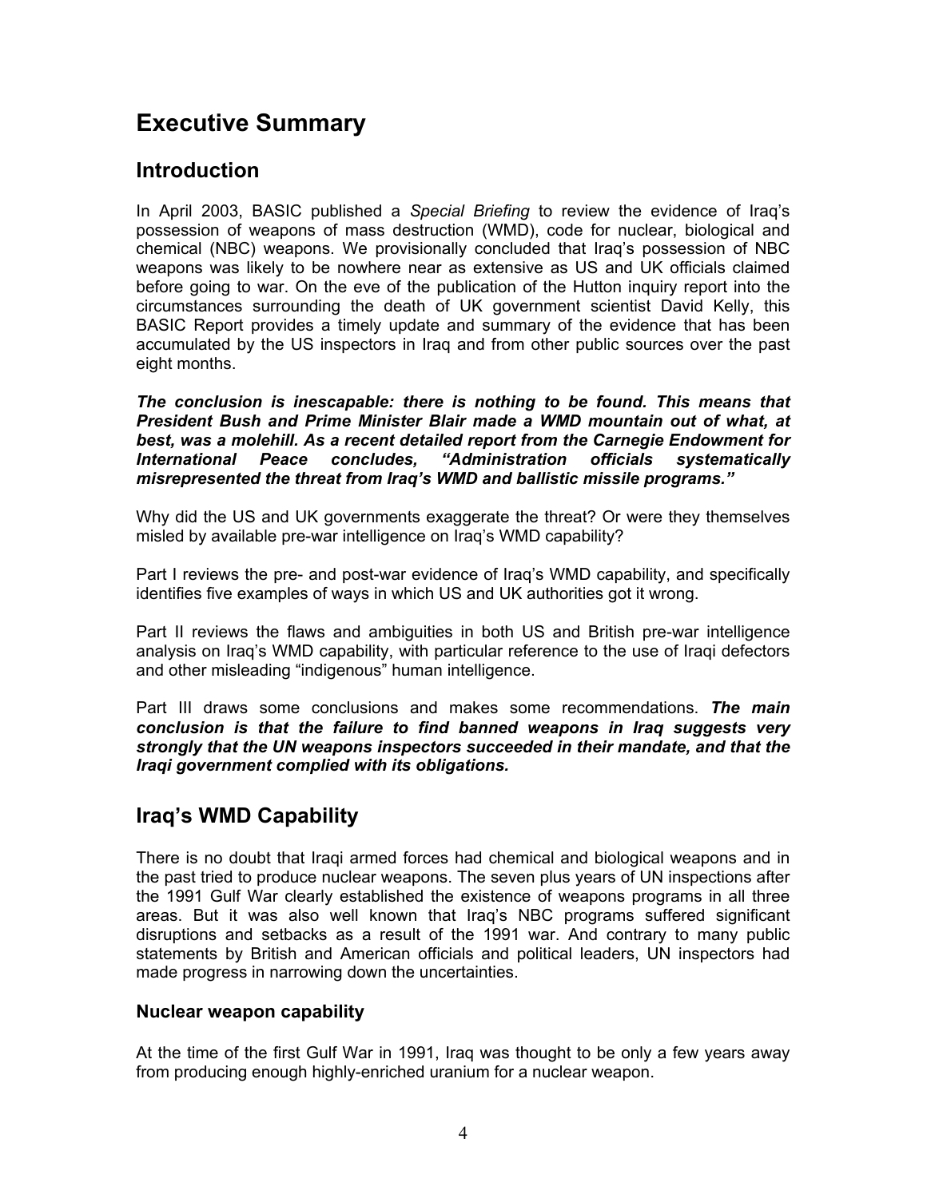# Executive Summary

## Introduction

In April 2003, BASIC published a *Special Briefing* to review the evidence of Iraq's possession of weapons of mass destruction (WMD), code for nuclear, biological and chemical (NBC) weapons. We provisionally concluded that Iraq's possession of NBC weapons was likely to be nowhere near as extensive as US and UK officials claimed before going to war. On the eve of the publication of the Hutton inquiry report into the circumstances surrounding the death of UK government scientist David Kelly, this BASIC Report provides a timely update and summary of the evidence that has been accumulated by the US inspectors in Iraq and from other public sources over the past eight months.

***The conclusion is inescapable: there is nothing to be found. This means that President Bush and Prime Minister Blair made a WMD mountain out of what, at best, was a molehill. As a recent detailed report from the Carnegie Endowment for International Peace concludes, "Administration officials systematically misrepresented the threat from Iraq's WMD and ballistic missile programs."***

Why did the US and UK governments exaggerate the threat? Or were they themselves misled by available pre-war intelligence on Iraq's WMD capability?

Part I reviews the pre- and post-war evidence of Iraq's WMD capability, and specifically identifies five examples of ways in which US and UK authorities got it wrong.

Part II reviews the flaws and ambiguities in both US and British pre-war intelligence analysis on Iraq's WMD capability, with particular reference to the use of Iraqi defectors and other misleading "indigenous" human intelligence.

Part III draws some conclusions and makes some recommendations. ***The main conclusion is that the failure to find banned weapons in Iraq suggests very strongly that the UN weapons inspectors succeeded in their mandate, and that the Iraqi government complied with its obligations.***

## Iraq's WMD Capability

There is no doubt that Iraqi armed forces had chemical and biological weapons and in the past tried to produce nuclear weapons. The seven plus years of UN inspections after the 1991 Gulf War clearly established the existence of weapons programs in all three areas. But it was also well known that Iraq's NBC programs suffered significant disruptions and setbacks as a result of the 1991 war. And contrary to many public statements by British and American officials and political leaders, UN inspectors had made progress in narrowing down the uncertainties.

### Nuclear weapon capability

At the time of the first Gulf War in 1991, Iraq was thought to be only a few years away from producing enough highly-enriched uranium for a nuclear weapon.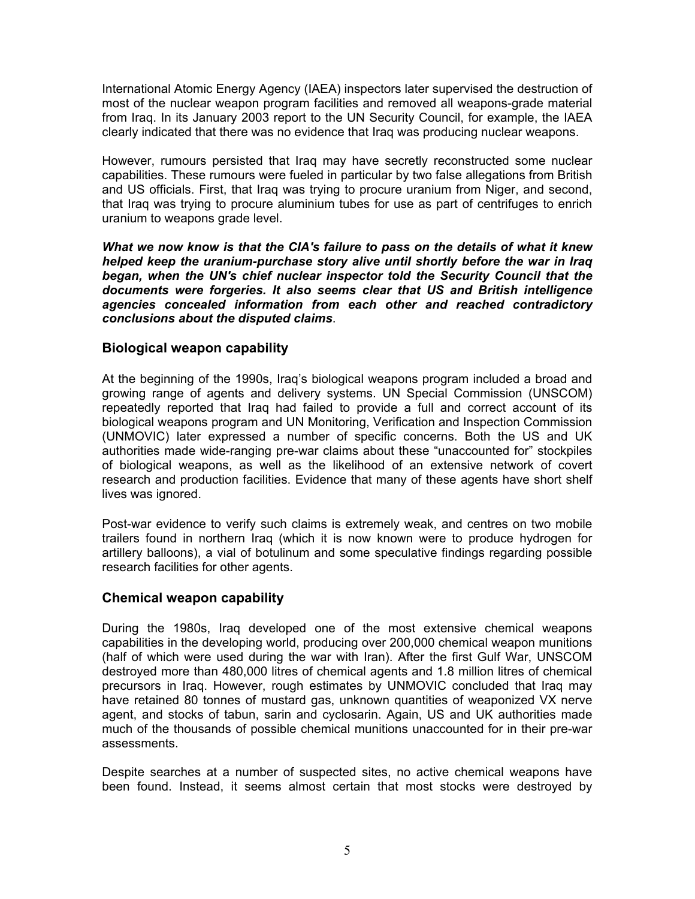International Atomic Energy Agency (IAEA) inspectors later supervised the destruction of most of the nuclear weapon program facilities and removed all weapons-grade material from Iraq. In its January 2003 report to the UN Security Council, for example, the IAEA clearly indicated that there was no evidence that Iraq was producing nuclear weapons.

However, rumours persisted that Iraq may have secretly reconstructed some nuclear capabilities. These rumours were fueled in particular by two false allegations from British and US officials. First, that Iraq was trying to procure uranium from Niger, and second, that Iraq was trying to procure aluminium tubes for use as part of centrifuges to enrich uranium to weapons grade level.

***What we now know is that the CIA's failure to pass on the details of what it knew helped keep the uranium-purchase story alive until shortly before the war in Iraq began, when the UN's chief nuclear inspector told the Security Council that the documents were forgeries. It also seems clear that US and British intelligence agencies concealed information from each other and reached contradictory conclusions about the disputed claims***.

## Biological weapon capability

At the beginning of the 1990s, Iraq's biological weapons program included a broad and growing range of agents and delivery systems. UN Special Commission (UNSCOM) repeatedly reported that Iraq had failed to provide a full and correct account of its biological weapons program and UN Monitoring, Verification and Inspection Commission (UNMOVIC) later expressed a number of specific concerns. Both the US and UK authorities made wide-ranging pre-war claims about these "unaccounted for" stockpiles of biological weapons, as well as the likelihood of an extensive network of covert research and production facilities. Evidence that many of these agents have short shelf lives was ignored.

Post-war evidence to verify such claims is extremely weak, and centres on two mobile trailers found in northern Iraq (which it is now known were to produce hydrogen for artillery balloons), a vial of botulinum and some speculative findings regarding possible research facilities for other agents.

## Chemical weapon capability

During the 1980s, Iraq developed one of the most extensive chemical weapons capabilities in the developing world, producing over 200,000 chemical weapon munitions (half of which were used during the war with Iran). After the first Gulf War, UNSCOM destroyed more than 480,000 litres of chemical agents and 1.8 million litres of chemical precursors in Iraq. However, rough estimates by UNMOVIC concluded that Iraq may have retained 80 tonnes of mustard gas, unknown quantities of weaponized VX nerve agent, and stocks of tabun, sarin and cyclosarin. Again, US and UK authorities made much of the thousands of possible chemical munitions unaccounted for in their pre-war assessments.

Despite searches at a number of suspected sites, no active chemical weapons have been found. Instead, it seems almost certain that most stocks were destroyed by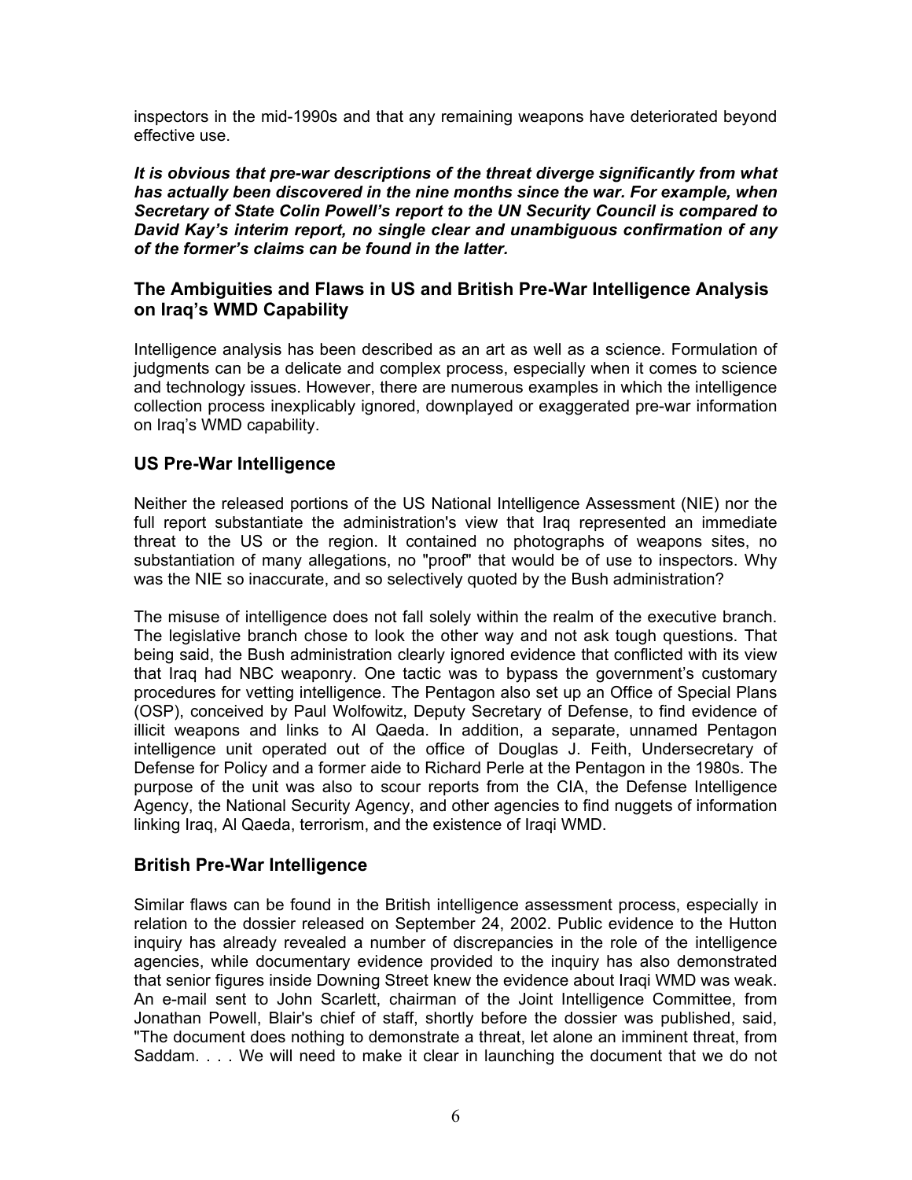inspectors in the mid-1990s and that any remaining weapons have deteriorated beyond effective use.

***It is obvious that pre-war descriptions of the threat diverge significantly from what has actually been discovered in the nine months since the war. For example, when Secretary of State Colin Powell's report to the UN Security Council is compared to David Kay's interim report, no single clear and unambiguous confirmation of any of the former's claims can be found in the latter.***

## The Ambiguities and Flaws in US and British Pre-War Intelligence Analysis on Iraq's WMD Capability

Intelligence analysis has been described as an art as well as a science. Formulation of judgments can be a delicate and complex process, especially when it comes to science and technology issues. However, there are numerous examples in which the intelligence collection process inexplicably ignored, downplayed or exaggerated pre-war information on Iraq's WMD capability.

## US Pre-War Intelligence

Neither the released portions of the US National Intelligence Assessment (NIE) nor the full report substantiate the administration's view that Iraq represented an immediate threat to the US or the region. It contained no photographs of weapons sites, no substantiation of many allegations, no "proof" that would be of use to inspectors. Why was the NIE so inaccurate, and so selectively quoted by the Bush administration?

The misuse of intelligence does not fall solely within the realm of the executive branch. The legislative branch chose to look the other way and not ask tough questions. That being said, the Bush administration clearly ignored evidence that conflicted with its view that Iraq had NBC weaponry. One tactic was to bypass the government's customary procedures for vetting intelligence. The Pentagon also set up an Office of Special Plans (OSP), conceived by Paul Wolfowitz, Deputy Secretary of Defense, to find evidence of illicit weapons and links to Al Qaeda. In addition, a separate, unnamed Pentagon intelligence unit operated out of the office of Douglas J. Feith, Undersecretary of Defense for Policy and a former aide to Richard Perle at the Pentagon in the 1980s. The purpose of the unit was also to scour reports from the CIA, the Defense Intelligence Agency, the National Security Agency, and other agencies to find nuggets of information linking Iraq, Al Qaeda, terrorism, and the existence of Iraqi WMD.

## British Pre-War Intelligence

Similar flaws can be found in the British intelligence assessment process, especially in relation to the dossier released on September 24, 2002. Public evidence to the Hutton inquiry has already revealed a number of discrepancies in the role of the intelligence agencies, while documentary evidence provided to the inquiry has also demonstrated that senior figures inside Downing Street knew the evidence about Iraqi WMD was weak. An e-mail sent to John Scarlett, chairman of the Joint Intelligence Committee, from Jonathan Powell, Blair's chief of staff, shortly before the dossier was published, said, "The document does nothing to demonstrate a threat, let alone an imminent threat, from Saddam. . . . We will need to make it clear in launching the document that we do not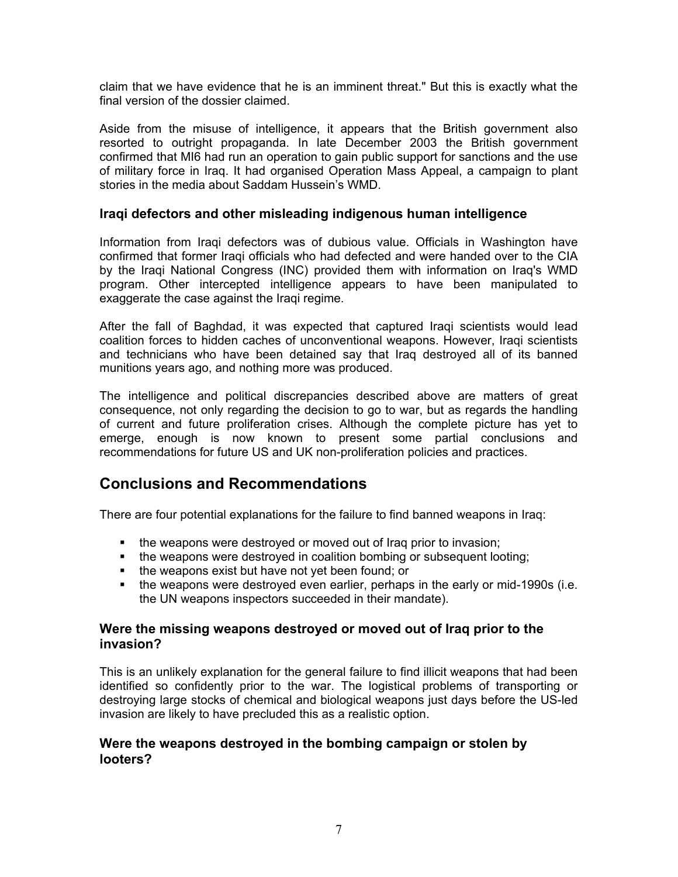claim that we have evidence that he is an imminent threat." But this is exactly what the final version of the dossier claimed.

Aside from the misuse of intelligence, it appears that the British government also resorted to outright propaganda. In late December 2003 the British government confirmed that MI6 had run an operation to gain public support for sanctions and the use of military force in Iraq. It had organised Operation Mass Appeal, a campaign to plant stories in the media about Saddam Hussein's WMD.

### Iraqi defectors and other misleading indigenous human intelligence

Information from Iraqi defectors was of dubious value. Officials in Washington have confirmed that former Iraqi officials who had defected and were handed over to the CIA by the Iraqi National Congress (INC) provided them with information on Iraq's WMD program. Other intercepted intelligence appears to have been manipulated to exaggerate the case against the Iraqi regime.

After the fall of Baghdad, it was expected that captured Iraqi scientists would lead coalition forces to hidden caches of unconventional weapons. However, Iraqi scientists and technicians who have been detained say that Iraq destroyed all of its banned munitions years ago, and nothing more was produced.

The intelligence and political discrepancies described above are matters of great consequence, not only regarding the decision to go to war, but as regards the handling of current and future proliferation crises. Although the complete picture has yet to emerge, enough is now known to present some partial conclusions and recommendations for future US and UK non-proliferation policies and practices.

## Conclusions and Recommendations

There are four potential explanations for the failure to find banned weapons in Iraq:

- the weapons were destroyed or moved out of Iraq prior to invasion;
- the weapons were destroyed in coalition bombing or subsequent looting;
- the weapons exist but have not yet been found; or
- the weapons were destroyed even earlier, perhaps in the early or mid-1990s (i.e. the UN weapons inspectors succeeded in their mandate).

### Were the missing weapons destroyed or moved out of Iraq prior to the invasion?

This is an unlikely explanation for the general failure to find illicit weapons that had been identified so confidently prior to the war. The logistical problems of transporting or destroying large stocks of chemical and biological weapons just days before the US-led invasion are likely to have precluded this as a realistic option.

### Were the weapons destroyed in the bombing campaign or stolen by looters?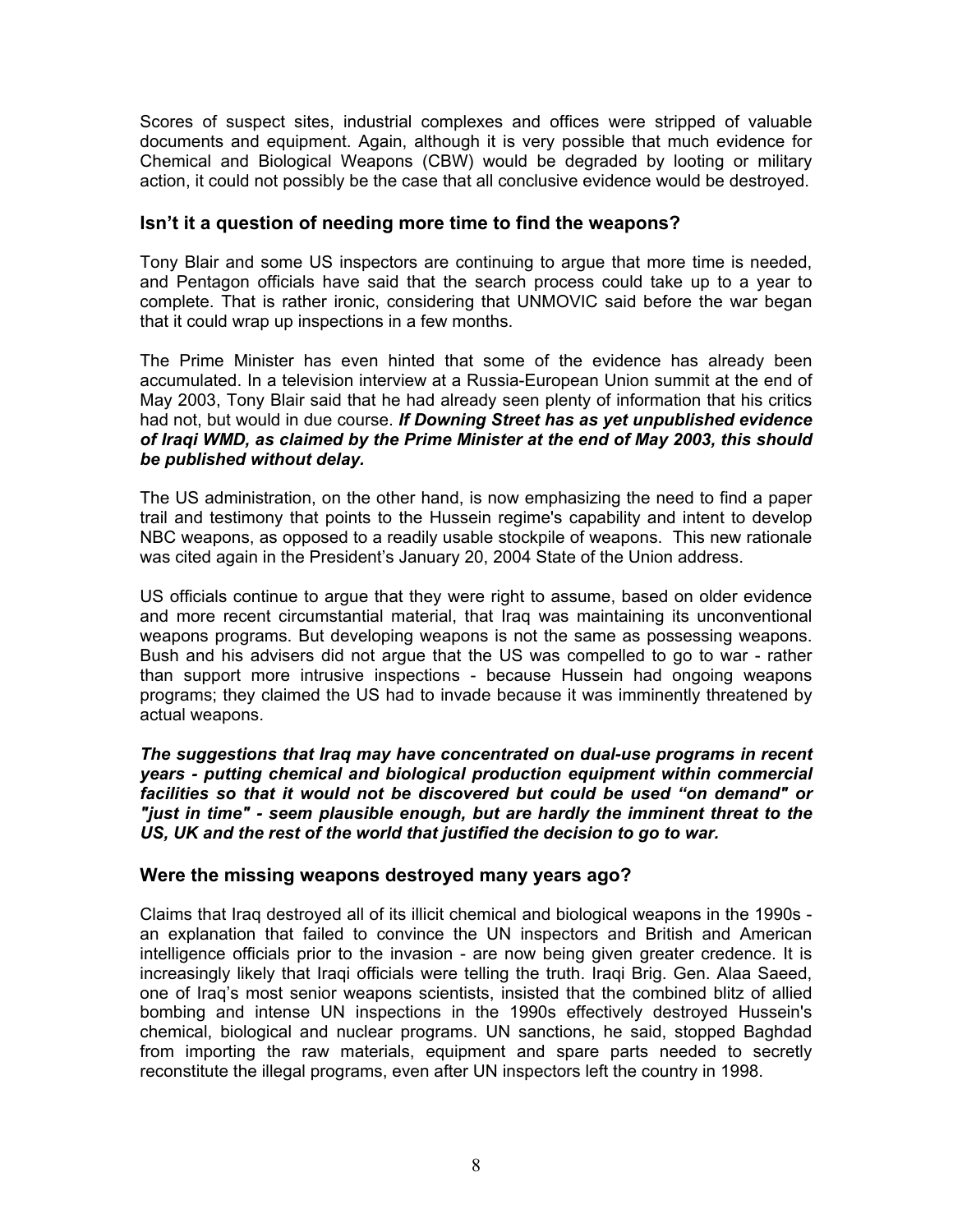Scores of suspect sites, industrial complexes and offices were stripped of valuable documents and equipment. Again, although it is very possible that much evidence for Chemical and Biological Weapons (CBW) would be degraded by looting or military action, it could not possibly be the case that all conclusive evidence would be destroyed.

### Isn't it a question of needing more time to find the weapons?

Tony Blair and some US inspectors are continuing to argue that more time is needed, and Pentagon officials have said that the search process could take up to a year to complete. That is rather ironic, considering that UNMOVIC said before the war began that it could wrap up inspections in a few months.

The Prime Minister has even hinted that some of the evidence has already been accumulated. In a television interview at a Russia-European Union summit at the end of May 2003, Tony Blair said that he had already seen plenty of information that his critics had not, but would in due course. ***If Downing Street has as yet unpublished evidence of Iraqi WMD, as claimed by the Prime Minister at the end of May 2003, this should be published without delay.***

The US administration, on the other hand, is now emphasizing the need to find a paper trail and testimony that points to the Hussein regime's capability and intent to develop NBC weapons, as opposed to a readily usable stockpile of weapons. This new rationale was cited again in the President's January 20, 2004 State of the Union address.

US officials continue to argue that they were right to assume, based on older evidence and more recent circumstantial material, that Iraq was maintaining its unconventional weapons programs. But developing weapons is not the same as possessing weapons. Bush and his advisers did not argue that the US was compelled to go to war - rather than support more intrusive inspections - because Hussein had ongoing weapons programs; they claimed the US had to invade because it was imminently threatened by actual weapons.

***The suggestions that Iraq may have concentrated on dual-use programs in recent years - putting chemical and biological production equipment within commercial facilities so that it would not be discovered but could be used "on demand" or "just in time" - seem plausible enough, but are hardly the imminent threat to the US, UK and the rest of the world that justified the decision to go to war.***

### Were the missing weapons destroyed many years ago?

Claims that Iraq destroyed all of its illicit chemical and biological weapons in the 1990s - an explanation that failed to convince the UN inspectors and British and American intelligence officials prior to the invasion - are now being given greater credence. It is increasingly likely that Iraqi officials were telling the truth. Iraqi Brig. Gen. Alaa Saeed, one of Iraq's most senior weapons scientists, insisted that the combined blitz of allied bombing and intense UN inspections in the 1990s effectively destroyed Hussein's chemical, biological and nuclear programs. UN sanctions, he said, stopped Baghdad from importing the raw materials, equipment and spare parts needed to secretly reconstitute the illegal programs, even after UN inspectors left the country in 1998.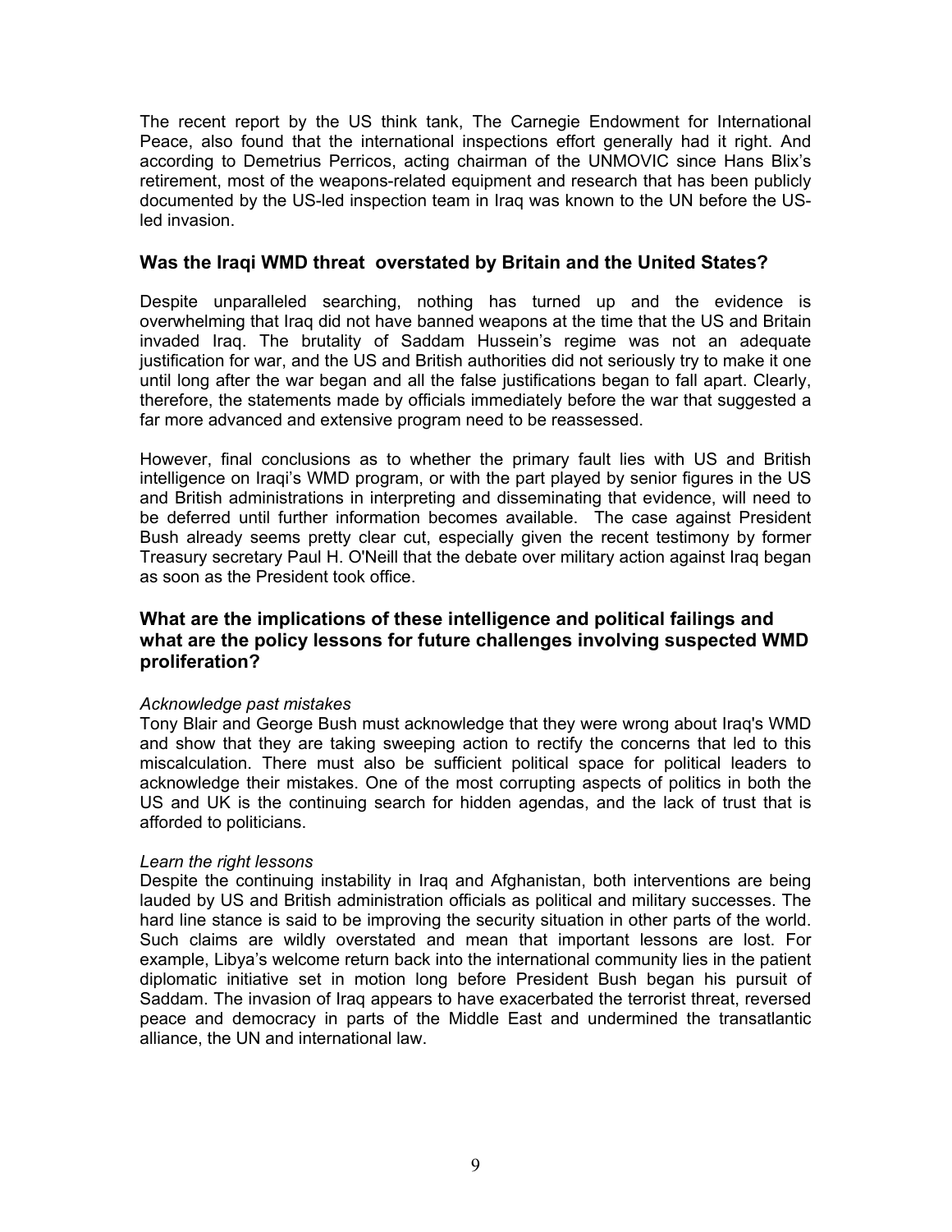The recent report by the US think tank, The Carnegie Endowment for International Peace, also found that the international inspections effort generally had it right. And according to Demetrius Perricos, acting chairman of the UNMOVIC since Hans Blix's retirement, most of the weapons-related equipment and research that has been publicly documented by the US-led inspection team in Iraq was known to the UN before the US-led invasion.

## Was the Iraqi WMD threat overstated by Britain and the United States?

Despite unparalleled searching, nothing has turned up and the evidence is overwhelming that Iraq did not have banned weapons at the time that the US and Britain invaded Iraq. The brutality of Saddam Hussein's regime was not an adequate justification for war, and the US and British authorities did not seriously try to make it one until long after the war began and all the false justifications began to fall apart. Clearly, therefore, the statements made by officials immediately before the war that suggested a far more advanced and extensive program need to be reassessed.

However, final conclusions as to whether the primary fault lies with US and British intelligence on Iraqi's WMD program, or with the part played by senior figures in the US and British administrations in interpreting and disseminating that evidence, will need to be deferred until further information becomes available. The case against President Bush already seems pretty clear cut, especially given the recent testimony by former Treasury secretary Paul H. O'Neill that the debate over military action against Iraq began as soon as the President took office.

## What are the implications of these intelligence and political failings and what are the policy lessons for future challenges involving suspected WMD proliferation?

*Acknowledge past mistakes*

Tony Blair and George Bush must acknowledge that they were wrong about Iraq's WMD and show that they are taking sweeping action to rectify the concerns that led to this miscalculation. There must also be sufficient political space for political leaders to acknowledge their mistakes. One of the most corrupting aspects of politics in both the US and UK is the continuing search for hidden agendas, and the lack of trust that is afforded to politicians.

*Learn the right lessons*

Despite the continuing instability in Iraq and Afghanistan, both interventions are being lauded by US and British administration officials as political and military successes. The hard line stance is said to be improving the security situation in other parts of the world. Such claims are wildly overstated and mean that important lessons are lost. For example, Libya's welcome return back into the international community lies in the patient diplomatic initiative set in motion long before President Bush began his pursuit of Saddam. The invasion of Iraq appears to have exacerbated the terrorist threat, reversed peace and democracy in parts of the Middle East and undermined the transatlantic alliance, the UN and international law.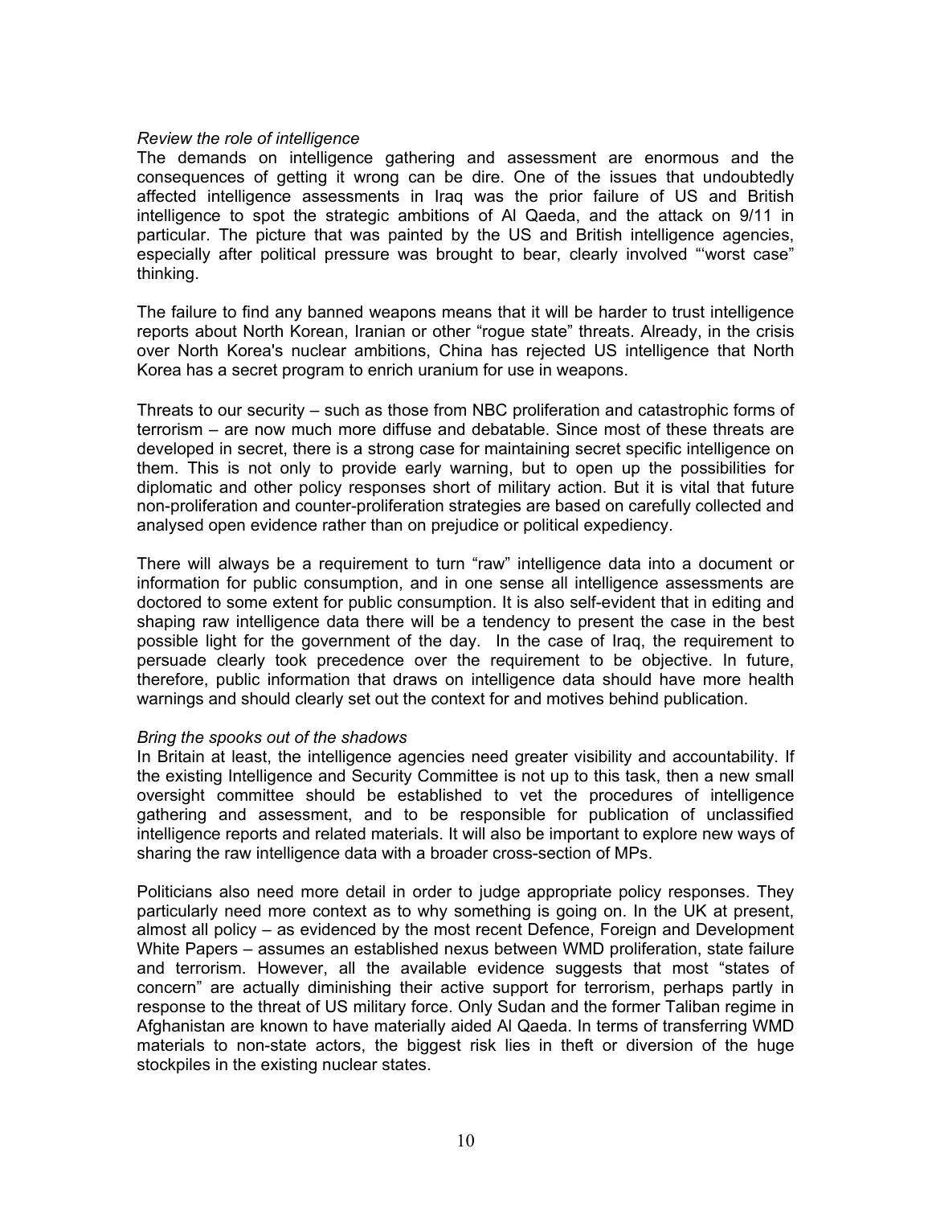*Review the role of intelligence*

The demands on intelligence gathering and assessment are enormous and the consequences of getting it wrong can be dire. One of the issues that undoubtedly affected intelligence assessments in Iraq was the prior failure of US and British intelligence to spot the strategic ambitions of Al Qaeda, and the attack on 9/11 in particular. The picture that was painted by the US and British intelligence agencies, especially after political pressure was brought to bear, clearly involved "'worst case" thinking.

The failure to find any banned weapons means that it will be harder to trust intelligence reports about North Korean, Iranian or other "rogue state" threats. Already, in the crisis over North Korea's nuclear ambitions, China has rejected US intelligence that North Korea has a secret program to enrich uranium for use in weapons.

Threats to our security – such as those from NBC proliferation and catastrophic forms of terrorism – are now much more diffuse and debatable. Since most of these threats are developed in secret, there is a strong case for maintaining secret specific intelligence on them. This is not only to provide early warning, but to open up the possibilities for diplomatic and other policy responses short of military action. But it is vital that future non-proliferation and counter-proliferation strategies are based on carefully collected and analysed open evidence rather than on prejudice or political expediency.

There will always be a requirement to turn "raw" intelligence data into a document or information for public consumption, and in one sense all intelligence assessments are doctored to some extent for public consumption. It is also self-evident that in editing and shaping raw intelligence data there will be a tendency to present the case in the best possible light for the government of the day. In the case of Iraq, the requirement to persuade clearly took precedence over the requirement to be objective. In future, therefore, public information that draws on intelligence data should have more health warnings and should clearly set out the context for and motives behind publication.

*Bring the spooks out of the shadows*

In Britain at least, the intelligence agencies need greater visibility and accountability. If the existing Intelligence and Security Committee is not up to this task, then a new small oversight committee should be established to vet the procedures of intelligence gathering and assessment, and to be responsible for publication of unclassified intelligence reports and related materials. It will also be important to explore new ways of sharing the raw intelligence data with a broader cross-section of MPs.

Politicians also need more detail in order to judge appropriate policy responses. They particularly need more context as to why something is going on. In the UK at present, almost all policy – as evidenced by the most recent Defence, Foreign and Development White Papers – assumes an established nexus between WMD proliferation, state failure and terrorism. However, all the available evidence suggests that most "states of concern" are actually diminishing their active support for terrorism, perhaps partly in response to the threat of US military force. Only Sudan and the former Taliban regime in Afghanistan are known to have materially aided Al Qaeda. In terms of transferring WMD materials to non-state actors, the biggest risk lies in theft or diversion of the huge stockpiles in the existing nuclear states.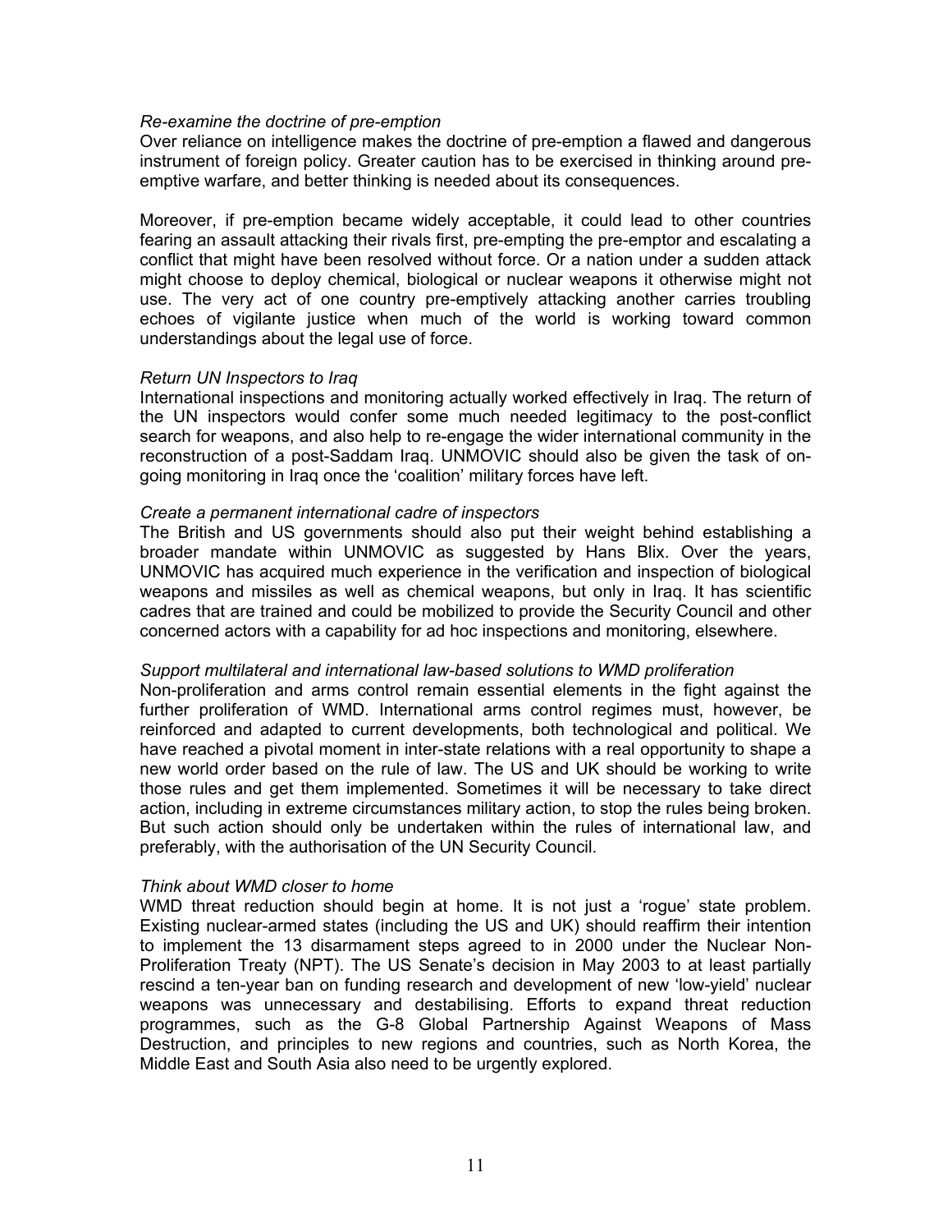*Re-examine the doctrine of pre-emption*

Over reliance on intelligence makes the doctrine of pre-emption a flawed and dangerous instrument of foreign policy. Greater caution has to be exercised in thinking around pre-emptive warfare, and better thinking is needed about its consequences.

Moreover, if pre-emption became widely acceptable, it could lead to other countries fearing an assault attacking their rivals first, pre-empting the pre-emptor and escalating a conflict that might have been resolved without force. Or a nation under a sudden attack might choose to deploy chemical, biological or nuclear weapons it otherwise might not use. The very act of one country pre-emptively attacking another carries troubling echoes of vigilante justice when much of the world is working toward common understandings about the legal use of force.

*Return UN Inspectors to Iraq*

International inspections and monitoring actually worked effectively in Iraq. The return of the UN inspectors would confer some much needed legitimacy to the post-conflict search for weapons, and also help to re-engage the wider international community in the reconstruction of a post-Saddam Iraq. UNMOVIC should also be given the task of on-going monitoring in Iraq once the 'coalition' military forces have left.

*Create a permanent international cadre of inspectors*

The British and US governments should also put their weight behind establishing a broader mandate within UNMOVIC as suggested by Hans Blix. Over the years, UNMOVIC has acquired much experience in the verification and inspection of biological weapons and missiles as well as chemical weapons, but only in Iraq. It has scientific cadres that are trained and could be mobilized to provide the Security Council and other concerned actors with a capability for ad hoc inspections and monitoring, elsewhere.

*Support multilateral and international law-based solutions to WMD proliferation*

Non-proliferation and arms control remain essential elements in the fight against the further proliferation of WMD. International arms control regimes must, however, be reinforced and adapted to current developments, both technological and political. We have reached a pivotal moment in inter-state relations with a real opportunity to shape a new world order based on the rule of law. The US and UK should be working to write those rules and get them implemented. Sometimes it will be necessary to take direct action, including in extreme circumstances military action, to stop the rules being broken. But such action should only be undertaken within the rules of international law, and preferably, with the authorisation of the UN Security Council.

*Think about WMD closer to home*

WMD threat reduction should begin at home. It is not just a 'rogue' state problem. Existing nuclear-armed states (including the US and UK) should reaffirm their intention to implement the 13 disarmament steps agreed to in 2000 under the Nuclear Non-Proliferation Treaty (NPT). The US Senate's decision in May 2003 to at least partially rescind a ten-year ban on funding research and development of new 'low-yield' nuclear weapons was unnecessary and destabilising. Efforts to expand threat reduction programmes, such as the G-8 Global Partnership Against Weapons of Mass Destruction, and principles to new regions and countries, such as North Korea, the Middle East and South Asia also need to be urgently explored.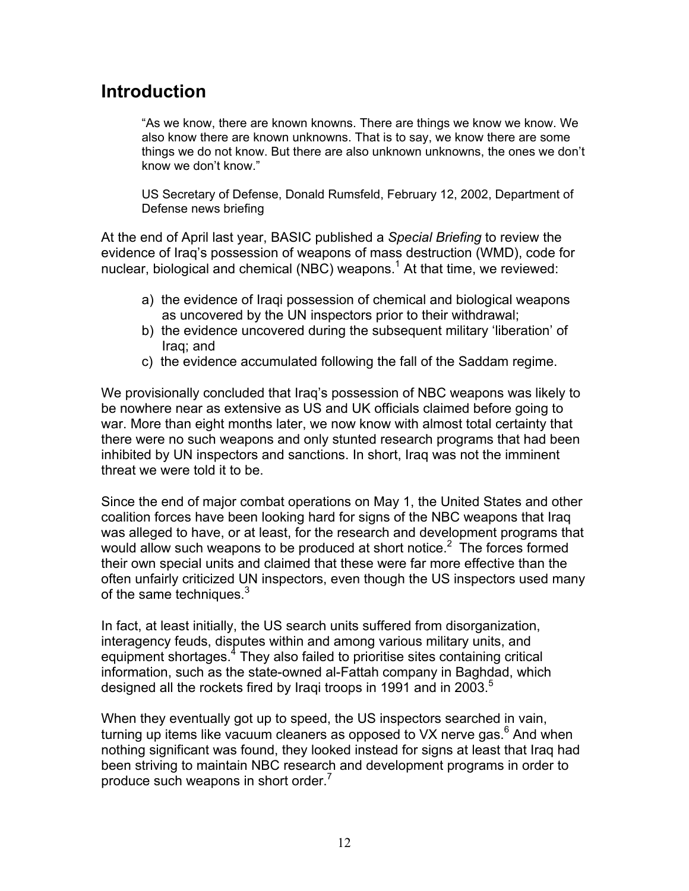## Introduction

> "As we know, there are known knowns. There are things we know we know. We also know there are known unknowns. That is to say, we know there are some things we do not know. But there are also unknown unknowns, the ones we don't know we don't know."
>
> US Secretary of Defense, Donald Rumsfeld, February 12, 2002, Department of Defense news briefing

At the end of April last year, BASIC published a *Special Briefing* to review the evidence of Iraq's possession of weapons of mass destruction (WMD), code for nuclear, biological and chemical (NBC) weapons.[1] At that time, we reviewed:

a) the evidence of Iraqi possession of chemical and biological weapons as uncovered by the UN inspectors prior to their withdrawal;
b) the evidence uncovered during the subsequent military 'liberation' of Iraq; and
c) the evidence accumulated following the fall of the Saddam regime.

We provisionally concluded that Iraq's possession of NBC weapons was likely to be nowhere near as extensive as US and UK officials claimed before going to war. More than eight months later, we now know with almost total certainty that there were no such weapons and only stunted research programs that had been inhibited by UN inspectors and sanctions. In short, Iraq was not the imminent threat we were told it to be.

Since the end of major combat operations on May 1, the United States and other coalition forces have been looking hard for signs of the NBC weapons that Iraq was alleged to have, or at least, for the research and development programs that would allow such weapons to be produced at short notice.[2] The forces formed their own special units and claimed that these were far more effective than the often unfairly criticized UN inspectors, even though the US inspectors used many of the same techniques.[3]

In fact, at least initially, the US search units suffered from disorganization, interagency feuds, disputes within and among various military units, and equipment shortages.[4] They also failed to prioritise sites containing critical information, such as the state-owned al-Fattah company in Baghdad, which designed all the rockets fired by Iraqi troops in 1991 and in 2003.[5]

When they eventually got up to speed, the US inspectors searched in vain, turning up items like vacuum cleaners as opposed to VX nerve gas.[6] And when nothing significant was found, they looked instead for signs at least that Iraq had been striving to maintain NBC research and development programs in order to produce such weapons in short order.[7]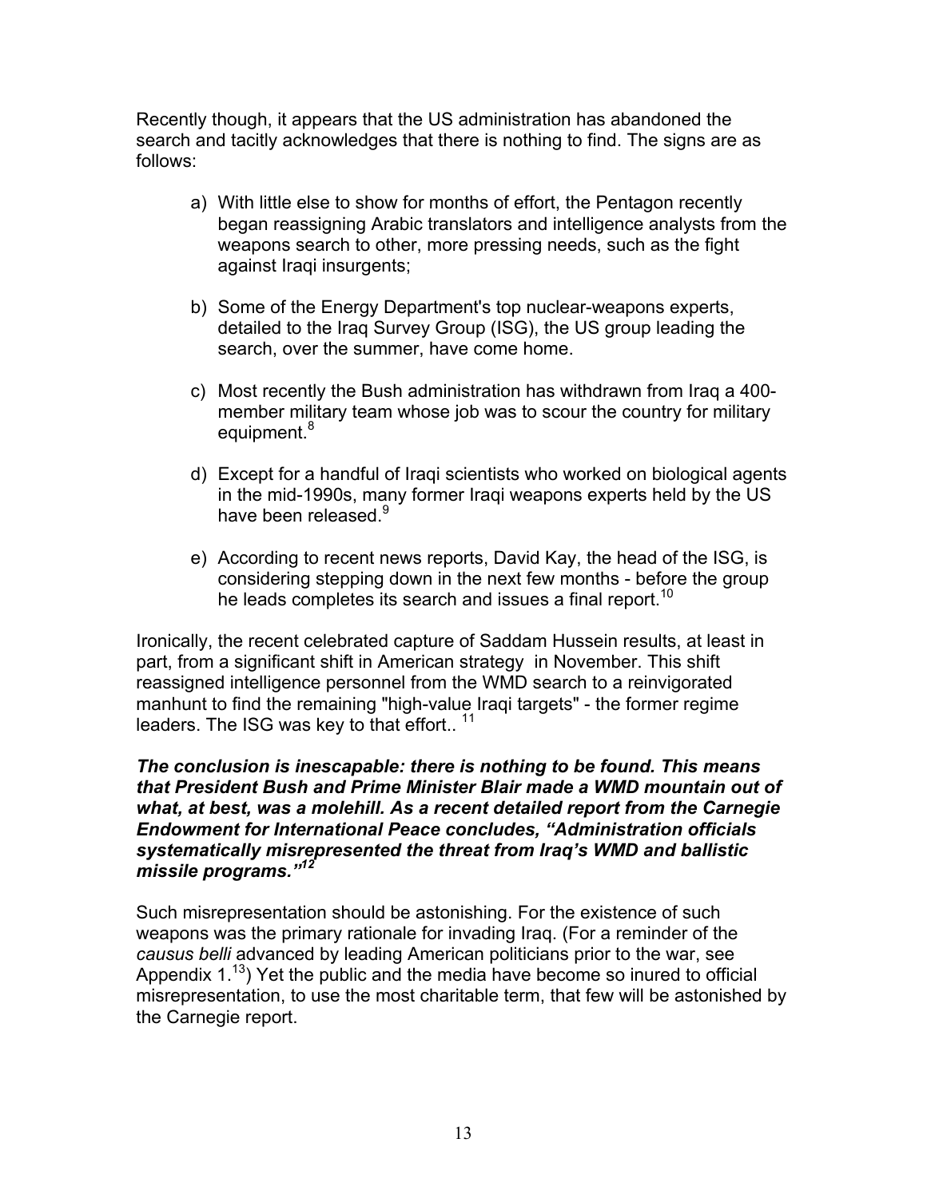Recently though, it appears that the US administration has abandoned the search and tacitly acknowledges that there is nothing to find. The signs are as follows:

a) With little else to show for months of effort, the Pentagon recently began reassigning Arabic translators and intelligence analysts from the weapons search to other, more pressing needs, such as the fight against Iraqi insurgents;

b) Some of the Energy Department's top nuclear-weapons experts, detailed to the Iraq Survey Group (ISG), the US group leading the search, over the summer, have come home.

c) Most recently the Bush administration has withdrawn from Iraq a 400-member military team whose job was to scour the country for military equipment.[8]

d) Except for a handful of Iraqi scientists who worked on biological agents in the mid-1990s, many former Iraqi weapons experts held by the US have been released.[9]

e) According to recent news reports, David Kay, the head of the ISG, is considering stepping down in the next few months - before the group he leads completes its search and issues a final report.[10]

Ironically, the recent celebrated capture of Saddam Hussein results, at least in part, from a significant shift in American strategy in November. This shift reassigned intelligence personnel from the WMD search to a reinvigorated manhunt to find the remaining "high-value Iraqi targets" - the former regime leaders. The ISG was key to that effort.. [11]

***The conclusion is inescapable: there is nothing to be found. This means that President Bush and Prime Minister Blair made a WMD mountain out of what, at best, was a molehill. As a recent detailed report from the Carnegie Endowment for International Peace concludes, "Administration officials systematically misrepresented the threat from Iraq's WMD and ballistic missile programs."[12]***

Such misrepresentation should be astonishing. For the existence of such weapons was the primary rationale for invading Iraq. (For a reminder of the *causus belli* advanced by leading American politicians prior to the war, see Appendix 1.[13]) Yet the public and the media have become so inured to official misrepresentation, to use the most charitable term, that few will be astonished by the Carnegie report.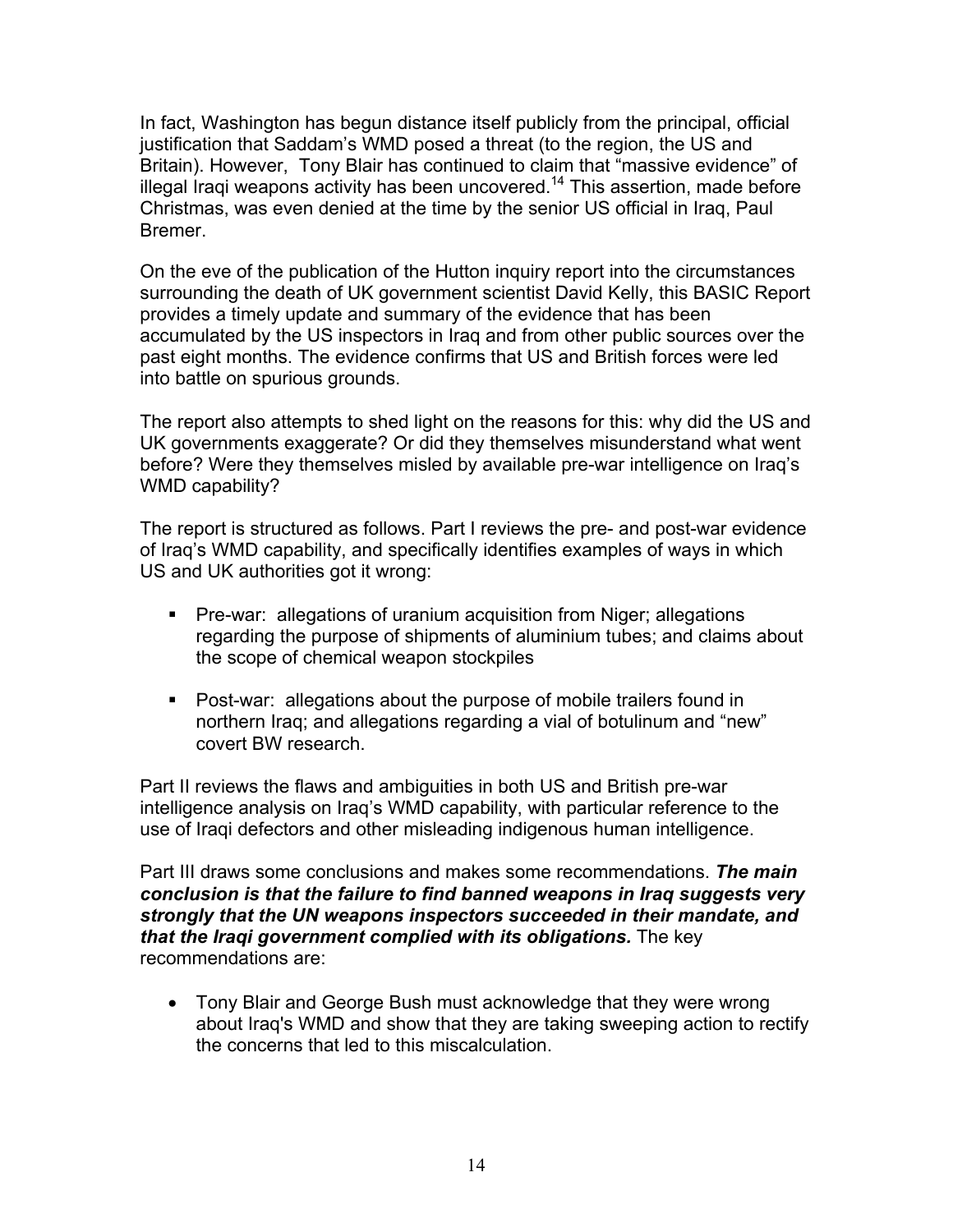In fact, Washington has begun distance itself publicly from the principal, official justification that Saddam's WMD posed a threat (to the region, the US and Britain). However, Tony Blair has continued to claim that "massive evidence" of illegal Iraqi weapons activity has been uncovered.[14] This assertion, made before Christmas, was even denied at the time by the senior US official in Iraq, Paul Bremer.

On the eve of the publication of the Hutton inquiry report into the circumstances surrounding the death of UK government scientist David Kelly, this BASIC Report provides a timely update and summary of the evidence that has been accumulated by the US inspectors in Iraq and from other public sources over the past eight months. The evidence confirms that US and British forces were led into battle on spurious grounds.

The report also attempts to shed light on the reasons for this: why did the US and UK governments exaggerate? Or did they themselves misunderstand what went before? Were they themselves misled by available pre-war intelligence on Iraq's WMD capability?

The report is structured as follows. Part I reviews the pre- and post-war evidence of Iraq's WMD capability, and specifically identifies examples of ways in which US and UK authorities got it wrong:

- Pre-war: allegations of uranium acquisition from Niger; allegations regarding the purpose of shipments of aluminium tubes; and claims about the scope of chemical weapon stockpiles
- Post-war: allegations about the purpose of mobile trailers found in northern Iraq; and allegations regarding a vial of botulinum and "new" covert BW research.

Part II reviews the flaws and ambiguities in both US and British pre-war intelligence analysis on Iraq's WMD capability, with particular reference to the use of Iraqi defectors and other misleading indigenous human intelligence.

Part III draws some conclusions and makes some recommendations. ***The main conclusion is that the failure to find banned weapons in Iraq suggests very strongly that the UN weapons inspectors succeeded in their mandate, and that the Iraqi government complied with its obligations.*** The key recommendations are:

- Tony Blair and George Bush must acknowledge that they were wrong about Iraq's WMD and show that they are taking sweeping action to rectify the concerns that led to this miscalculation.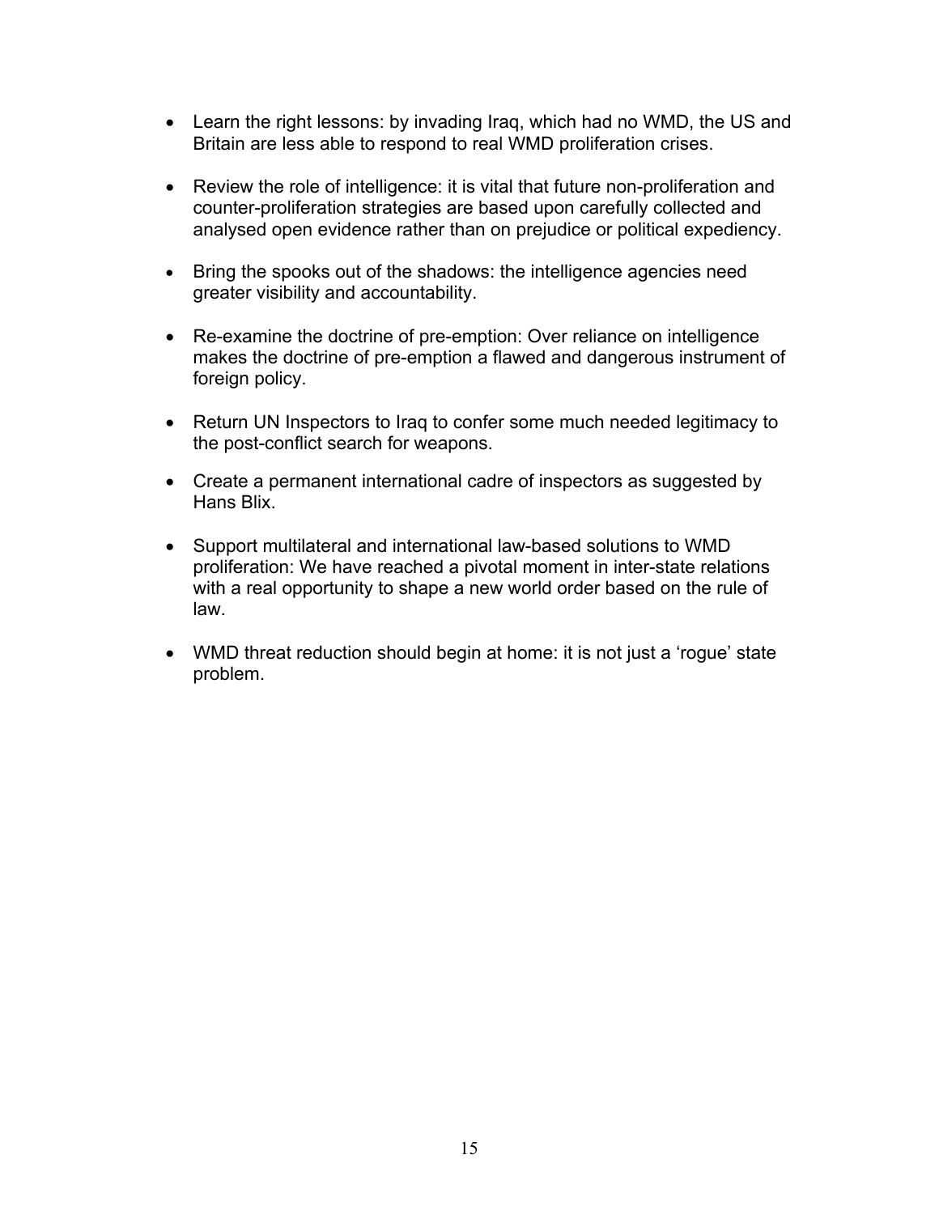- Learn the right lessons: by invading Iraq, which had no WMD, the US and Britain are less able to respond to real WMD proliferation crises.

- Review the role of intelligence: it is vital that future non-proliferation and counter-proliferation strategies are based upon carefully collected and analysed open evidence rather than on prejudice or political expediency.

- Bring the spooks out of the shadows: the intelligence agencies need greater visibility and accountability.

- Re-examine the doctrine of pre-emption: Over reliance on intelligence makes the doctrine of pre-emption a flawed and dangerous instrument of foreign policy.

- Return UN Inspectors to Iraq to confer some much needed legitimacy to the post-conflict search for weapons.

- Create a permanent international cadre of inspectors as suggested by Hans Blix.

- Support multilateral and international law-based solutions to WMD proliferation: We have reached a pivotal moment in inter-state relations with a real opportunity to shape a new world order based on the rule of law.

- WMD threat reduction should begin at home: it is not just a 'rogue' state problem.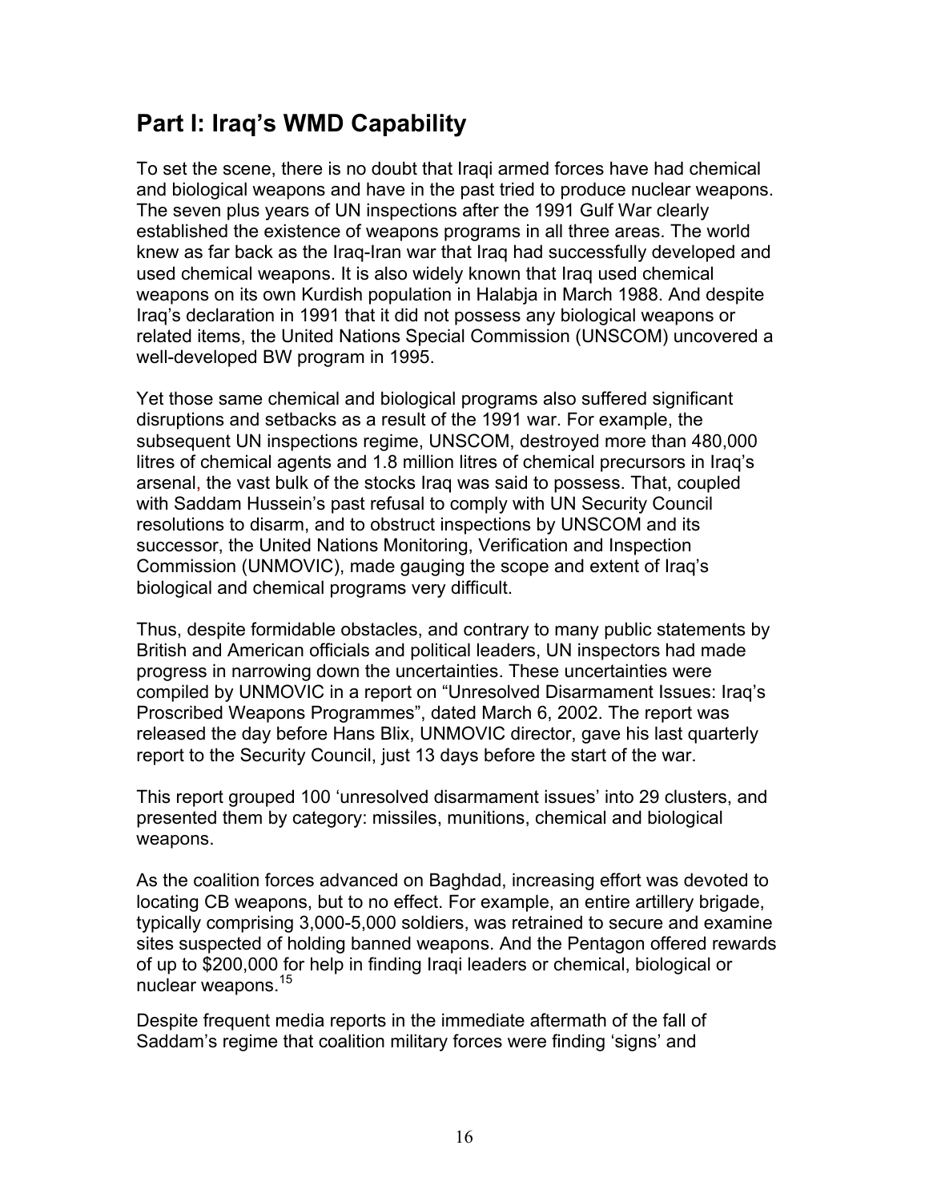# Part I: Iraq's WMD Capability

To set the scene, there is no doubt that Iraqi armed forces have had chemical and biological weapons and have in the past tried to produce nuclear weapons. The seven plus years of UN inspections after the 1991 Gulf War clearly established the existence of weapons programs in all three areas. The world knew as far back as the Iraq-Iran war that Iraq had successfully developed and used chemical weapons. It is also widely known that Iraq used chemical weapons on its own Kurdish population in Halabja in March 1988. And despite Iraq's declaration in 1991 that it did not possess any biological weapons or related items, the United Nations Special Commission (UNSCOM) uncovered a well-developed BW program in 1995.

Yet those same chemical and biological programs also suffered significant disruptions and setbacks as a result of the 1991 war. For example, the subsequent UN inspections regime, UNSCOM, destroyed more than 480,000 litres of chemical agents and 1.8 million litres of chemical precursors in Iraq's arsenal, the vast bulk of the stocks Iraq was said to possess. That, coupled with Saddam Hussein's past refusal to comply with UN Security Council resolutions to disarm, and to obstruct inspections by UNSCOM and its successor, the United Nations Monitoring, Verification and Inspection Commission (UNMOVIC), made gauging the scope and extent of Iraq's biological and chemical programs very difficult.

Thus, despite formidable obstacles, and contrary to many public statements by British and American officials and political leaders, UN inspectors had made progress in narrowing down the uncertainties. These uncertainties were compiled by UNMOVIC in a report on "Unresolved Disarmament Issues: Iraq's Proscribed Weapons Programmes", dated March 6, 2002. The report was released the day before Hans Blix, UNMOVIC director, gave his last quarterly report to the Security Council, just 13 days before the start of the war.

This report grouped 100 'unresolved disarmament issues' into 29 clusters, and presented them by category: missiles, munitions, chemical and biological weapons.

As the coalition forces advanced on Baghdad, increasing effort was devoted to locating CB weapons, but to no effect. For example, an entire artillery brigade, typically comprising 3,000-5,000 soldiers, was retrained to secure and examine sites suspected of holding banned weapons. And the Pentagon offered rewards of up to $200,000 for help in finding Iraqi leaders or chemical, biological or nuclear weapons.[15]

Despite frequent media reports in the immediate aftermath of the fall of Saddam's regime that coalition military forces were finding 'signs' and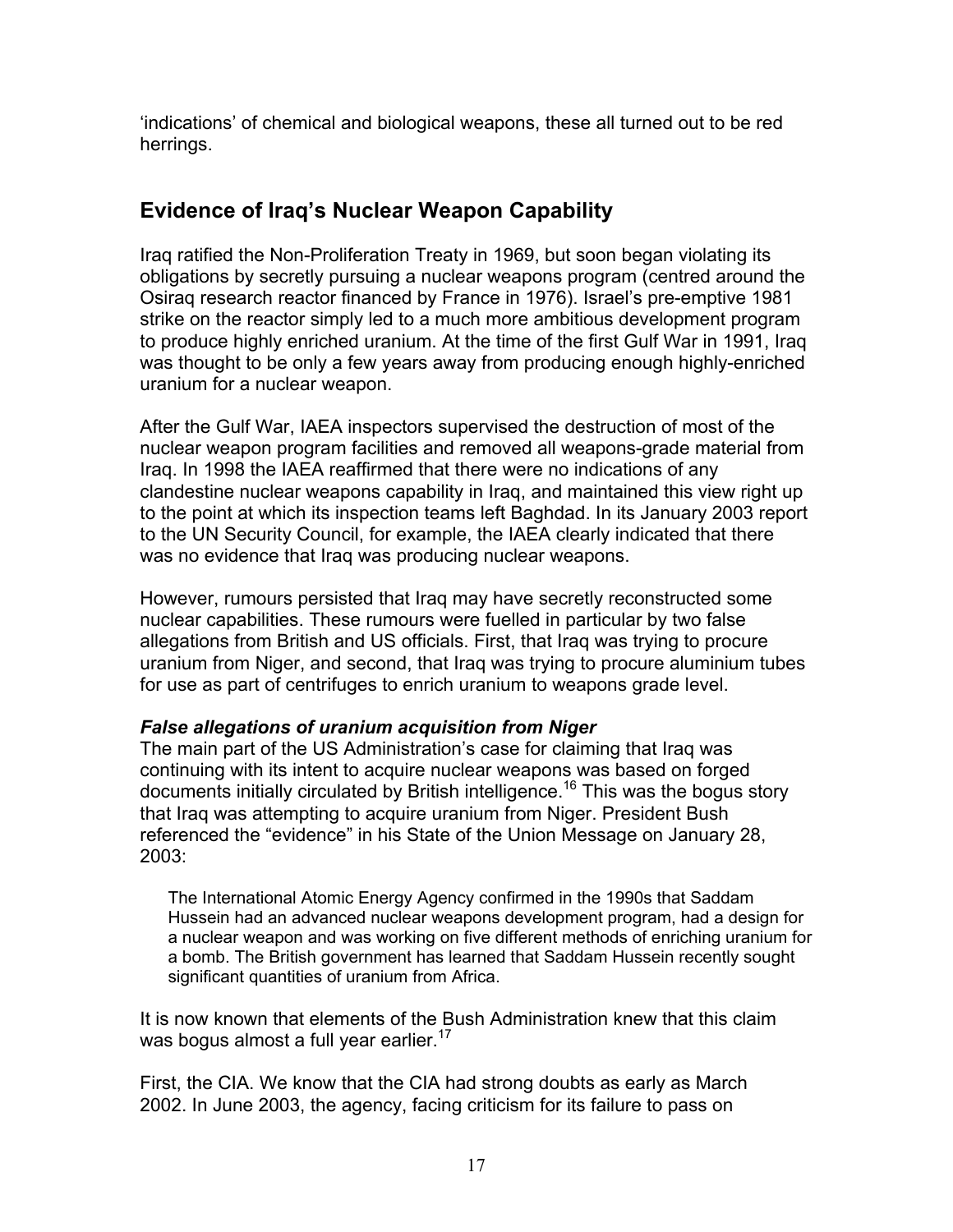'indications' of chemical and biological weapons, these all turned out to be red herrings.

## Evidence of Iraq's Nuclear Weapon Capability

Iraq ratified the Non-Proliferation Treaty in 1969, but soon began violating its obligations by secretly pursuing a nuclear weapons program (centred around the Osiraq research reactor financed by France in 1976). Israel's pre-emptive 1981 strike on the reactor simply led to a much more ambitious development program to produce highly enriched uranium. At the time of the first Gulf War in 1991, Iraq was thought to be only a few years away from producing enough highly-enriched uranium for a nuclear weapon.

After the Gulf War, IAEA inspectors supervised the destruction of most of the nuclear weapon program facilities and removed all weapons-grade material from Iraq. In 1998 the IAEA reaffirmed that there were no indications of any clandestine nuclear weapons capability in Iraq, and maintained this view right up to the point at which its inspection teams left Baghdad. In its January 2003 report to the UN Security Council, for example, the IAEA clearly indicated that there was no evidence that Iraq was producing nuclear weapons.

However, rumours persisted that Iraq may have secretly reconstructed some nuclear capabilities. These rumours were fuelled in particular by two false allegations from British and US officials. First, that Iraq was trying to procure uranium from Niger, and second, that Iraq was trying to procure aluminium tubes for use as part of centrifuges to enrich uranium to weapons grade level.

### *False allegations of uranium acquisition from Niger*

The main part of the US Administration's case for claiming that Iraq was continuing with its intent to acquire nuclear weapons was based on forged documents initially circulated by British intelligence.[16] This was the bogus story that Iraq was attempting to acquire uranium from Niger. President Bush referenced the "evidence" in his State of the Union Message on January 28, 2003:

> The International Atomic Energy Agency confirmed in the 1990s that Saddam Hussein had an advanced nuclear weapons development program, had a design for a nuclear weapon and was working on five different methods of enriching uranium for a bomb. The British government has learned that Saddam Hussein recently sought significant quantities of uranium from Africa.

It is now known that elements of the Bush Administration knew that this claim was bogus almost a full year earlier.[17]

First, the CIA. We know that the CIA had strong doubts as early as March 2002. In June 2003, the agency, facing criticism for its failure to pass on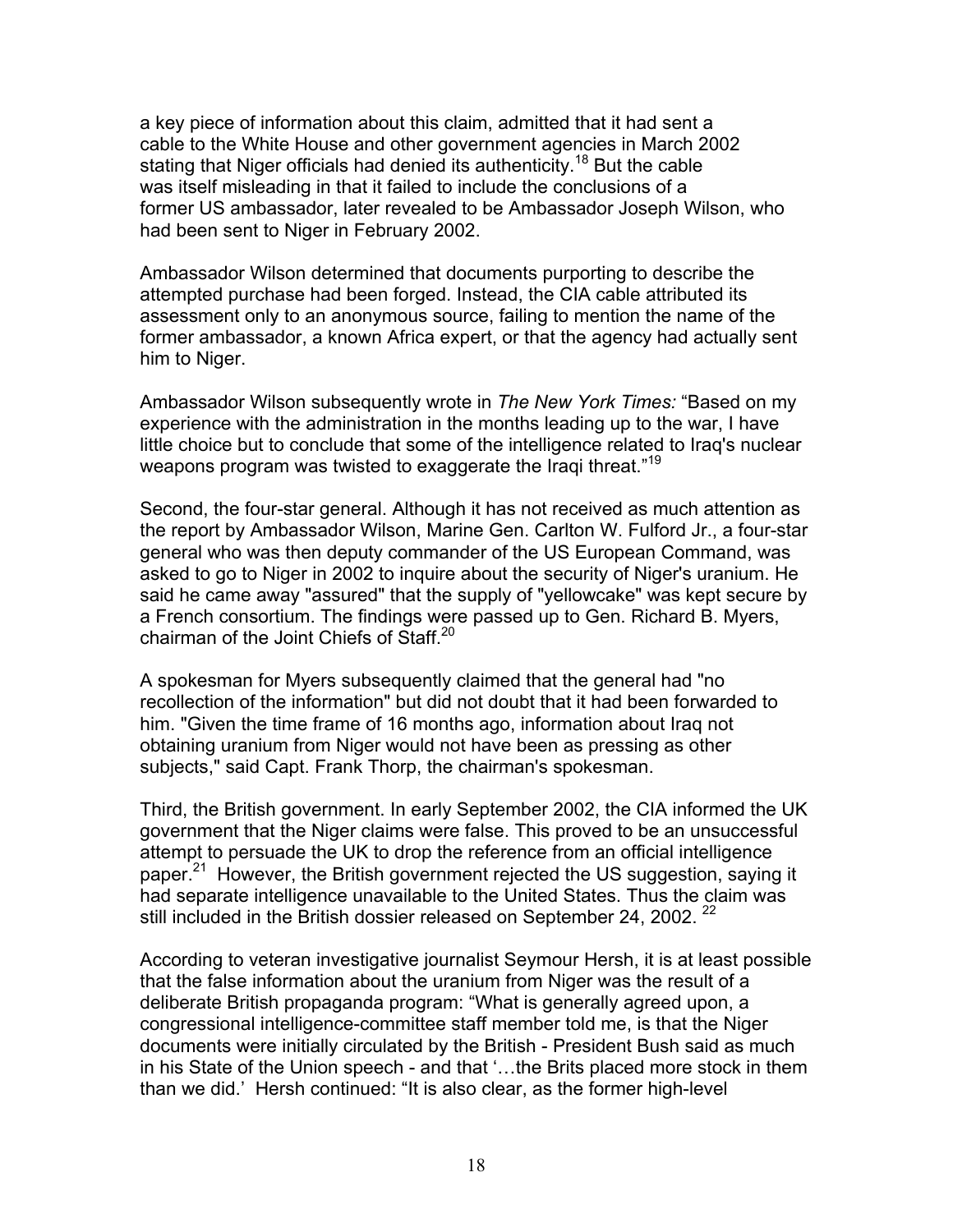a key piece of information about this claim, admitted that it had sent a cable to the White House and other government agencies in March 2002 stating that Niger officials had denied its authenticity.[18] But the cable was itself misleading in that it failed to include the conclusions of a former US ambassador, later revealed to be Ambassador Joseph Wilson, who had been sent to Niger in February 2002.

Ambassador Wilson determined that documents purporting to describe the attempted purchase had been forged. Instead, the CIA cable attributed its assessment only to an anonymous source, failing to mention the name of the former ambassador, a known Africa expert, or that the agency had actually sent him to Niger.

Ambassador Wilson subsequently wrote in *The New York Times:* "Based on my experience with the administration in the months leading up to the war, I have little choice but to conclude that some of the intelligence related to Iraq's nuclear weapons program was twisted to exaggerate the Iraqi threat."[19]

Second, the four-star general. Although it has not received as much attention as the report by Ambassador Wilson, Marine Gen. Carlton W. Fulford Jr., a four-star general who was then deputy commander of the US European Command, was asked to go to Niger in 2002 to inquire about the security of Niger's uranium. He said he came away "assured" that the supply of "yellowcake" was kept secure by a French consortium. The findings were passed up to Gen. Richard B. Myers, chairman of the Joint Chiefs of Staff.[20]

A spokesman for Myers subsequently claimed that the general had "no recollection of the information" but did not doubt that it had been forwarded to him. "Given the time frame of 16 months ago, information about Iraq not obtaining uranium from Niger would not have been as pressing as other subjects," said Capt. Frank Thorp, the chairman's spokesman.

Third, the British government. In early September 2002, the CIA informed the UK government that the Niger claims were false. This proved to be an unsuccessful attempt to persuade the UK to drop the reference from an official intelligence paper.[21] However, the British government rejected the US suggestion, saying it had separate intelligence unavailable to the United States. Thus the claim was still included in the British dossier released on September 24, 2002. [22]

According to veteran investigative journalist Seymour Hersh, it is at least possible that the false information about the uranium from Niger was the result of a deliberate British propaganda program: "What is generally agreed upon, a congressional intelligence-committee staff member told me, is that the Niger documents were initially circulated by the British - President Bush said as much in his State of the Union speech - and that '…the Brits placed more stock in them than we did.' Hersh continued: "It is also clear, as the former high-level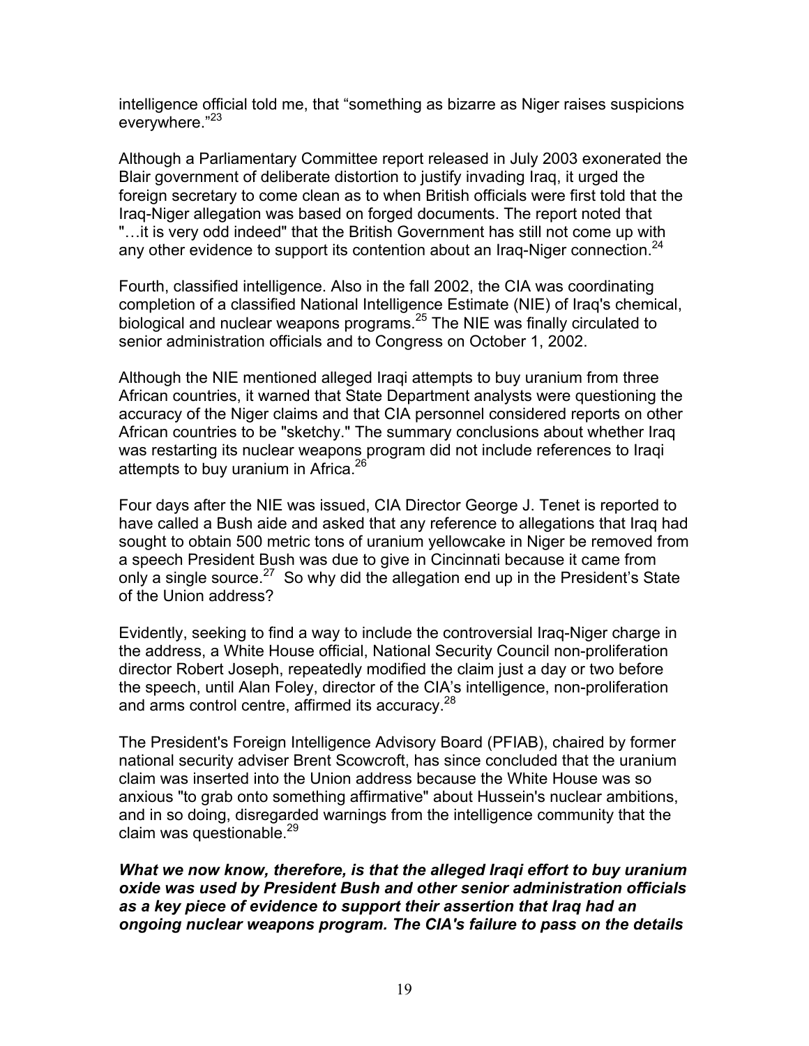intelligence official told me, that "something as bizarre as Niger raises suspicions everywhere."[23]

Although a Parliamentary Committee report released in July 2003 exonerated the Blair government of deliberate distortion to justify invading Iraq, it urged the foreign secretary to come clean as to when British officials were first told that the Iraq-Niger allegation was based on forged documents. The report noted that "…it is very odd indeed" that the British Government has still not come up with any other evidence to support its contention about an Iraq-Niger connection.[24]

Fourth, classified intelligence. Also in the fall 2002, the CIA was coordinating completion of a classified National Intelligence Estimate (NIE) of Iraq's chemical, biological and nuclear weapons programs.[25] The NIE was finally circulated to senior administration officials and to Congress on October 1, 2002.

Although the NIE mentioned alleged Iraqi attempts to buy uranium from three African countries, it warned that State Department analysts were questioning the accuracy of the Niger claims and that CIA personnel considered reports on other African countries to be "sketchy." The summary conclusions about whether Iraq was restarting its nuclear weapons program did not include references to Iraqi attempts to buy uranium in Africa.[26]

Four days after the NIE was issued, CIA Director George J. Tenet is reported to have called a Bush aide and asked that any reference to allegations that Iraq had sought to obtain 500 metric tons of uranium yellowcake in Niger be removed from a speech President Bush was due to give in Cincinnati because it came from only a single source.[27] So why did the allegation end up in the President's State of the Union address?

Evidently, seeking to find a way to include the controversial Iraq-Niger charge in the address, a White House official, National Security Council non-proliferation director Robert Joseph, repeatedly modified the claim just a day or two before the speech, until Alan Foley, director of the CIA's intelligence, non-proliferation and arms control centre, affirmed its accuracy.[28]

The President's Foreign Intelligence Advisory Board (PFIAB), chaired by former national security adviser Brent Scowcroft, has since concluded that the uranium claim was inserted into the Union address because the White House was so anxious "to grab onto something affirmative" about Hussein's nuclear ambitions, and in so doing, disregarded warnings from the intelligence community that the claim was questionable.[29]

***What we now know, therefore, is that the alleged Iraqi effort to buy uranium oxide was used by President Bush and other senior administration officials as a key piece of evidence to support their assertion that Iraq had an ongoing nuclear weapons program. The CIA's failure to pass on the details***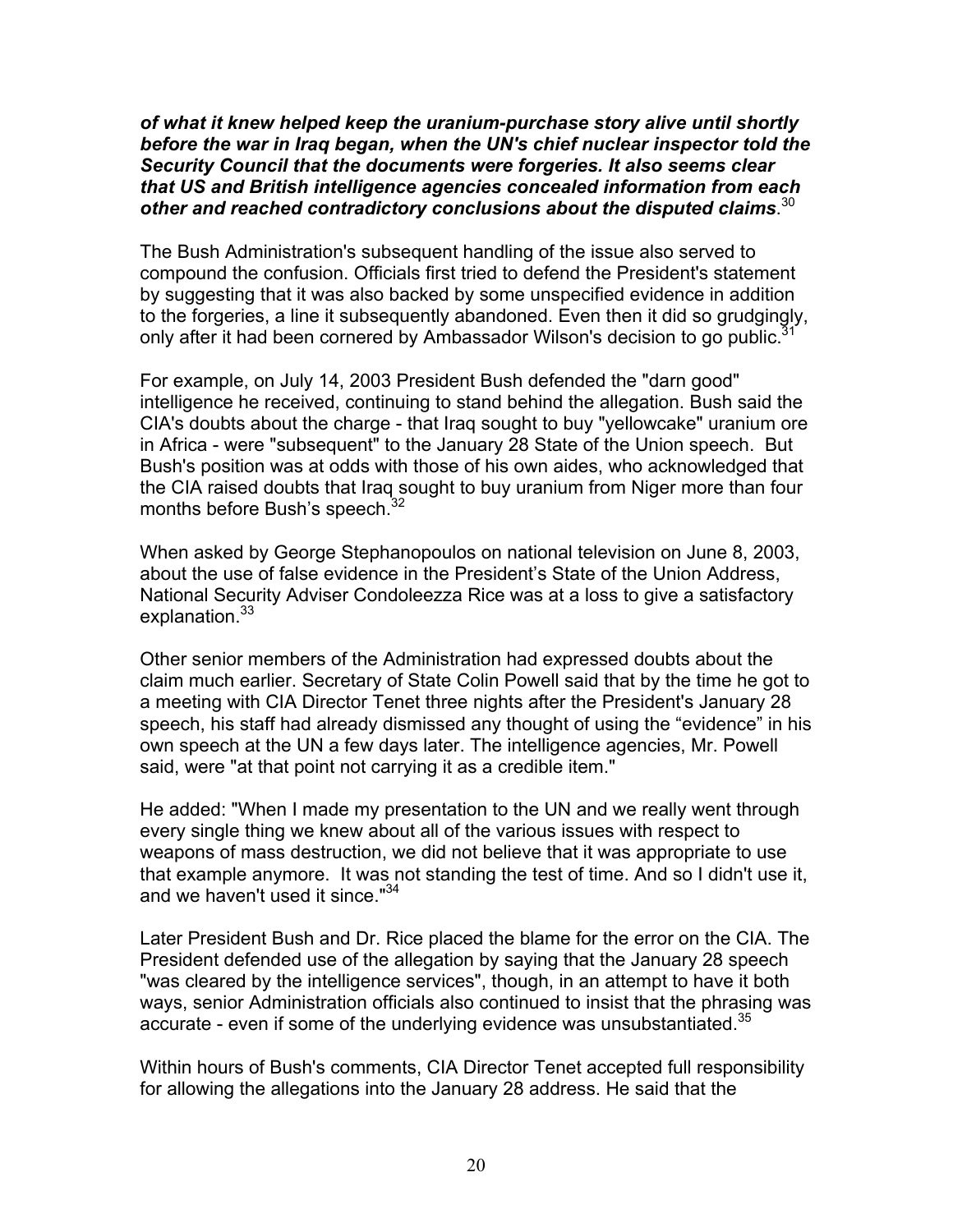***of what it knew helped keep the uranium-purchase story alive until shortly before the war in Iraq began, when the UN's chief nuclear inspector told the Security Council that the documents were forgeries. It also seems clear that US and British intelligence agencies concealed information from each other and reached contradictory conclusions about the disputed claims***.[30]

The Bush Administration's subsequent handling of the issue also served to compound the confusion. Officials first tried to defend the President's statement by suggesting that it was also backed by some unspecified evidence in addition to the forgeries, a line it subsequently abandoned. Even then it did so grudgingly, only after it had been cornered by Ambassador Wilson's decision to go public.[31]

For example, on July 14, 2003 President Bush defended the "darn good" intelligence he received, continuing to stand behind the allegation. Bush said the CIA's doubts about the charge - that Iraq sought to buy "yellowcake" uranium ore in Africa - were "subsequent" to the January 28 State of the Union speech. But Bush's position was at odds with those of his own aides, who acknowledged that the CIA raised doubts that Iraq sought to buy uranium from Niger more than four months before Bush's speech.[32]

When asked by George Stephanopoulos on national television on June 8, 2003, about the use of false evidence in the President's State of the Union Address, National Security Adviser Condoleezza Rice was at a loss to give a satisfactory explanation.[33]

Other senior members of the Administration had expressed doubts about the claim much earlier. Secretary of State Colin Powell said that by the time he got to a meeting with CIA Director Tenet three nights after the President's January 28 speech, his staff had already dismissed any thought of using the "evidence" in his own speech at the UN a few days later. The intelligence agencies, Mr. Powell said, were "at that point not carrying it as a credible item."

He added: "When I made my presentation to the UN and we really went through every single thing we knew about all of the various issues with respect to weapons of mass destruction, we did not believe that it was appropriate to use that example anymore. It was not standing the test of time. And so I didn't use it, and we haven't used it since."[34]

Later President Bush and Dr. Rice placed the blame for the error on the CIA. The President defended use of the allegation by saying that the January 28 speech "was cleared by the intelligence services", though, in an attempt to have it both ways, senior Administration officials also continued to insist that the phrasing was accurate - even if some of the underlying evidence was unsubstantiated.[35]

Within hours of Bush's comments, CIA Director Tenet accepted full responsibility for allowing the allegations into the January 28 address. He said that the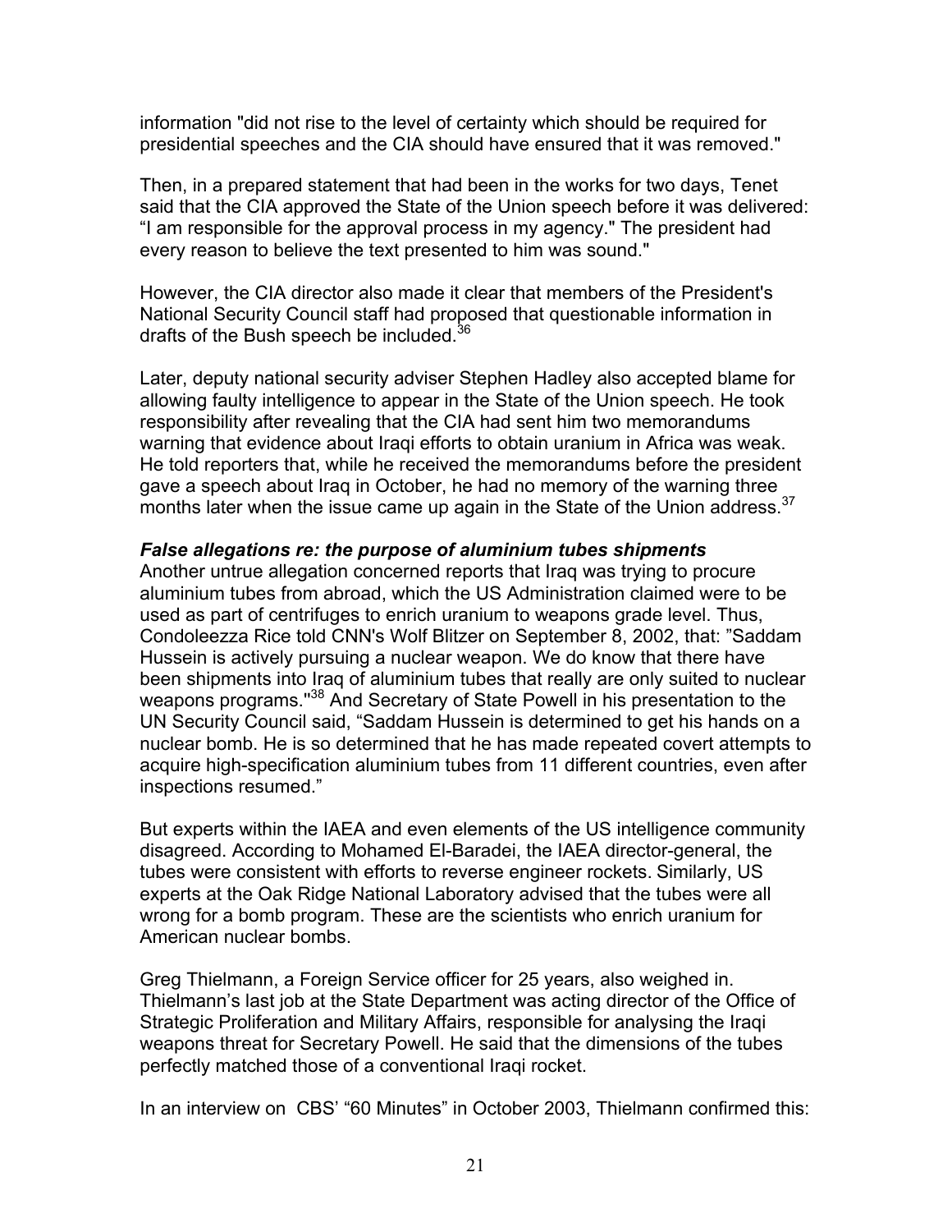information "did not rise to the level of certainty which should be required for presidential speeches and the CIA should have ensured that it was removed."

Then, in a prepared statement that had been in the works for two days, Tenet said that the CIA approved the State of the Union speech before it was delivered: “I am responsible for the approval process in my agency." The president had every reason to believe the text presented to him was sound."

However, the CIA director also made it clear that members of the President's National Security Council staff had proposed that questionable information in drafts of the Bush speech be included.[36]

Later, deputy national security adviser Stephen Hadley also accepted blame for allowing faulty intelligence to appear in the State of the Union speech. He took responsibility after revealing that the CIA had sent him two memorandums warning that evidence about Iraqi efforts to obtain uranium in Africa was weak. He told reporters that, while he received the memorandums before the president gave a speech about Iraq in October, he had no memory of the warning three months later when the issue came up again in the State of the Union address.[37]

***False allegations re: the purpose of aluminium tubes shipments***

Another untrue allegation concerned reports that Iraq was trying to procure aluminium tubes from abroad, which the US Administration claimed were to be used as part of centrifuges to enrich uranium to weapons grade level. Thus, Condoleezza Rice told CNN's Wolf Blitzer on September 8, 2002, that: ”Saddam Hussein is actively pursuing a nuclear weapon. We do know that there have been shipments into Iraq of aluminium tubes that really are only suited to nuclear weapons programs."[38] And Secretary of State Powell in his presentation to the UN Security Council said, “Saddam Hussein is determined to get his hands on a nuclear bomb. He is so determined that he has made repeated covert attempts to acquire high-specification aluminium tubes from 11 different countries, even after inspections resumed.”

But experts within the IAEA and even elements of the US intelligence community disagreed. According to Mohamed El-Baradei, the IAEA director-general, the tubes were consistent with efforts to reverse engineer rockets. Similarly, US experts at the Oak Ridge National Laboratory advised that the tubes were all wrong for a bomb program. These are the scientists who enrich uranium for American nuclear bombs.

Greg Thielmann, a Foreign Service officer for 25 years, also weighed in. Thielmann’s last job at the State Department was acting director of the Office of Strategic Proliferation and Military Affairs, responsible for analysing the Iraqi weapons threat for Secretary Powell. He said that the dimensions of the tubes perfectly matched those of a conventional Iraqi rocket.

In an interview on CBS’ “60 Minutes” in October 2003, Thielmann confirmed this: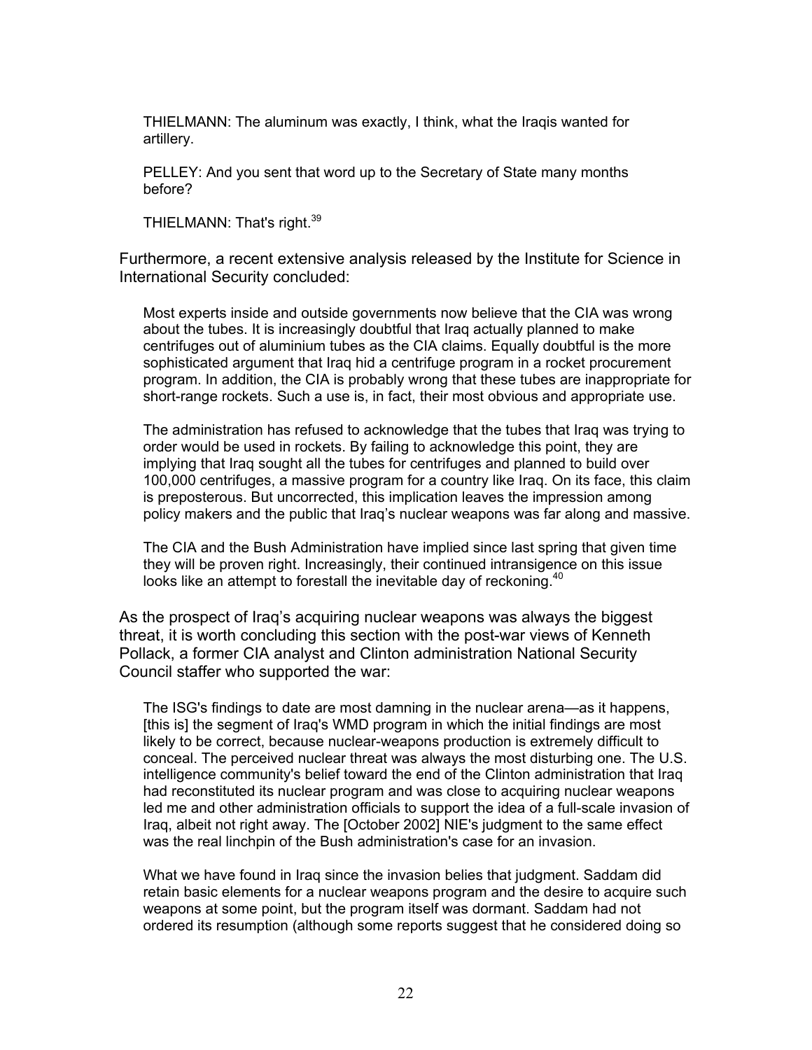> THIELMANN: The aluminum was exactly, I think, what the Iraqis wanted for artillery.
>
> PELLEY: And you sent that word up to the Secretary of State many months before?
>
> THIELMANN: That's right.[39]

Furthermore, a recent extensive analysis released by the Institute for Science in International Security concluded:

> Most experts inside and outside governments now believe that the CIA was wrong about the tubes. It is increasingly doubtful that Iraq actually planned to make centrifuges out of aluminium tubes as the CIA claims. Equally doubtful is the more sophisticated argument that Iraq hid a centrifuge program in a rocket procurement program. In addition, the CIA is probably wrong that these tubes are inappropriate for short-range rockets. Such a use is, in fact, their most obvious and appropriate use.
>
> The administration has refused to acknowledge that the tubes that Iraq was trying to order would be used in rockets. By failing to acknowledge this point, they are implying that Iraq sought all the tubes for centrifuges and planned to build over 100,000 centrifuges, a massive program for a country like Iraq. On its face, this claim is preposterous. But uncorrected, this implication leaves the impression among policy makers and the public that Iraq's nuclear weapons was far along and massive.
>
> The CIA and the Bush Administration have implied since last spring that given time they will be proven right. Increasingly, their continued intransigence on this issue looks like an attempt to forestall the inevitable day of reckoning.[40]

As the prospect of Iraq's acquiring nuclear weapons was always the biggest threat, it is worth concluding this section with the post-war views of Kenneth Pollack, a former CIA analyst and Clinton administration National Security Council staffer who supported the war:

> The ISG's findings to date are most damning in the nuclear arena—as it happens, [this is] the segment of Iraq's WMD program in which the initial findings are most likely to be correct, because nuclear-weapons production is extremely difficult to conceal. The perceived nuclear threat was always the most disturbing one. The U.S. intelligence community's belief toward the end of the Clinton administration that Iraq had reconstituted its nuclear program and was close to acquiring nuclear weapons led me and other administration officials to support the idea of a full-scale invasion of Iraq, albeit not right away. The [October 2002] NIE's judgment to the same effect was the real linchpin of the Bush administration's case for an invasion.
>
> What we have found in Iraq since the invasion belies that judgment. Saddam did retain basic elements for a nuclear weapons program and the desire to acquire such weapons at some point, but the program itself was dormant. Saddam had not ordered its resumption (although some reports suggest that he considered doing so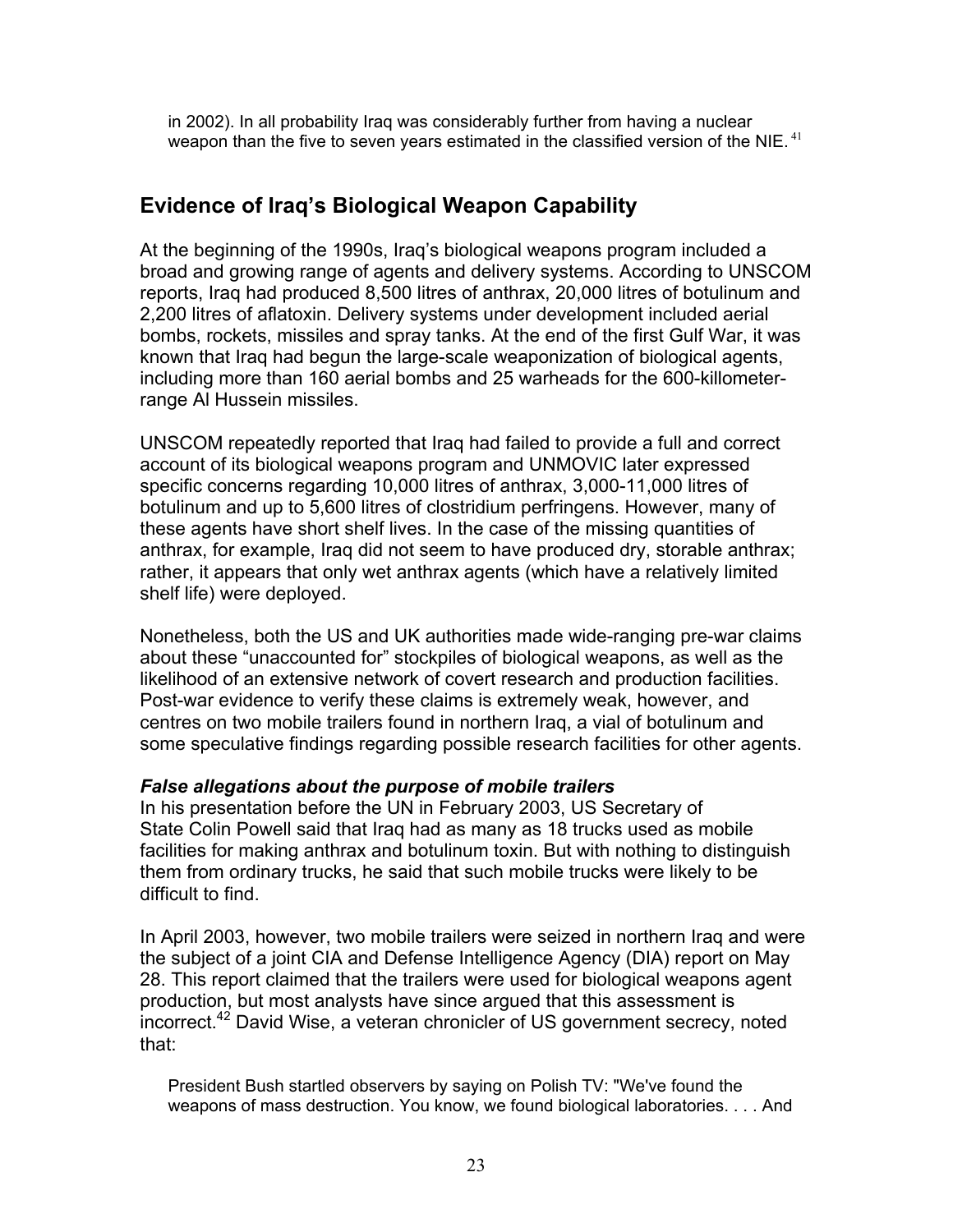> in 2002). In all probability Iraq was considerably further from having a nuclear weapon than the five to seven years estimated in the classified version of the NIE.[41]

## Evidence of Iraq's Biological Weapon Capability

At the beginning of the 1990s, Iraq's biological weapons program included a broad and growing range of agents and delivery systems. According to UNSCOM reports, Iraq had produced 8,500 litres of anthrax, 20,000 litres of botulinum and 2,200 litres of aflatoxin. Delivery systems under development included aerial bombs, rockets, missiles and spray tanks. At the end of the first Gulf War, it was known that Iraq had begun the large-scale weaponization of biological agents, including more than 160 aerial bombs and 25 warheads for the 600-kilometer-range Al Hussein missiles.

UNSCOM repeatedly reported that Iraq had failed to provide a full and correct account of its biological weapons program and UNMOVIC later expressed specific concerns regarding 10,000 litres of anthrax, 3,000-11,000 litres of botulinum and up to 5,600 litres of clostridium perfringens. However, many of these agents have short shelf lives. In the case of the missing quantities of anthrax, for example, Iraq did not seem to have produced dry, storable anthrax; rather, it appears that only wet anthrax agents (which have a relatively limited shelf life) were deployed.

Nonetheless, both the US and UK authorities made wide-ranging pre-war claims about these "unaccounted for" stockpiles of biological weapons, as well as the likelihood of an extensive network of covert research and production facilities. Post-war evidence to verify these claims is extremely weak, however, and centres on two mobile trailers found in northern Iraq, a vial of botulinum and some speculative findings regarding possible research facilities for other agents.

### *False allegations about the purpose of mobile trailers*

In his presentation before the UN in February 2003, US Secretary of State Colin Powell said that Iraq had as many as 18 trucks used as mobile facilities for making anthrax and botulinum toxin. But with nothing to distinguish them from ordinary trucks, he said that such mobile trucks were likely to be difficult to find.

In April 2003, however, two mobile trailers were seized in northern Iraq and were the subject of a joint CIA and Defense Intelligence Agency (DIA) report on May 28. This report claimed that the trailers were used for biological weapons agent production, but most analysts have since argued that this assessment is incorrect.[42] David Wise, a veteran chronicler of US government secrecy, noted that:

> President Bush startled observers by saying on Polish TV: "We've found the weapons of mass destruction. You know, we found biological laboratories. . . . And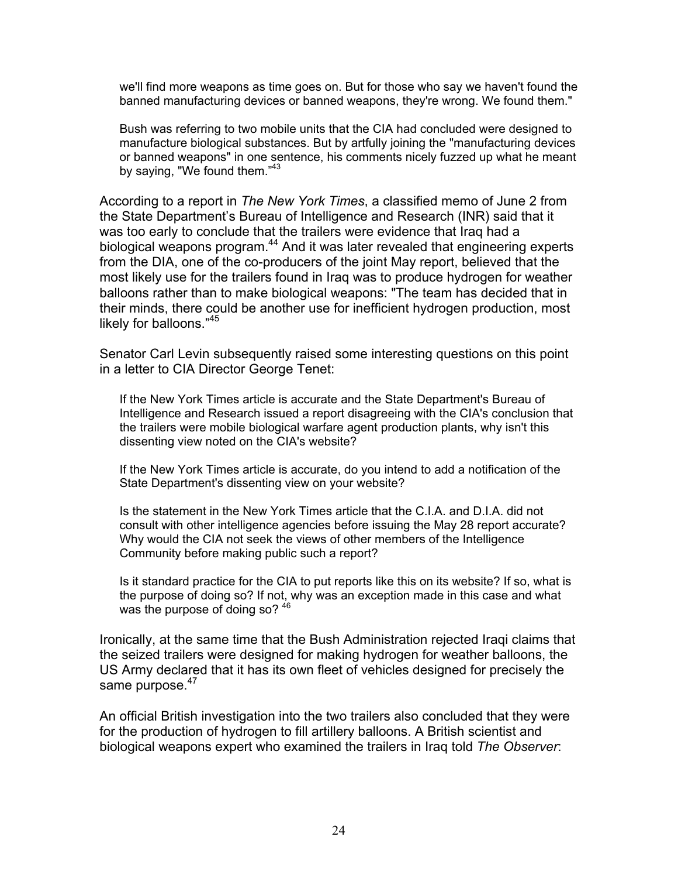> we'll find more weapons as time goes on. But for those who say we haven't found the banned manufacturing devices or banned weapons, they're wrong. We found them."
>
> Bush was referring to two mobile units that the CIA had concluded were designed to manufacture biological substances. But by artfully joining the "manufacturing devices or banned weapons" in one sentence, his comments nicely fuzzed up what he meant by saying, "We found them."[43]

According to a report in *The New York Times*, a classified memo of June 2 from the State Department's Bureau of Intelligence and Research (INR) said that it was too early to conclude that the trailers were evidence that Iraq had a biological weapons program.[44] And it was later revealed that engineering experts from the DIA, one of the co-producers of the joint May report, believed that the most likely use for the trailers found in Iraq was to produce hydrogen for weather balloons rather than to make biological weapons: "The team has decided that in their minds, there could be another use for inefficient hydrogen production, most likely for balloons."[45]

Senator Carl Levin subsequently raised some interesting questions on this point in a letter to CIA Director George Tenet:

> If the New York Times article is accurate and the State Department's Bureau of Intelligence and Research issued a report disagreeing with the CIA's conclusion that the trailers were mobile biological warfare agent production plants, why isn't this dissenting view noted on the CIA's website?
>
> If the New York Times article is accurate, do you intend to add a notification of the State Department's dissenting view on your website?
>
> Is the statement in the New York Times article that the C.I.A. and D.I.A. did not consult with other intelligence agencies before issuing the May 28 report accurate? Why would the CIA not seek the views of other members of the Intelligence Community before making public such a report?
>
> Is it standard practice for the CIA to put reports like this on its website? If so, what is the purpose of doing so? If not, why was an exception made in this case and what was the purpose of doing so? [46]

Ironically, at the same time that the Bush Administration rejected Iraqi claims that the seized trailers were designed for making hydrogen for weather balloons, the US Army declared that it has its own fleet of vehicles designed for precisely the same purpose.[47]

An official British investigation into the two trailers also concluded that they were for the production of hydrogen to fill artillery balloons. A British scientist and biological weapons expert who examined the trailers in Iraq told *The Observer*: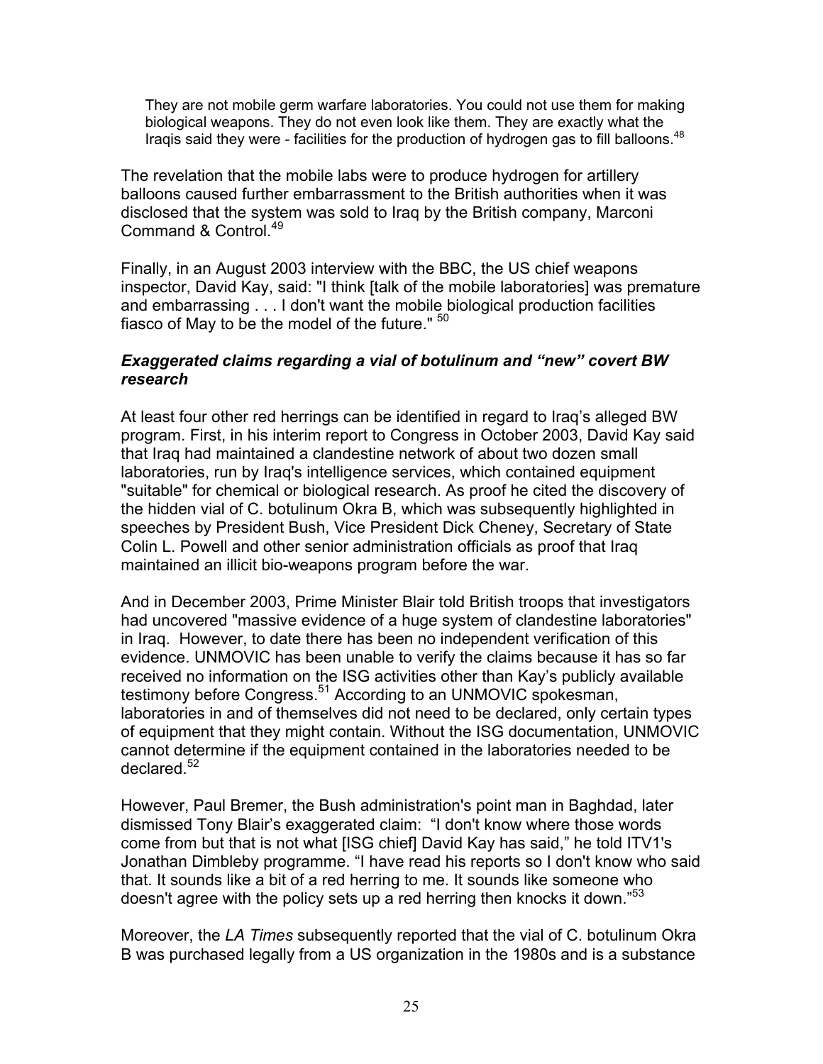> They are not mobile germ warfare laboratories. You could not use them for making biological weapons. They do not even look like them. They are exactly what the Iraqis said they were - facilities for the production of hydrogen gas to fill balloons.[48]

The revelation that the mobile labs were to produce hydrogen for artillery balloons caused further embarrassment to the British authorities when it was disclosed that the system was sold to Iraq by the British company, Marconi Command & Control.[49]

Finally, in an August 2003 interview with the BBC, the US chief weapons inspector, David Kay, said: "I think [talk of the mobile laboratories] was premature and embarrassing . . . I don't want the mobile biological production facilities fiasco of May to be the model of the future." [50]

### *Exaggerated claims regarding a vial of botulinum and "new" covert BW research*

At least four other red herrings can be identified in regard to Iraq's alleged BW program. First, in his interim report to Congress in October 2003, David Kay said that Iraq had maintained a clandestine network of about two dozen small laboratories, run by Iraq's intelligence services, which contained equipment "suitable" for chemical or biological research. As proof he cited the discovery of the hidden vial of C. botulinum Okra B, which was subsequently highlighted in speeches by President Bush, Vice President Dick Cheney, Secretary of State Colin L. Powell and other senior administration officials as proof that Iraq maintained an illicit bio-weapons program before the war.

And in December 2003, Prime Minister Blair told British troops that investigators had uncovered "massive evidence of a huge system of clandestine laboratories" in Iraq. However, to date there has been no independent verification of this evidence. UNMOVIC has been unable to verify the claims because it has so far received no information on the ISG activities other than Kay's publicly available testimony before Congress.[51] According to an UNMOVIC spokesman, laboratories in and of themselves did not need to be declared, only certain types of equipment that they might contain. Without the ISG documentation, UNMOVIC cannot determine if the equipment contained in the laboratories needed to be declared.[52]

However, Paul Bremer, the Bush administration's point man in Baghdad, later dismissed Tony Blair's exaggerated claim: "I don't know where those words come from but that is not what [ISG chief] David Kay has said," he told ITV1's Jonathan Dimbleby programme. "I have read his reports so I don't know who said that. It sounds like a bit of a red herring to me. It sounds like someone who doesn't agree with the policy sets up a red herring then knocks it down."[53]

Moreover, the *LA Times* subsequently reported that the vial of C. botulinum Okra B was purchased legally from a US organization in the 1980s and is a substance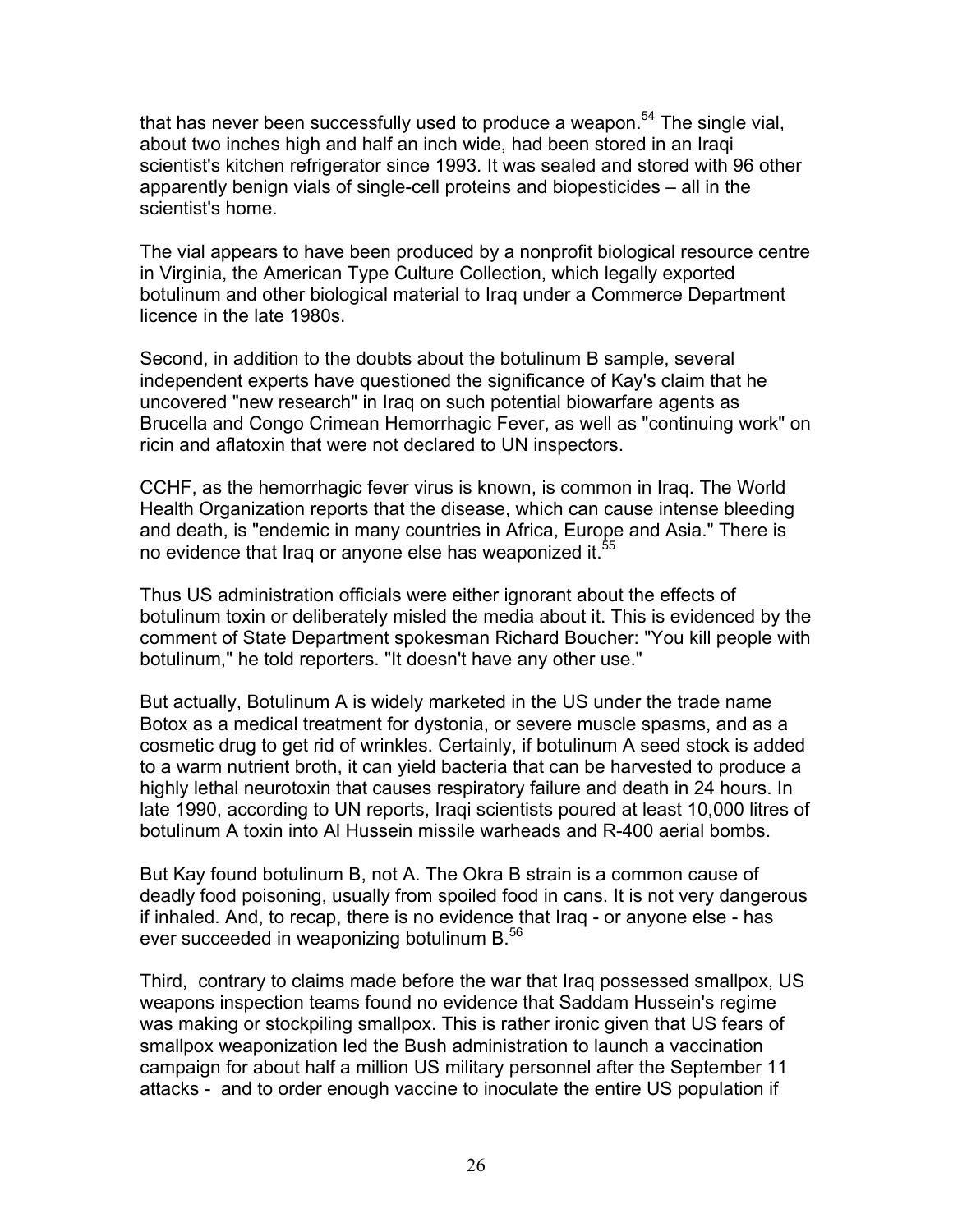that has never been successfully used to produce a weapon.[54] The single vial, about two inches high and half an inch wide, had been stored in an Iraqi scientist's kitchen refrigerator since 1993. It was sealed and stored with 96 other apparently benign vials of single-cell proteins and biopesticides – all in the scientist's home.

The vial appears to have been produced by a nonprofit biological resource centre in Virginia, the American Type Culture Collection, which legally exported botulinum and other biological material to Iraq under a Commerce Department licence in the late 1980s.

Second, in addition to the doubts about the botulinum B sample, several independent experts have questioned the significance of Kay's claim that he uncovered "new research" in Iraq on such potential biowarfare agents as Brucella and Congo Crimean Hemorrhagic Fever, as well as "continuing work" on ricin and aflatoxin that were not declared to UN inspectors.

CCHF, as the hemorrhagic fever virus is known, is common in Iraq. The World Health Organization reports that the disease, which can cause intense bleeding and death, is "endemic in many countries in Africa, Europe and Asia." There is no evidence that Iraq or anyone else has weaponized it.[55]

Thus US administration officials were either ignorant about the effects of botulinum toxin or deliberately misled the media about it. This is evidenced by the comment of State Department spokesman Richard Boucher: "You kill people with botulinum," he told reporters. "It doesn't have any other use."

But actually, Botulinum A is widely marketed in the US under the trade name Botox as a medical treatment for dystonia, or severe muscle spasms, and as a cosmetic drug to get rid of wrinkles. Certainly, if botulinum A seed stock is added to a warm nutrient broth, it can yield bacteria that can be harvested to produce a highly lethal neurotoxin that causes respiratory failure and death in 24 hours. In late 1990, according to UN reports, Iraqi scientists poured at least 10,000 litres of botulinum A toxin into Al Hussein missile warheads and R-400 aerial bombs.

But Kay found botulinum B, not A. The Okra B strain is a common cause of deadly food poisoning, usually from spoiled food in cans. It is not very dangerous if inhaled. And, to recap, there is no evidence that Iraq - or anyone else - has ever succeeded in weaponizing botulinum B.[56]

Third, contrary to claims made before the war that Iraq possessed smallpox, US weapons inspection teams found no evidence that Saddam Hussein's regime was making or stockpiling smallpox. This is rather ironic given that US fears of smallpox weaponization led the Bush administration to launch a vaccination campaign for about half a million US military personnel after the September 11 attacks - and to order enough vaccine to inoculate the entire US population if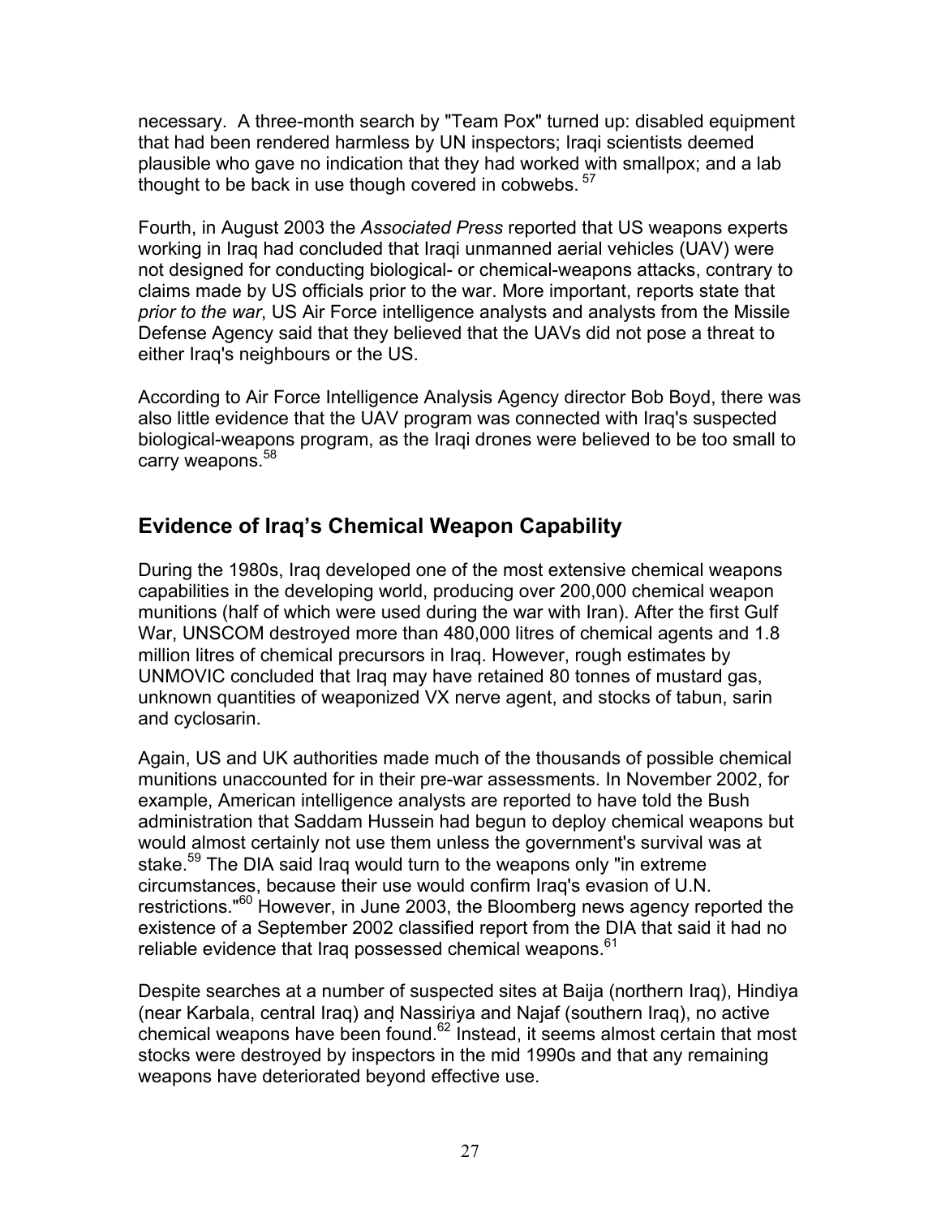necessary. A three-month search by "Team Pox" turned up: disabled equipment that had been rendered harmless by UN inspectors; Iraqi scientists deemed plausible who gave no indication that they had worked with smallpox; and a lab thought to be back in use though covered in cobwebs.[57]

Fourth, in August 2003 the *Associated Press* reported that US weapons experts working in Iraq had concluded that Iraqi unmanned aerial vehicles (UAV) were not designed for conducting biological- or chemical-weapons attacks, contrary to claims made by US officials prior to the war. More important, reports state that *prior to the war*, US Air Force intelligence analysts and analysts from the Missile Defense Agency said that they believed that the UAVs did not pose a threat to either Iraq's neighbours or the US.

According to Air Force Intelligence Analysis Agency director Bob Boyd, there was also little evidence that the UAV program was connected with Iraq's suspected biological-weapons program, as the Iraqi drones were believed to be too small to carry weapons.[58]

## Evidence of Iraq's Chemical Weapon Capability

During the 1980s, Iraq developed one of the most extensive chemical weapons capabilities in the developing world, producing over 200,000 chemical weapon munitions (half of which were used during the war with Iran). After the first Gulf War, UNSCOM destroyed more than 480,000 litres of chemical agents and 1.8 million litres of chemical precursors in Iraq. However, rough estimates by UNMOVIC concluded that Iraq may have retained 80 tonnes of mustard gas, unknown quantities of weaponized VX nerve agent, and stocks of tabun, sarin and cyclosarin.

Again, US and UK authorities made much of the thousands of possible chemical munitions unaccounted for in their pre-war assessments. In November 2002, for example, American intelligence analysts are reported to have told the Bush administration that Saddam Hussein had begun to deploy chemical weapons but would almost certainly not use them unless the government's survival was at stake.[59] The DIA said Iraq would turn to the weapons only "in extreme circumstances, because their use would confirm Iraq's evasion of U.N. restrictions."[60] However, in June 2003, the Bloomberg news agency reported the existence of a September 2002 classified report from the DIA that said it had no reliable evidence that Iraq possessed chemical weapons.[61]

Despite searches at a number of suspected sites at Baija (northern Iraq), Hindiya (near Karbala, central Iraq) and Nassiriya and Najaf (southern Iraq), no active chemical weapons have been found.[62] Instead, it seems almost certain that most stocks were destroyed by inspectors in the mid 1990s and that any remaining weapons have deteriorated beyond effective use.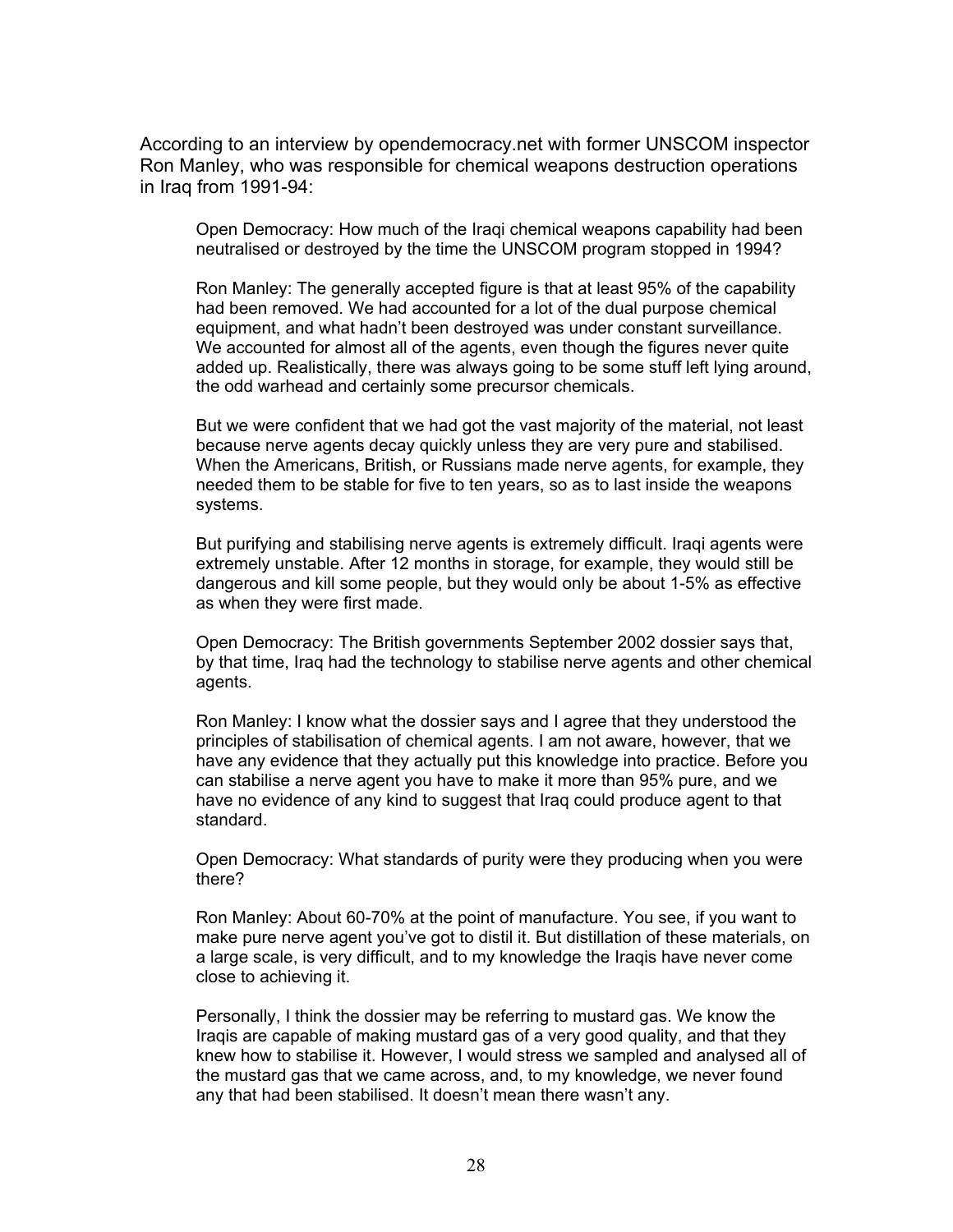According to an interview by opendemocracy.net with former UNSCOM inspector Ron Manley, who was responsible for chemical weapons destruction operations in Iraq from 1991-94:

> Open Democracy: How much of the Iraqi chemical weapons capability had been neutralised or destroyed by the time the UNSCOM program stopped in 1994?
>
> Ron Manley: The generally accepted figure is that at least 95% of the capability had been removed. We had accounted for a lot of the dual purpose chemical equipment, and what hadn't been destroyed was under constant surveillance. We accounted for almost all of the agents, even though the figures never quite added up. Realistically, there was always going to be some stuff left lying around, the odd warhead and certainly some precursor chemicals.
>
> But we were confident that we had got the vast majority of the material, not least because nerve agents decay quickly unless they are very pure and stabilised. When the Americans, British, or Russians made nerve agents, for example, they needed them to be stable for five to ten years, so as to last inside the weapons systems.
>
> But purifying and stabilising nerve agents is extremely difficult. Iraqi agents were extremely unstable. After 12 months in storage, for example, they would still be dangerous and kill some people, but they would only be about 1-5% as effective as when they were first made.
>
> Open Democracy: The British governments September 2002 dossier says that, by that time, Iraq had the technology to stabilise nerve agents and other chemical agents.
>
> Ron Manley: I know what the dossier says and I agree that they understood the principles of stabilisation of chemical agents. I am not aware, however, that we have any evidence that they actually put this knowledge into practice. Before you can stabilise a nerve agent you have to make it more than 95% pure, and we have no evidence of any kind to suggest that Iraq could produce agent to that standard.
>
> Open Democracy: What standards of purity were they producing when you were there?
>
> Ron Manley: About 60-70% at the point of manufacture. You see, if you want to make pure nerve agent you've got to distil it. But distillation of these materials, on a large scale, is very difficult, and to my knowledge the Iraqis have never come close to achieving it.
>
> Personally, I think the dossier may be referring to mustard gas. We know the Iraqis are capable of making mustard gas of a very good quality, and that they knew how to stabilise it. However, I would stress we sampled and analysed all of the mustard gas that we came across, and, to my knowledge, we never found any that had been stabilised. It doesn't mean there wasn't any.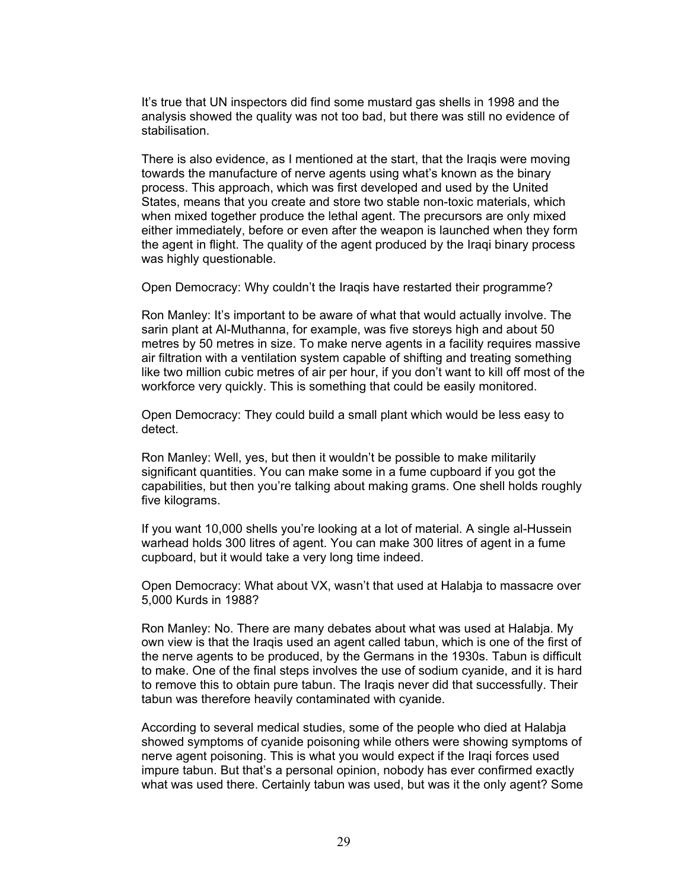It's true that UN inspectors did find some mustard gas shells in 1998 and the analysis showed the quality was not too bad, but there was still no evidence of stabilisation.

There is also evidence, as I mentioned at the start, that the Iraqis were moving towards the manufacture of nerve agents using what's known as the binary process. This approach, which was first developed and used by the United States, means that you create and store two stable non-toxic materials, which when mixed together produce the lethal agent. The precursors are only mixed either immediately, before or even after the weapon is launched when they form the agent in flight. The quality of the agent produced by the Iraqi binary process was highly questionable.

Open Democracy: Why couldn't the Iraqis have restarted their programme?

Ron Manley: It's important to be aware of what that would actually involve. The sarin plant at Al-Muthanna, for example, was five storeys high and about 50 metres by 50 metres in size. To make nerve agents in a facility requires massive air filtration with a ventilation system capable of shifting and treating something like two million cubic metres of air per hour, if you don't want to kill off most of the workforce very quickly. This is something that could be easily monitored.

Open Democracy: They could build a small plant which would be less easy to detect.

Ron Manley: Well, yes, but then it wouldn't be possible to make militarily significant quantities. You can make some in a fume cupboard if you got the capabilities, but then you're talking about making grams. One shell holds roughly five kilograms.

If you want 10,000 shells you're looking at a lot of material. A single al-Hussein warhead holds 300 litres of agent. You can make 300 litres of agent in a fume cupboard, but it would take a very long time indeed.

Open Democracy: What about VX, wasn't that used at Halabja to massacre over 5,000 Kurds in 1988?

Ron Manley: No. There are many debates about what was used at Halabja. My own view is that the Iraqis used an agent called tabun, which is one of the first of the nerve agents to be produced, by the Germans in the 1930s. Tabun is difficult to make. One of the final steps involves the use of sodium cyanide, and it is hard to remove this to obtain pure tabun. The Iraqis never did that successfully. Their tabun was therefore heavily contaminated with cyanide.

According to several medical studies, some of the people who died at Halabja showed symptoms of cyanide poisoning while others were showing symptoms of nerve agent poisoning. This is what you would expect if the Iraqi forces used impure tabun. But that's a personal opinion, nobody has ever confirmed exactly what was used there. Certainly tabun was used, but was it the only agent? Some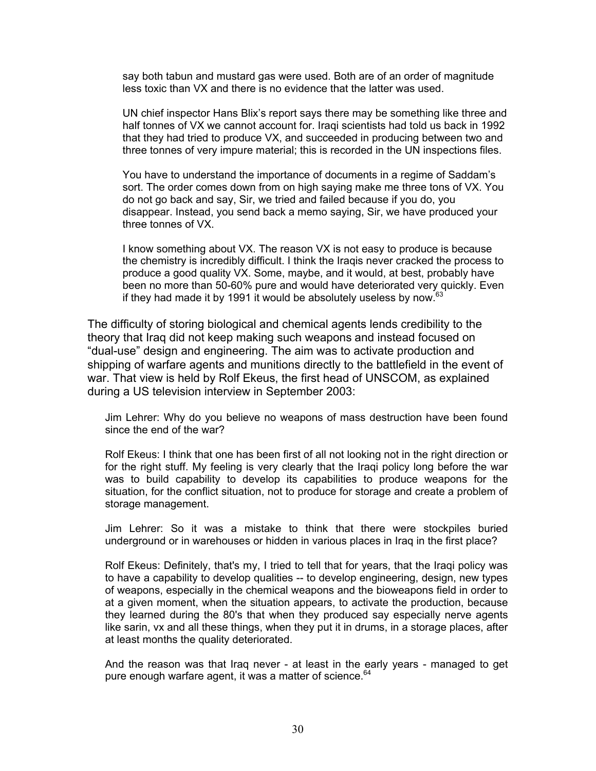> say both tabun and mustard gas were used. Both are of an order of magnitude less toxic than VX and there is no evidence that the latter was used.
>
> UN chief inspector Hans Blix's report says there may be something like three and half tonnes of VX we cannot account for. Iraqi scientists had told us back in 1992 that they had tried to produce VX, and succeeded in producing between two and three tonnes of very impure material; this is recorded in the UN inspections files.
>
> You have to understand the importance of documents in a regime of Saddam's sort. The order comes down from on high saying make me three tons of VX. You do not go back and say, Sir, we tried and failed because if you do, you disappear. Instead, you send back a memo saying, Sir, we have produced your three tonnes of VX.
>
> I know something about VX. The reason VX is not easy to produce is because the chemistry is incredibly difficult. I think the Iraqis never cracked the process to produce a good quality VX. Some, maybe, and it would, at best, probably have been no more than 50-60% pure and would have deteriorated very quickly. Even if they had made it by 1991 it would be absolutely useless by now.[63]

The difficulty of storing biological and chemical agents lends credibility to the theory that Iraq did not keep making such weapons and instead focused on "dual-use" design and engineering. The aim was to activate production and shipping of warfare agents and munitions directly to the battlefield in the event of war. That view is held by Rolf Ekeus, the first head of UNSCOM, as explained during a US television interview in September 2003:

> Jim Lehrer: Why do you believe no weapons of mass destruction have been found since the end of the war?
>
> Rolf Ekeus: I think that one has been first of all not looking not in the right direction or for the right stuff. My feeling is very clearly that the Iraqi policy long before the war was to build capability to develop its capabilities to produce weapons for the situation, for the conflict situation, not to produce for storage and create a problem of storage management.
>
> Jim Lehrer: So it was a mistake to think that there were stockpiles buried underground or in warehouses or hidden in various places in Iraq in the first place?
>
> Rolf Ekeus: Definitely, that's my, I tried to tell that for years, that the Iraqi policy was to have a capability to develop qualities -- to develop engineering, design, new types of weapons, especially in the chemical weapons and the bioweapons field in order to at a given moment, when the situation appears, to activate the production, because they learned during the 80's that when they produced say especially nerve agents like sarin, vx and all these things, when they put it in drums, in a storage places, after at least months the quality deteriorated.
>
> And the reason was that Iraq never - at least in the early years - managed to get pure enough warfare agent, it was a matter of science.[64]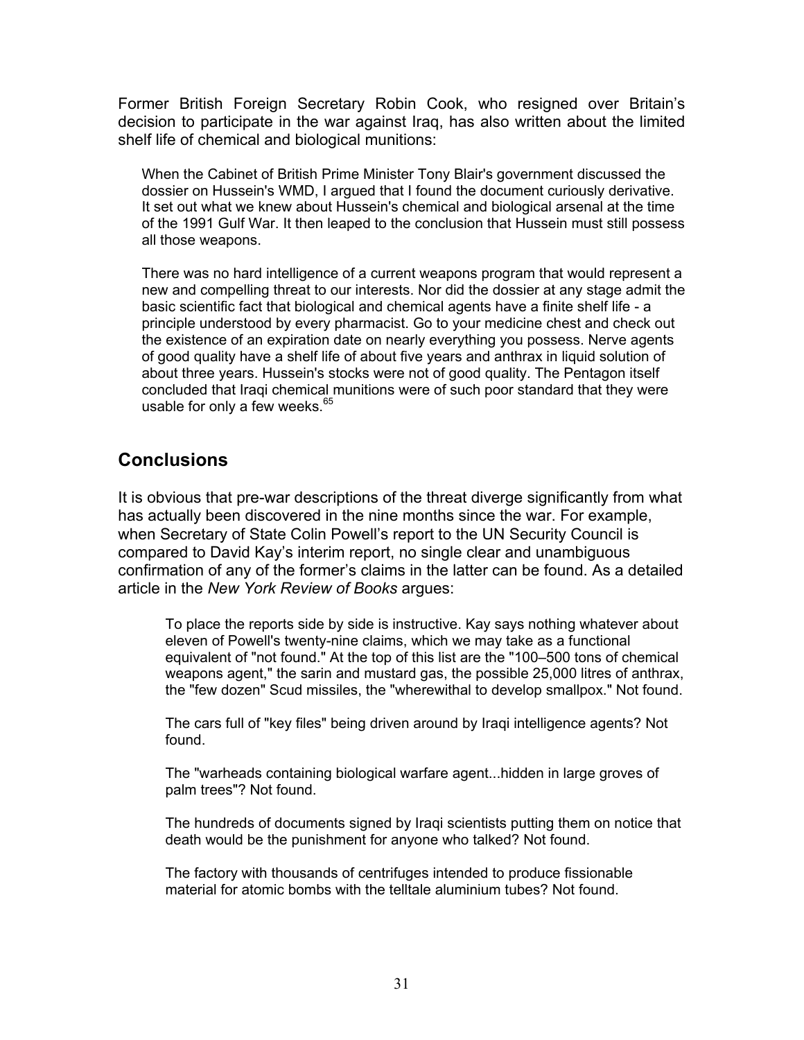Former British Foreign Secretary Robin Cook, who resigned over Britain's decision to participate in the war against Iraq, has also written about the limited shelf life of chemical and biological munitions:

> When the Cabinet of British Prime Minister Tony Blair's government discussed the dossier on Hussein's WMD, I argued that I found the document curiously derivative. It set out what we knew about Hussein's chemical and biological arsenal at the time of the 1991 Gulf War. It then leaped to the conclusion that Hussein must still possess all those weapons.
>
> There was no hard intelligence of a current weapons program that would represent a new and compelling threat to our interests. Nor did the dossier at any stage admit the basic scientific fact that biological and chemical agents have a finite shelf life - a principle understood by every pharmacist. Go to your medicine chest and check out the existence of an expiration date on nearly everything you possess. Nerve agents of good quality have a shelf life of about five years and anthrax in liquid solution of about three years. Hussein's stocks were not of good quality. The Pentagon itself concluded that Iraqi chemical munitions were of such poor standard that they were usable for only a few weeks.[65]

## Conclusions

It is obvious that pre-war descriptions of the threat diverge significantly from what has actually been discovered in the nine months since the war. For example, when Secretary of State Colin Powell's report to the UN Security Council is compared to David Kay's interim report, no single clear and unambiguous confirmation of any of the former's claims in the latter can be found. As a detailed article in the *New York Review of Books* argues:

> To place the reports side by side is instructive. Kay says nothing whatever about eleven of Powell's twenty-nine claims, which we may take as a functional equivalent of "not found." At the top of this list are the "100–500 tons of chemical weapons agent," the sarin and mustard gas, the possible 25,000 litres of anthrax, the "few dozen" Scud missiles, the "wherewithal to develop smallpox." Not found.
>
> The cars full of "key files" being driven around by Iraqi intelligence agents? Not found.
>
> The "warheads containing biological warfare agent...hidden in large groves of palm trees"? Not found.
>
> The hundreds of documents signed by Iraqi scientists putting them on notice that death would be the punishment for anyone who talked? Not found.
>
> The factory with thousands of centrifuges intended to produce fissionable material for atomic bombs with the telltale aluminium tubes? Not found.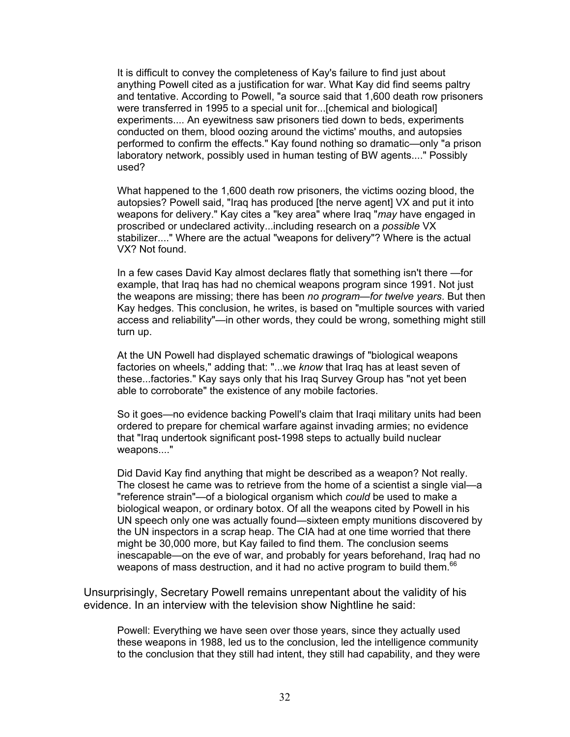> It is difficult to convey the completeness of Kay's failure to find just about anything Powell cited as a justification for war. What Kay did find seems paltry and tentative. According to Powell, "a source said that 1,600 death row prisoners were transferred in 1995 to a special unit for...[chemical and biological] experiments.... An eyewitness saw prisoners tied down to beds, experiments conducted on them, blood oozing around the victims' mouths, and autopsies performed to confirm the effects." Kay found nothing so dramatic—only "a prison laboratory network, possibly used in human testing of BW agents...." Possibly used?
>
> What happened to the 1,600 death row prisoners, the victims oozing blood, the autopsies? Powell said, "Iraq has produced [the nerve agent] VX and put it into weapons for delivery." Kay cites a "key area" where Iraq "*may* have engaged in proscribed or undeclared activity...including research on a *possible* VX stabilizer...." Where are the actual "weapons for delivery"? Where is the actual VX? Not found.
>
> In a few cases David Kay almost declares flatly that something isn't there —for example, that Iraq has had no chemical weapons program since 1991. Not just the weapons are missing; there has been *no program—for twelve years*. But then Kay hedges. This conclusion, he writes, is based on "multiple sources with varied access and reliability"—in other words, they could be wrong, something might still turn up.
>
> At the UN Powell had displayed schematic drawings of "biological weapons factories on wheels," adding that: "...we *know* that Iraq has at least seven of these...factories." Kay says only that his Iraq Survey Group has "not yet been able to corroborate" the existence of any mobile factories.
>
> So it goes—no evidence backing Powell's claim that Iraqi military units had been ordered to prepare for chemical warfare against invading armies; no evidence that "Iraq undertook significant post-1998 steps to actually build nuclear weapons...."
>
> Did David Kay find anything that might be described as a weapon? Not really. The closest he came was to retrieve from the home of a scientist a single vial—a "reference strain"—of a biological organism which *could* be used to make a biological weapon, or ordinary botox. Of all the weapons cited by Powell in his UN speech only one was actually found—sixteen empty munitions discovered by the UN inspectors in a scrap heap. The CIA had at one time worried that there might be 30,000 more, but Kay failed to find them. The conclusion seems inescapable—on the eve of war, and probably for years beforehand, Iraq had no weapons of mass destruction, and it had no active program to build them.[66]

Unsurprisingly, Secretary Powell remains unrepentant about the validity of his evidence. In an interview with the television show Nightline he said:

> Powell: Everything we have seen over those years, since they actually used these weapons in 1988, led us to the conclusion, led the intelligence community to the conclusion that they still had intent, they still had capability, and they were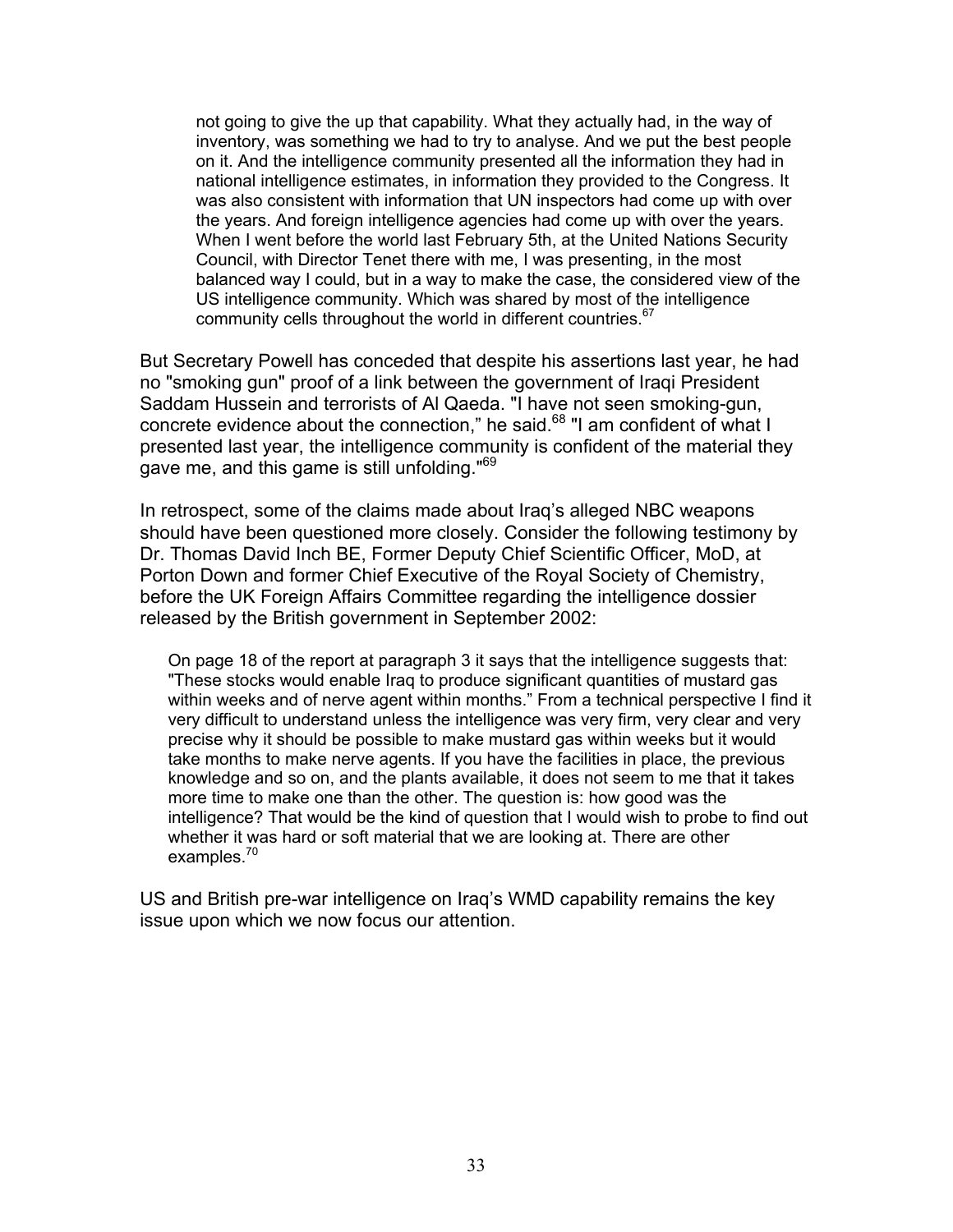> not going to give the up that capability. What they actually had, in the way of inventory, was something we had to try to analyse. And we put the best people on it. And the intelligence community presented all the information they had in national intelligence estimates, in information they provided to the Congress. It was also consistent with information that UN inspectors had come up with over the years. And foreign intelligence agencies had come up with over the years. When I went before the world last February 5th, at the United Nations Security Council, with Director Tenet there with me, I was presenting, in the most balanced way I could, but in a way to make the case, the considered view of the US intelligence community. Which was shared by most of the intelligence community cells throughout the world in different countries.[67]

But Secretary Powell has conceded that despite his assertions last year, he had no "smoking gun" proof of a link between the government of Iraqi President Saddam Hussein and terrorists of Al Qaeda. "I have not seen smoking-gun, concrete evidence about the connection," he said.[68] "I am confident of what I presented last year, the intelligence community is confident of the material they gave me, and this game is still unfolding."[69]

In retrospect, some of the claims made about Iraq's alleged NBC weapons should have been questioned more closely. Consider the following testimony by Dr. Thomas David Inch BE, Former Deputy Chief Scientific Officer, MoD, at Porton Down and former Chief Executive of the Royal Society of Chemistry, before the UK Foreign Affairs Committee regarding the intelligence dossier released by the British government in September 2002:

> On page 18 of the report at paragraph 3 it says that the intelligence suggests that: "These stocks would enable Iraq to produce significant quantities of mustard gas within weeks and of nerve agent within months." From a technical perspective I find it very difficult to understand unless the intelligence was very firm, very clear and very precise why it should be possible to make mustard gas within weeks but it would take months to make nerve agents. If you have the facilities in place, the previous knowledge and so on, and the plants available, it does not seem to me that it takes more time to make one than the other. The question is: how good was the intelligence? That would be the kind of question that I would wish to probe to find out whether it was hard or soft material that we are looking at. There are other examples.[70]

US and British pre-war intelligence on Iraq's WMD capability remains the key issue upon which we now focus our attention.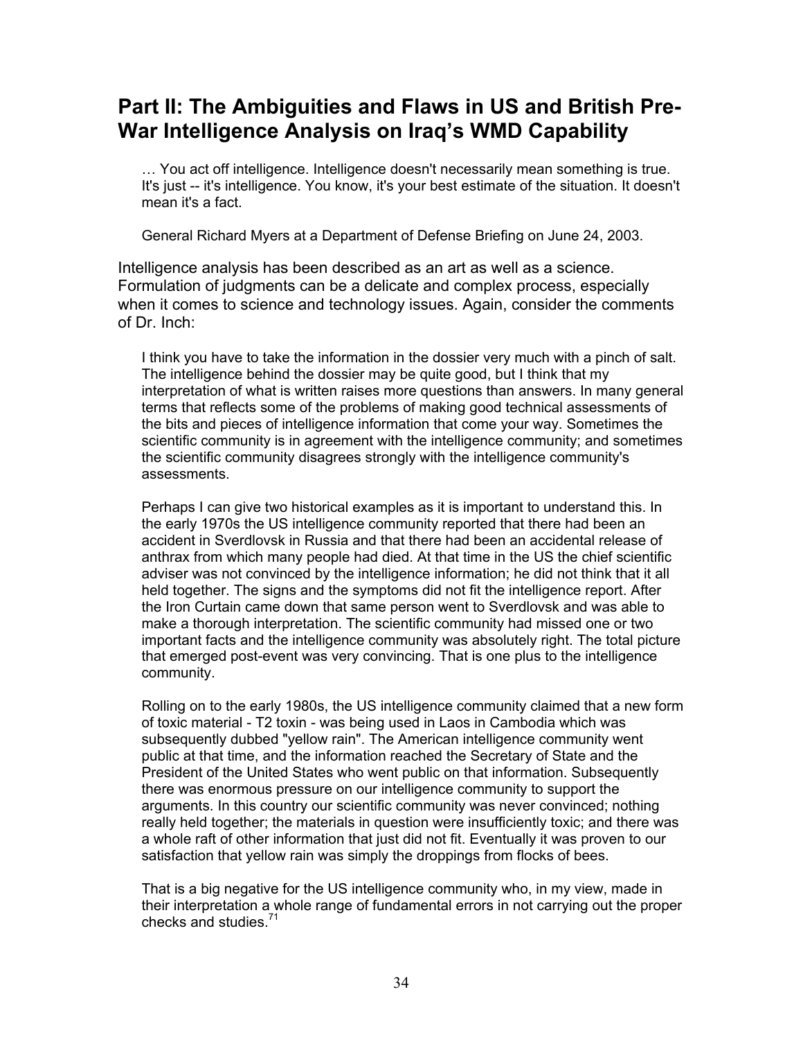## Part II: The Ambiguities and Flaws in US and British Pre-War Intelligence Analysis on Iraq's WMD Capability

> … You act off intelligence. Intelligence doesn't necessarily mean something is true. It's just -- it's intelligence. You know, it's your best estimate of the situation. It doesn't mean it's a fact.
>
> General Richard Myers at a Department of Defense Briefing on June 24, 2003.

Intelligence analysis has been described as an art as well as a science. Formulation of judgments can be a delicate and complex process, especially when it comes to science and technology issues. Again, consider the comments of Dr. Inch:

> I think you have to take the information in the dossier very much with a pinch of salt. The intelligence behind the dossier may be quite good, but I think that my interpretation of what is written raises more questions than answers. In many general terms that reflects some of the problems of making good technical assessments of the bits and pieces of intelligence information that come your way. Sometimes the scientific community is in agreement with the intelligence community; and sometimes the scientific community disagrees strongly with the intelligence community's assessments.
>
> Perhaps I can give two historical examples as it is important to understand this. In the early 1970s the US intelligence community reported that there had been an accident in Sverdlovsk in Russia and that there had been an accidental release of anthrax from which many people had died. At that time in the US the chief scientific adviser was not convinced by the intelligence information; he did not think that it all held together. The signs and the symptoms did not fit the intelligence report. After the Iron Curtain came down that same person went to Sverdlovsk and was able to make a thorough interpretation. The scientific community had missed one or two important facts and the intelligence community was absolutely right. The total picture that emerged post-event was very convincing. That is one plus to the intelligence community.
>
> Rolling on to the early 1980s, the US intelligence community claimed that a new form of toxic material - T2 toxin - was being used in Laos in Cambodia which was subsequently dubbed "yellow rain". The American intelligence community went public at that time, and the information reached the Secretary of State and the President of the United States who went public on that information. Subsequently there was enormous pressure on our intelligence community to support the arguments. In this country our scientific community was never convinced; nothing really held together; the materials in question were insufficiently toxic; and there was a whole raft of other information that just did not fit. Eventually it was proven to our satisfaction that yellow rain was simply the droppings from flocks of bees.
>
> That is a big negative for the US intelligence community who, in my view, made in their interpretation a whole range of fundamental errors in not carrying out the proper checks and studies.[71]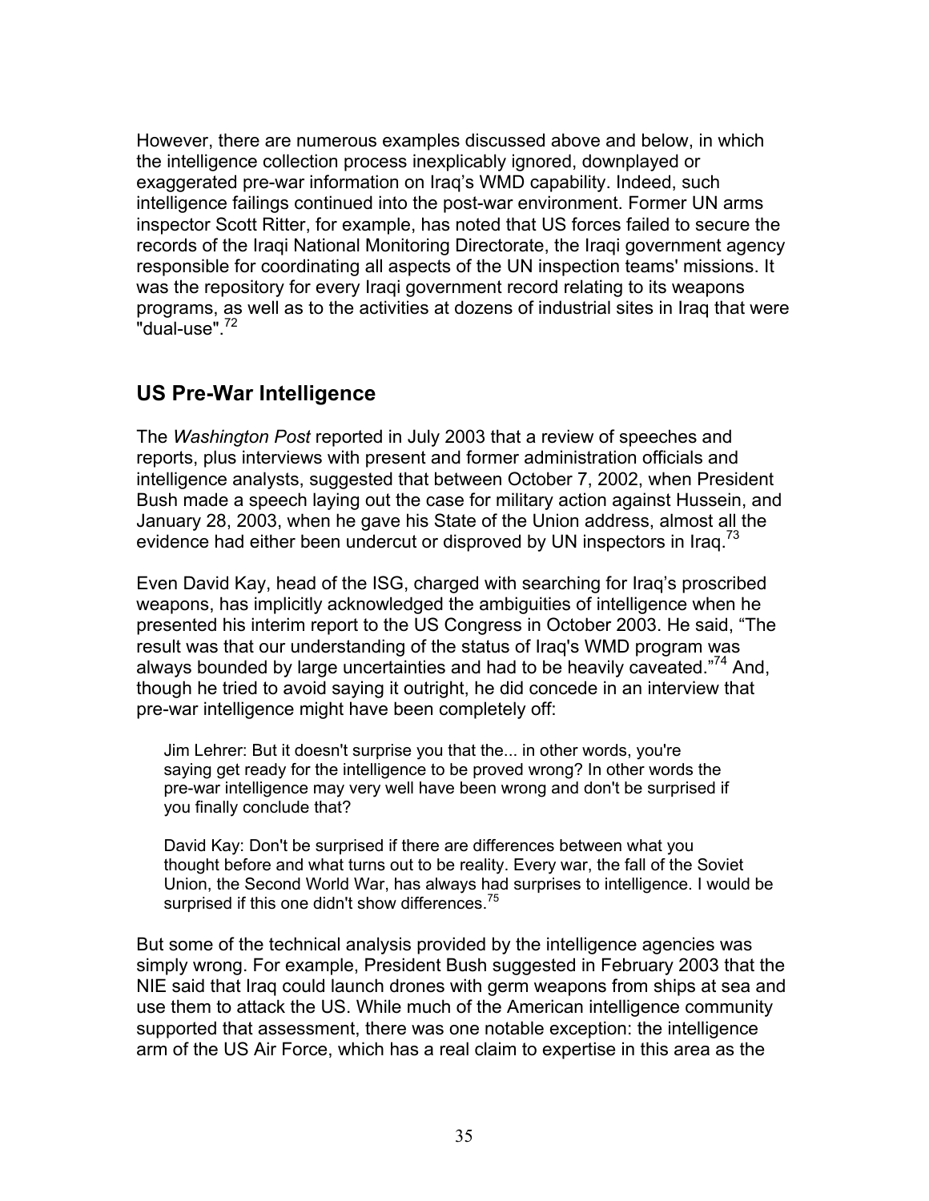However, there are numerous examples discussed above and below, in which the intelligence collection process inexplicably ignored, downplayed or exaggerated pre-war information on Iraq's WMD capability. Indeed, such intelligence failings continued into the post-war environment. Former UN arms inspector Scott Ritter, for example, has noted that US forces failed to secure the records of the Iraqi National Monitoring Directorate, the Iraqi government agency responsible for coordinating all aspects of the UN inspection teams' missions. It was the repository for every Iraqi government record relating to its weapons programs, as well as to the activities at dozens of industrial sites in Iraq that were "dual-use".[72]

## US Pre-War Intelligence

The *Washington Post* reported in July 2003 that a review of speeches and reports, plus interviews with present and former administration officials and intelligence analysts, suggested that between October 7, 2002, when President Bush made a speech laying out the case for military action against Hussein, and January 28, 2003, when he gave his State of the Union address, almost all the evidence had either been undercut or disproved by UN inspectors in Iraq.[73]

Even David Kay, head of the ISG, charged with searching for Iraq's proscribed weapons, has implicitly acknowledged the ambiguities of intelligence when he presented his interim report to the US Congress in October 2003. He said, "The result was that our understanding of the status of Iraq's WMD program was always bounded by large uncertainties and had to be heavily caveated."[74] And, though he tried to avoid saying it outright, he did concede in an interview that pre-war intelligence might have been completely off:

> Jim Lehrer: But it doesn't surprise you that the... in other words, you're saying get ready for the intelligence to be proved wrong? In other words the pre-war intelligence may very well have been wrong and don't be surprised if you finally conclude that?
>
> David Kay: Don't be surprised if there are differences between what you thought before and what turns out to be reality. Every war, the fall of the Soviet Union, the Second World War, has always had surprises to intelligence. I would be surprised if this one didn't show differences.[75]

But some of the technical analysis provided by the intelligence agencies was simply wrong. For example, President Bush suggested in February 2003 that the NIE said that Iraq could launch drones with germ weapons from ships at sea and use them to attack the US. While much of the American intelligence community supported that assessment, there was one notable exception: the intelligence arm of the US Air Force, which has a real claim to expertise in this area as the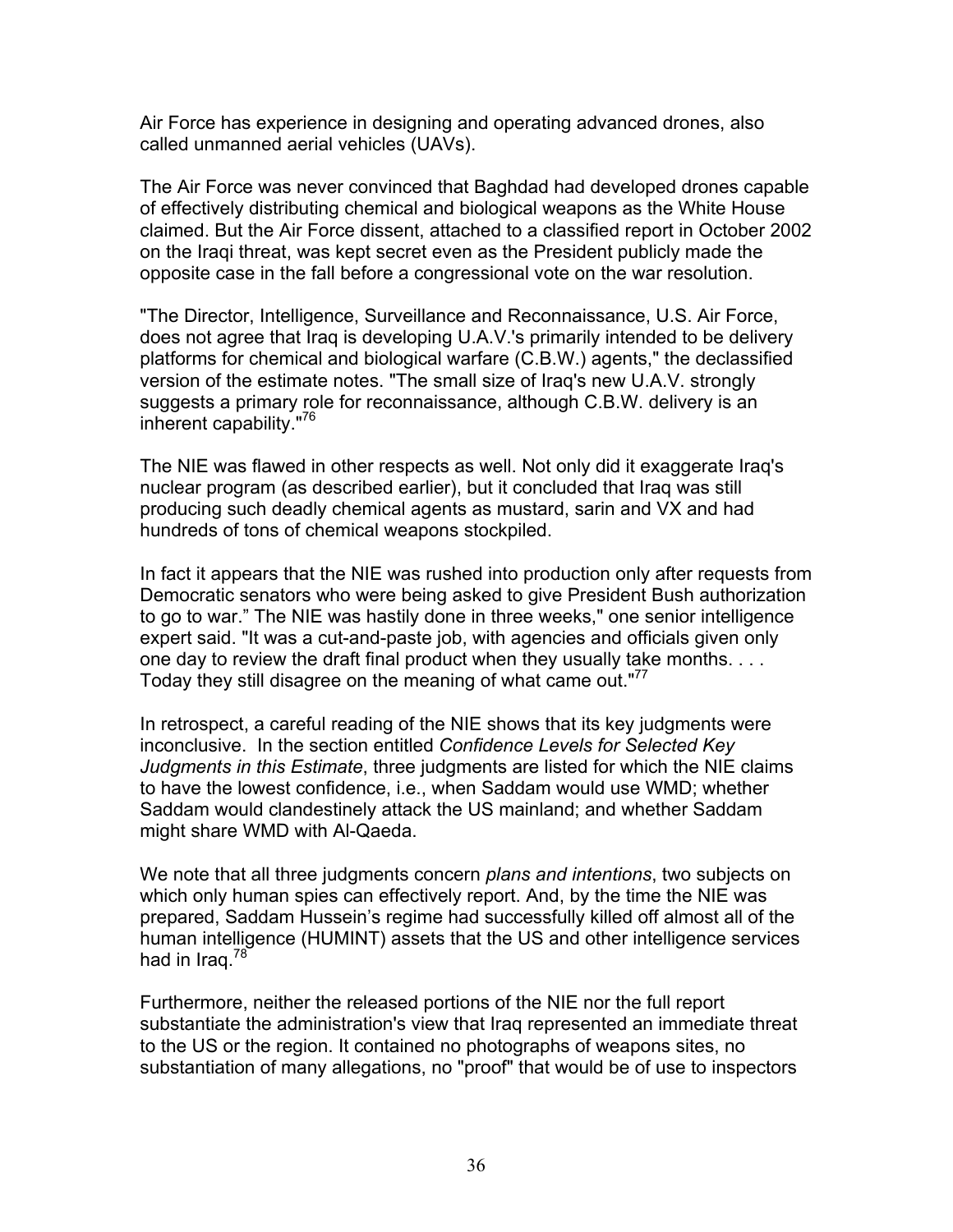Air Force has experience in designing and operating advanced drones, also called unmanned aerial vehicles (UAVs).

The Air Force was never convinced that Baghdad had developed drones capable of effectively distributing chemical and biological weapons as the White House claimed. But the Air Force dissent, attached to a classified report in October 2002 on the Iraqi threat, was kept secret even as the President publicly made the opposite case in the fall before a congressional vote on the war resolution.

"The Director, Intelligence, Surveillance and Reconnaissance, U.S. Air Force, does not agree that Iraq is developing U.A.V.'s primarily intended to be delivery platforms for chemical and biological warfare (C.B.W.) agents," the declassified version of the estimate notes. "The small size of Iraq's new U.A.V. strongly suggests a primary role for reconnaissance, although C.B.W. delivery is an inherent capability."[76]

The NIE was flawed in other respects as well. Not only did it exaggerate Iraq's nuclear program (as described earlier), but it concluded that Iraq was still producing such deadly chemical agents as mustard, sarin and VX and had hundreds of tons of chemical weapons stockpiled.

In fact it appears that the NIE was rushed into production only after requests from Democratic senators who were being asked to give President Bush authorization to go to war." The NIE was hastily done in three weeks," one senior intelligence expert said. "It was a cut-and-paste job, with agencies and officials given only one day to review the draft final product when they usually take months. . . . Today they still disagree on the meaning of what came out."[77]

In retrospect, a careful reading of the NIE shows that its key judgments were inconclusive. In the section entitled *Confidence Levels for Selected Key Judgments in this Estimate*, three judgments are listed for which the NIE claims to have the lowest confidence, i.e., when Saddam would use WMD; whether Saddam would clandestinely attack the US mainland; and whether Saddam might share WMD with Al-Qaeda.

We note that all three judgments concern *plans and intentions*, two subjects on which only human spies can effectively report. And, by the time the NIE was prepared, Saddam Hussein's regime had successfully killed off almost all of the human intelligence (HUMINT) assets that the US and other intelligence services had in Iraq.[78]

Furthermore, neither the released portions of the NIE nor the full report substantiate the administration's view that Iraq represented an immediate threat to the US or the region. It contained no photographs of weapons sites, no substantiation of many allegations, no "proof" that would be of use to inspectors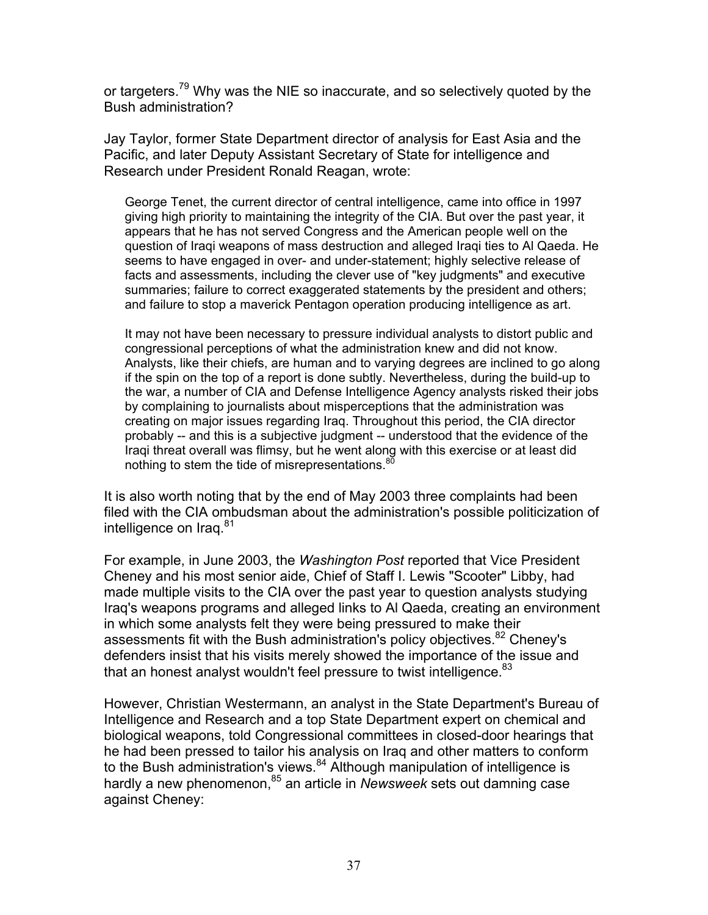or targeters.[79] Why was the NIE so inaccurate, and so selectively quoted by the Bush administration?

Jay Taylor, former State Department director of analysis for East Asia and the Pacific, and later Deputy Assistant Secretary of State for intelligence and Research under President Ronald Reagan, wrote:

> George Tenet, the current director of central intelligence, came into office in 1997 giving high priority to maintaining the integrity of the CIA. But over the past year, it appears that he has not served Congress and the American people well on the question of Iraqi weapons of mass destruction and alleged Iraqi ties to Al Qaeda. He seems to have engaged in over- and under-statement; highly selective release of facts and assessments, including the clever use of "key judgments" and executive summaries; failure to correct exaggerated statements by the president and others; and failure to stop a maverick Pentagon operation producing intelligence as art.
>
> It may not have been necessary to pressure individual analysts to distort public and congressional perceptions of what the administration knew and did not know. Analysts, like their chiefs, are human and to varying degrees are inclined to go along if the spin on the top of a report is done subtly. Nevertheless, during the build-up to the war, a number of CIA and Defense Intelligence Agency analysts risked their jobs by complaining to journalists about misperceptions that the administration was creating on major issues regarding Iraq. Throughout this period, the CIA director probably -- and this is a subjective judgment -- understood that the evidence of the Iraqi threat overall was flimsy, but he went along with this exercise or at least did nothing to stem the tide of misrepresentations.[80]

It is also worth noting that by the end of May 2003 three complaints had been filed with the CIA ombudsman about the administration's possible politicization of intelligence on Iraq.[81]

For example, in June 2003, the *Washington Post* reported that Vice President Cheney and his most senior aide, Chief of Staff I. Lewis "Scooter" Libby, had made multiple visits to the CIA over the past year to question analysts studying Iraq's weapons programs and alleged links to Al Qaeda, creating an environment in which some analysts felt they were being pressured to make their assessments fit with the Bush administration's policy objectives.[82] Cheney's defenders insist that his visits merely showed the importance of the issue and that an honest analyst wouldn't feel pressure to twist intelligence.[83]

However, Christian Westermann, an analyst in the State Department's Bureau of Intelligence and Research and a top State Department expert on chemical and biological weapons, told Congressional committees in closed-door hearings that he had been pressed to tailor his analysis on Iraq and other matters to conform to the Bush administration's views.[84] Although manipulation of intelligence is hardly a new phenomenon,[85] an article in *Newsweek* sets out damning case against Cheney: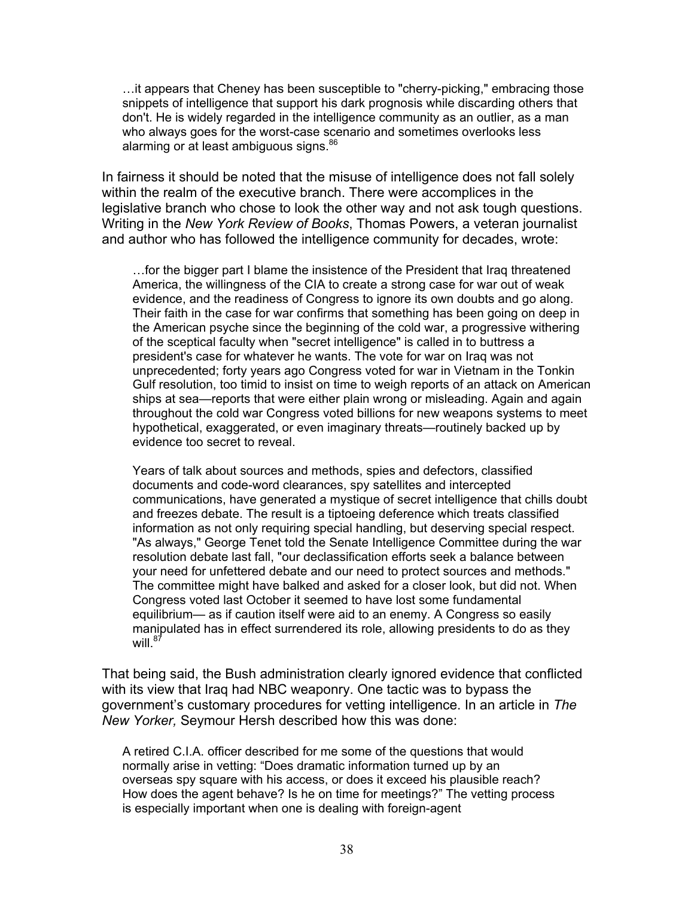> …it appears that Cheney has been susceptible to "cherry-picking," embracing those snippets of intelligence that support his dark prognosis while discarding others that don't. He is widely regarded in the intelligence community as an outlier, as a man who always goes for the worst-case scenario and sometimes overlooks less alarming or at least ambiguous signs.[86]

In fairness it should be noted that the misuse of intelligence does not fall solely within the realm of the executive branch. There were accomplices in the legislative branch who chose to look the other way and not ask tough questions. Writing in the *New York Review of Books*, Thomas Powers, a veteran journalist and author who has followed the intelligence community for decades, wrote:

> …for the bigger part I blame the insistence of the President that Iraq threatened America, the willingness of the CIA to create a strong case for war out of weak evidence, and the readiness of Congress to ignore its own doubts and go along. Their faith in the case for war confirms that something has been going on deep in the American psyche since the beginning of the cold war, a progressive withering of the sceptical faculty when "secret intelligence" is called in to buttress a president's case for whatever he wants. The vote for war on Iraq was not unprecedented; forty years ago Congress voted for war in Vietnam in the Tonkin Gulf resolution, too timid to insist on time to weigh reports of an attack on American ships at sea—reports that were either plain wrong or misleading. Again and again throughout the cold war Congress voted billions for new weapons systems to meet hypothetical, exaggerated, or even imaginary threats—routinely backed up by evidence too secret to reveal.
>
> Years of talk about sources and methods, spies and defectors, classified documents and code-word clearances, spy satellites and intercepted communications, have generated a mystique of secret intelligence that chills doubt and freezes debate. The result is a tiptoeing deference which treats classified information as not only requiring special handling, but deserving special respect. "As always," George Tenet told the Senate Intelligence Committee during the war resolution debate last fall, "our declassification efforts seek a balance between your need for unfettered debate and our need to protect sources and methods." The committee might have balked and asked for a closer look, but did not. When Congress voted last October it seemed to have lost some fundamental equilibrium— as if caution itself were aid to an enemy. A Congress so easily manipulated has in effect surrendered its role, allowing presidents to do as they will.[87]

That being said, the Bush administration clearly ignored evidence that conflicted with its view that Iraq had NBC weaponry. One tactic was to bypass the government's customary procedures for vetting intelligence. In an article in *The New Yorker,* Seymour Hersh described how this was done:

> A retired C.I.A. officer described for me some of the questions that would normally arise in vetting: "Does dramatic information turned up by an overseas spy square with his access, or does it exceed his plausible reach? How does the agent behave? Is he on time for meetings?" The vetting process is especially important when one is dealing with foreign-agent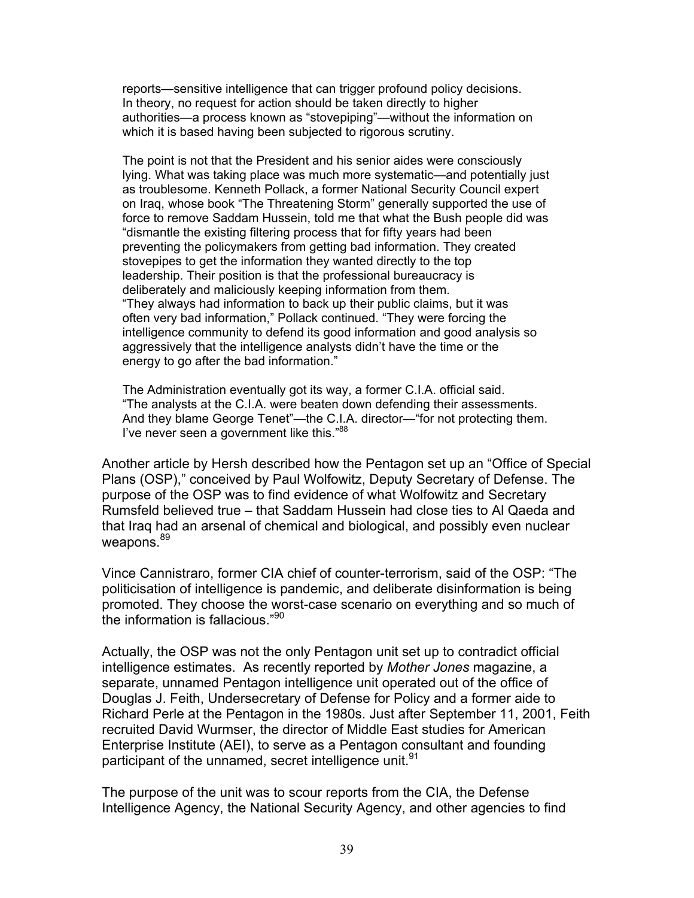> reports—sensitive intelligence that can trigger profound policy decisions. In theory, no request for action should be taken directly to higher authorities—a process known as "stovepiping"—without the information on which it is based having been subjected to rigorous scrutiny.
>
> The point is not that the President and his senior aides were consciously lying. What was taking place was much more systematic—and potentially just as troublesome. Kenneth Pollack, a former National Security Council expert on Iraq, whose book "The Threatening Storm" generally supported the use of force to remove Saddam Hussein, told me that what the Bush people did was "dismantle the existing filtering process that for fifty years had been preventing the policymakers from getting bad information. They created stovepipes to get the information they wanted directly to the top leadership. Their position is that the professional bureaucracy is deliberately and maliciously keeping information from them. "They always had information to back up their public claims, but it was often very bad information," Pollack continued. "They were forcing the intelligence community to defend its good information and good analysis so aggressively that the intelligence analysts didn't have the time or the energy to go after the bad information."
>
> The Administration eventually got its way, a former C.I.A. official said. "The analysts at the C.I.A. were beaten down defending their assessments. And they blame George Tenet"—the C.I.A. director—"for not protecting them. I've never seen a government like this."[88]

Another article by Hersh described how the Pentagon set up an "Office of Special Plans (OSP)," conceived by Paul Wolfowitz, Deputy Secretary of Defense. The purpose of the OSP was to find evidence of what Wolfowitz and Secretary Rumsfeld believed true – that Saddam Hussein had close ties to Al Qaeda and that Iraq had an arsenal of chemical and biological, and possibly even nuclear weapons.[89]

Vince Cannistraro, former CIA chief of counter-terrorism, said of the OSP: "The politicisation of intelligence is pandemic, and deliberate disinformation is being promoted. They choose the worst-case scenario on everything and so much of the information is fallacious."[90]

Actually, the OSP was not the only Pentagon unit set up to contradict official intelligence estimates. As recently reported by *Mother Jones* magazine, a separate, unnamed Pentagon intelligence unit operated out of the office of Douglas J. Feith, Undersecretary of Defense for Policy and a former aide to Richard Perle at the Pentagon in the 1980s. Just after September 11, 2001, Feith recruited David Wurmser, the director of Middle East studies for American Enterprise Institute (AEI), to serve as a Pentagon consultant and founding participant of the unnamed, secret intelligence unit.[91]

The purpose of the unit was to scour reports from the CIA, the Defense Intelligence Agency, the National Security Agency, and other agencies to find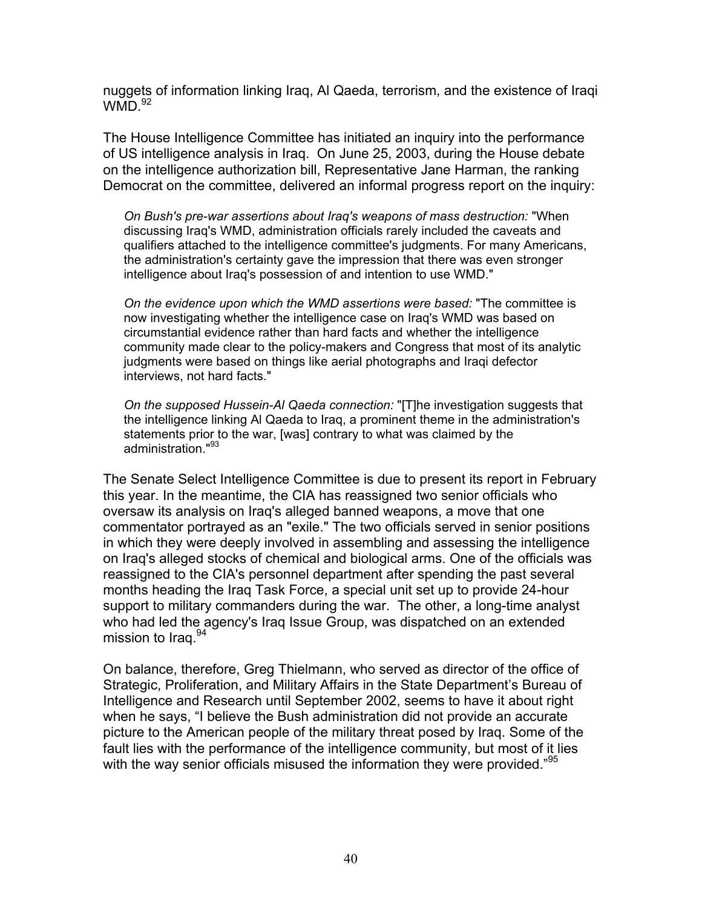nuggets of information linking Iraq, Al Qaeda, terrorism, and the existence of Iraqi WMD.[92]

The House Intelligence Committee has initiated an inquiry into the performance of US intelligence analysis in Iraq. On June 25, 2003, during the House debate on the intelligence authorization bill, Representative Jane Harman, the ranking Democrat on the committee, delivered an informal progress report on the inquiry:

> *On Bush's pre-war assertions about Iraq's weapons of mass destruction:* "When discussing Iraq's WMD, administration officials rarely included the caveats and qualifiers attached to the intelligence committee's judgments. For many Americans, the administration's certainty gave the impression that there was even stronger intelligence about Iraq's possession of and intention to use WMD."
>
> *On the evidence upon which the WMD assertions were based:* "The committee is now investigating whether the intelligence case on Iraq's WMD was based on circumstantial evidence rather than hard facts and whether the intelligence community made clear to the policy-makers and Congress that most of its analytic judgments were based on things like aerial photographs and Iraqi defector interviews, not hard facts."
>
> *On the supposed Hussein-Al Qaeda connection:* "[T]he investigation suggests that the intelligence linking Al Qaeda to Iraq, a prominent theme in the administration's statements prior to the war, [was] contrary to what was claimed by the administration."[93]

The Senate Select Intelligence Committee is due to present its report in February this year. In the meantime, the CIA has reassigned two senior officials who oversaw its analysis on Iraq's alleged banned weapons, a move that one commentator portrayed as an "exile." The two officials served in senior positions in which they were deeply involved in assembling and assessing the intelligence on Iraq's alleged stocks of chemical and biological arms. One of the officials was reassigned to the CIA's personnel department after spending the past several months heading the Iraq Task Force, a special unit set up to provide 24-hour support to military commanders during the war. The other, a long-time analyst who had led the agency's Iraq Issue Group, was dispatched on an extended mission to Iraq.[94]

On balance, therefore, Greg Thielmann, who served as director of the office of Strategic, Proliferation, and Military Affairs in the State Department's Bureau of Intelligence and Research until September 2002, seems to have it about right when he says, "I believe the Bush administration did not provide an accurate picture to the American people of the military threat posed by Iraq. Some of the fault lies with the performance of the intelligence community, but most of it lies with the way senior officials misused the information they were provided."[95]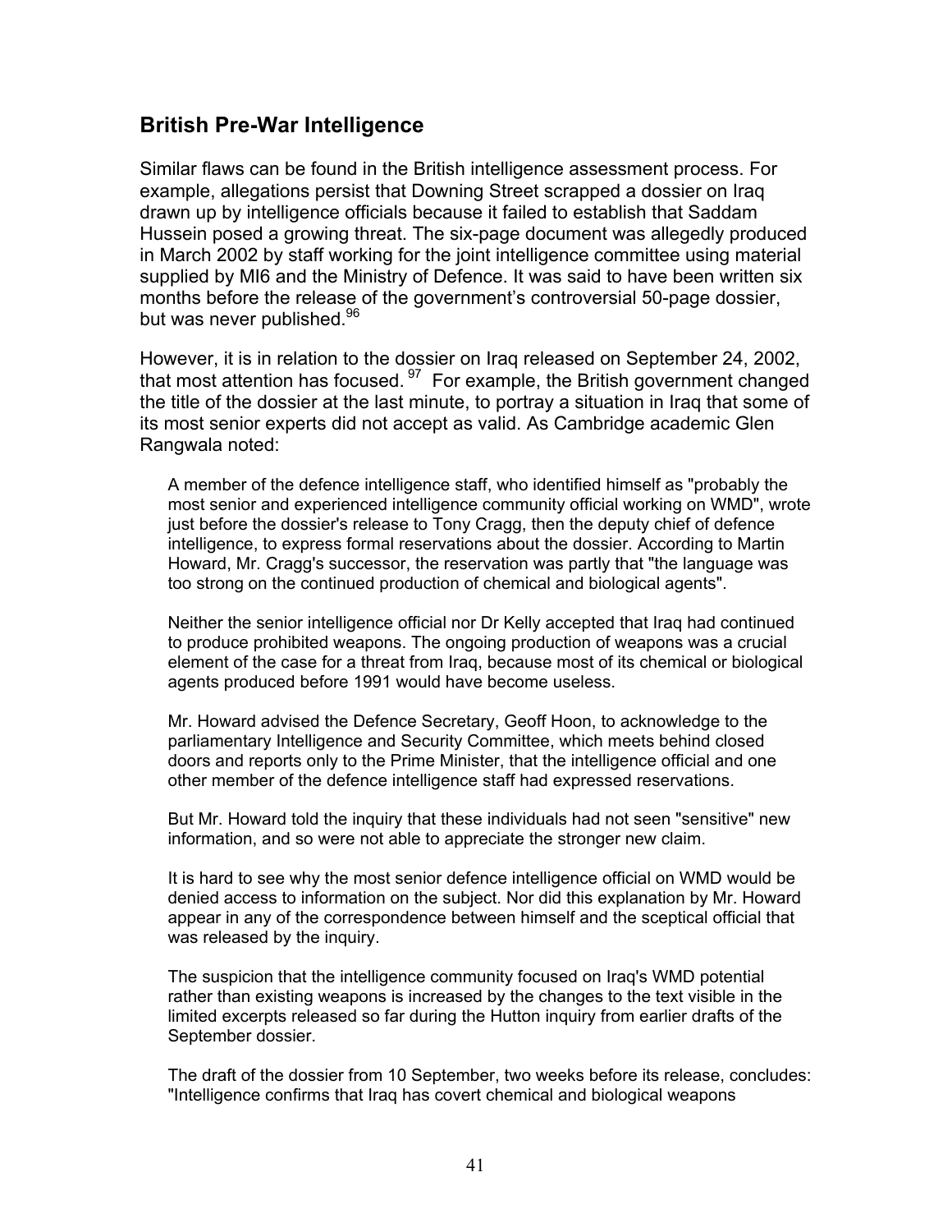## British Pre-War Intelligence

Similar flaws can be found in the British intelligence assessment process. For example, allegations persist that Downing Street scrapped a dossier on Iraq drawn up by intelligence officials because it failed to establish that Saddam Hussein posed a growing threat. The six-page document was allegedly produced in March 2002 by staff working for the joint intelligence committee using material supplied by MI6 and the Ministry of Defence. It was said to have been written six months before the release of the government's controversial 50-page dossier, but was never published.[96]

However, it is in relation to the dossier on Iraq released on September 24, 2002, that most attention has focused.[97] For example, the British government changed the title of the dossier at the last minute, to portray a situation in Iraq that some of its most senior experts did not accept as valid. As Cambridge academic Glen Rangwala noted:

> A member of the defence intelligence staff, who identified himself as "probably the most senior and experienced intelligence community official working on WMD", wrote just before the dossier's release to Tony Cragg, then the deputy chief of defence intelligence, to express formal reservations about the dossier. According to Martin Howard, Mr. Cragg's successor, the reservation was partly that "the language was too strong on the continued production of chemical and biological agents".
>
> Neither the senior intelligence official nor Dr Kelly accepted that Iraq had continued to produce prohibited weapons. The ongoing production of weapons was a crucial element of the case for a threat from Iraq, because most of its chemical or biological agents produced before 1991 would have become useless.
>
> Mr. Howard advised the Defence Secretary, Geoff Hoon, to acknowledge to the parliamentary Intelligence and Security Committee, which meets behind closed doors and reports only to the Prime Minister, that the intelligence official and one other member of the defence intelligence staff had expressed reservations.
>
> But Mr. Howard told the inquiry that these individuals had not seen "sensitive" new information, and so were not able to appreciate the stronger new claim.
>
> It is hard to see why the most senior defence intelligence official on WMD would be denied access to information on the subject. Nor did this explanation by Mr. Howard appear in any of the correspondence between himself and the sceptical official that was released by the inquiry.
>
> The suspicion that the intelligence community focused on Iraq's WMD potential rather than existing weapons is increased by the changes to the text visible in the limited excerpts released so far during the Hutton inquiry from earlier drafts of the September dossier.
>
> The draft of the dossier from 10 September, two weeks before its release, concludes: "Intelligence confirms that Iraq has covert chemical and biological weapons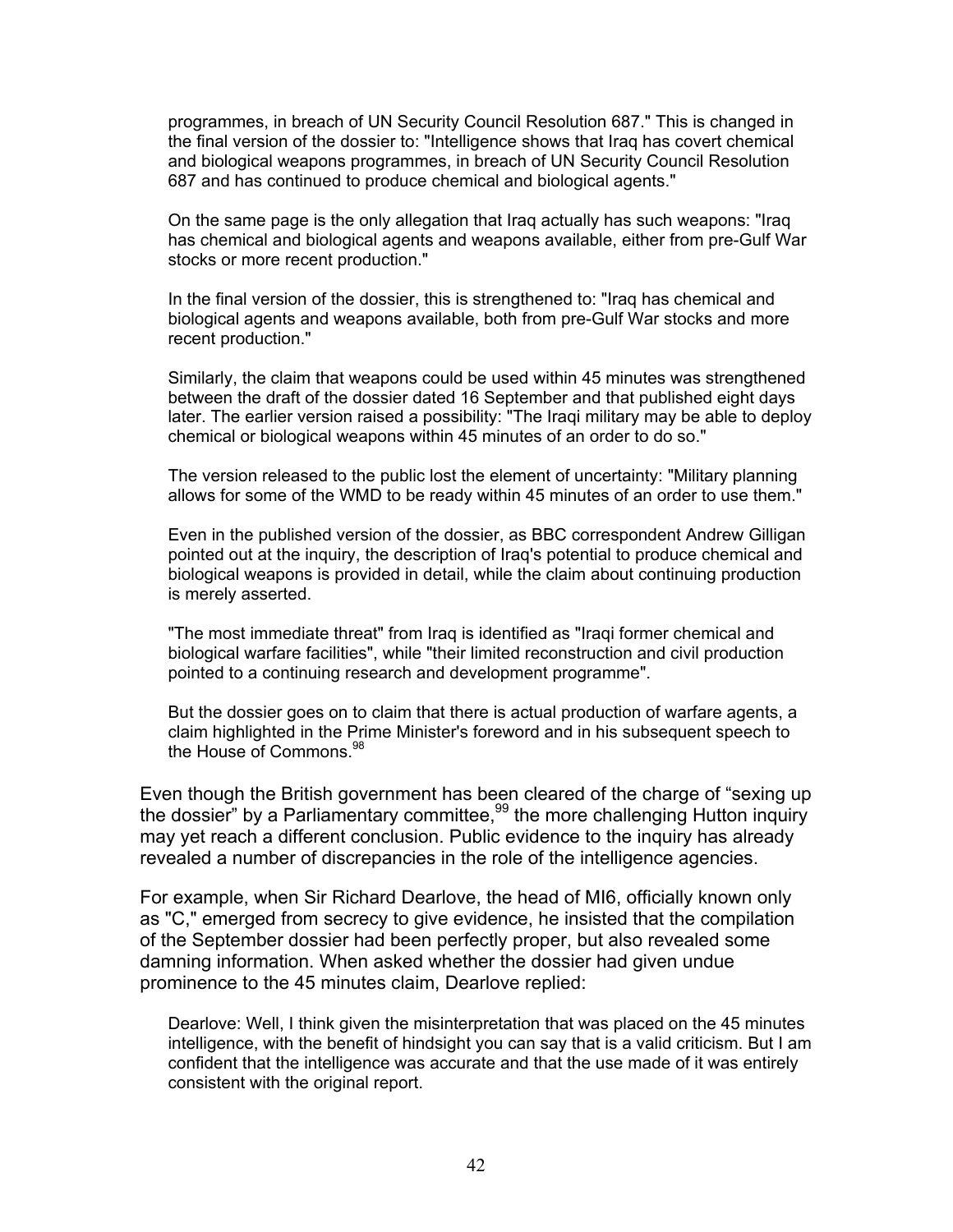> programmes, in breach of UN Security Council Resolution 687." This is changed in the final version of the dossier to: "Intelligence shows that Iraq has covert chemical and biological weapons programmes, in breach of UN Security Council Resolution 687 and has continued to produce chemical and biological agents."
>
> On the same page is the only allegation that Iraq actually has such weapons: "Iraq has chemical and biological agents and weapons available, either from pre-Gulf War stocks or more recent production."
>
> In the final version of the dossier, this is strengthened to: "Iraq has chemical and biological agents and weapons available, both from pre-Gulf War stocks and more recent production."
>
> Similarly, the claim that weapons could be used within 45 minutes was strengthened between the draft of the dossier dated 16 September and that published eight days later. The earlier version raised a possibility: "The Iraqi military may be able to deploy chemical or biological weapons within 45 minutes of an order to do so."
>
> The version released to the public lost the element of uncertainty: "Military planning allows for some of the WMD to be ready within 45 minutes of an order to use them."
>
> Even in the published version of the dossier, as BBC correspondent Andrew Gilligan pointed out at the inquiry, the description of Iraq's potential to produce chemical and biological weapons is provided in detail, while the claim about continuing production is merely asserted.
>
> "The most immediate threat" from Iraq is identified as "Iraqi former chemical and biological warfare facilities", while "their limited reconstruction and civil production pointed to a continuing research and development programme".
>
> But the dossier goes on to claim that there is actual production of warfare agents, a claim highlighted in the Prime Minister's foreword and in his subsequent speech to the House of Commons.[98]

Even though the British government has been cleared of the charge of "sexing up the dossier" by a Parliamentary committee,[99] the more challenging Hutton inquiry may yet reach a different conclusion. Public evidence to the inquiry has already revealed a number of discrepancies in the role of the intelligence agencies.

For example, when Sir Richard Dearlove, the head of MI6, officially known only as "C," emerged from secrecy to give evidence, he insisted that the compilation of the September dossier had been perfectly proper, but also revealed some damning information. When asked whether the dossier had given undue prominence to the 45 minutes claim, Dearlove replied:

> Dearlove: Well, I think given the misinterpretation that was placed on the 45 minutes intelligence, with the benefit of hindsight you can say that is a valid criticism. But I am confident that the intelligence was accurate and that the use made of it was entirely consistent with the original report.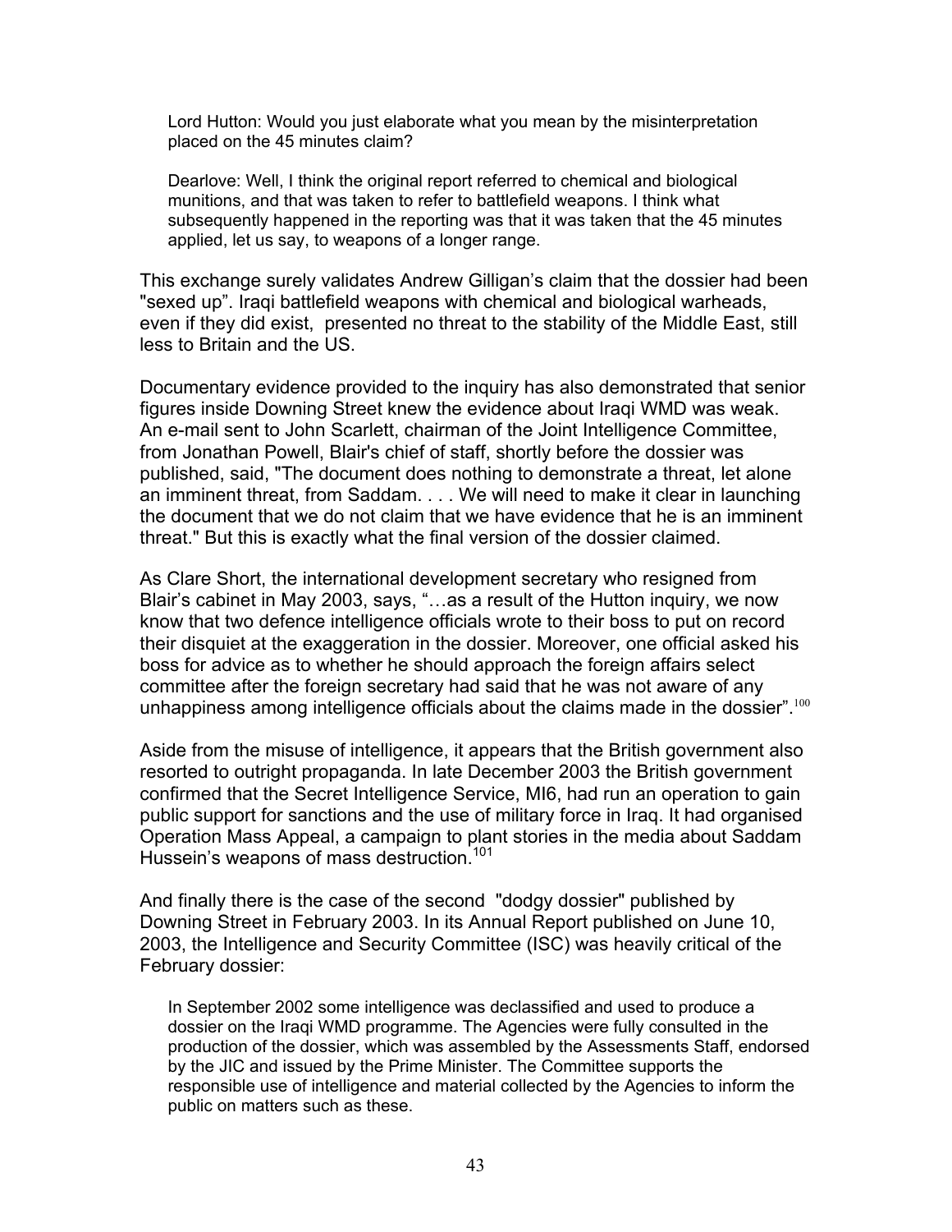> Lord Hutton: Would you just elaborate what you mean by the misinterpretation placed on the 45 minutes claim?
>
> Dearlove: Well, I think the original report referred to chemical and biological munitions, and that was taken to refer to battlefield weapons. I think what subsequently happened in the reporting was that it was taken that the 45 minutes applied, let us say, to weapons of a longer range.

This exchange surely validates Andrew Gilligan's claim that the dossier had been "sexed up". Iraqi battlefield weapons with chemical and biological warheads, even if they did exist, presented no threat to the stability of the Middle East, still less to Britain and the US.

Documentary evidence provided to the inquiry has also demonstrated that senior figures inside Downing Street knew the evidence about Iraqi WMD was weak. An e-mail sent to John Scarlett, chairman of the Joint Intelligence Committee, from Jonathan Powell, Blair's chief of staff, shortly before the dossier was published, said, "The document does nothing to demonstrate a threat, let alone an imminent threat, from Saddam. . . . We will need to make it clear in launching the document that we do not claim that we have evidence that he is an imminent threat." But this is exactly what the final version of the dossier claimed.

As Clare Short, the international development secretary who resigned from Blair's cabinet in May 2003, says, "…as a result of the Hutton inquiry, we now know that two defence intelligence officials wrote to their boss to put on record their disquiet at the exaggeration in the dossier. Moreover, one official asked his boss for advice as to whether he should approach the foreign affairs select committee after the foreign secretary had said that he was not aware of any unhappiness among intelligence officials about the claims made in the dossier".[100]

Aside from the misuse of intelligence, it appears that the British government also resorted to outright propaganda. In late December 2003 the British government confirmed that the Secret Intelligence Service, MI6, had run an operation to gain public support for sanctions and the use of military force in Iraq. It had organised Operation Mass Appeal, a campaign to plant stories in the media about Saddam Hussein's weapons of mass destruction.[101]

And finally there is the case of the second "dodgy dossier" published by Downing Street in February 2003. In its Annual Report published on June 10, 2003, the Intelligence and Security Committee (ISC) was heavily critical of the February dossier:

> In September 2002 some intelligence was declassified and used to produce a dossier on the Iraqi WMD programme. The Agencies were fully consulted in the production of the dossier, which was assembled by the Assessments Staff, endorsed by the JIC and issued by the Prime Minister. The Committee supports the responsible use of intelligence and material collected by the Agencies to inform the public on matters such as these.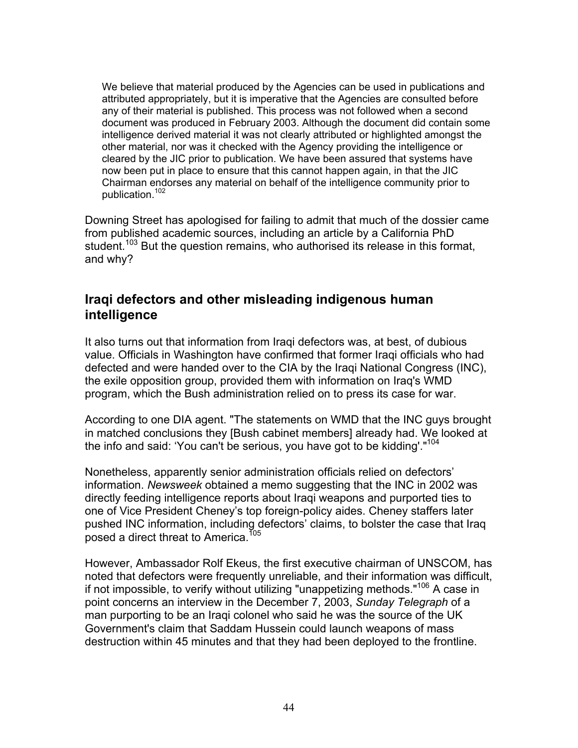> We believe that material produced by the Agencies can be used in publications and attributed appropriately, but it is imperative that the Agencies are consulted before any of their material is published. This process was not followed when a second document was produced in February 2003. Although the document did contain some intelligence derived material it was not clearly attributed or highlighted amongst the other material, nor was it checked with the Agency providing the intelligence or cleared by the JIC prior to publication. We have been assured that systems have now been put in place to ensure that this cannot happen again, in that the JIC Chairman endorses any material on behalf of the intelligence community prior to publication.[102]

Downing Street has apologised for failing to admit that much of the dossier came from published academic sources, including an article by a California PhD student.[103] But the question remains, who authorised its release in this format, and why?

## Iraqi defectors and other misleading indigenous human intelligence

It also turns out that information from Iraqi defectors was, at best, of dubious value. Officials in Washington have confirmed that former Iraqi officials who had defected and were handed over to the CIA by the Iraqi National Congress (INC), the exile opposition group, provided them with information on Iraq's WMD program, which the Bush administration relied on to press its case for war.

According to one DIA agent. "The statements on WMD that the INC guys brought in matched conclusions they [Bush cabinet members] already had. We looked at the info and said: 'You can't be serious, you have got to be kidding'."[104]

Nonetheless, apparently senior administration officials relied on defectors' information. *Newsweek* obtained a memo suggesting that the INC in 2002 was directly feeding intelligence reports about Iraqi weapons and purported ties to one of Vice President Cheney's top foreign-policy aides. Cheney staffers later pushed INC information, including defectors' claims, to bolster the case that Iraq posed a direct threat to America.[105]

However, Ambassador Rolf Ekeus, the first executive chairman of UNSCOM, has noted that defectors were frequently unreliable, and their information was difficult, if not impossible, to verify without utilizing "unappetizing methods."[106] A case in point concerns an interview in the December 7, 2003, *Sunday Telegraph* of a man purporting to be an Iraqi colonel who said he was the source of the UK Government's claim that Saddam Hussein could launch weapons of mass destruction within 45 minutes and that they had been deployed to the frontline.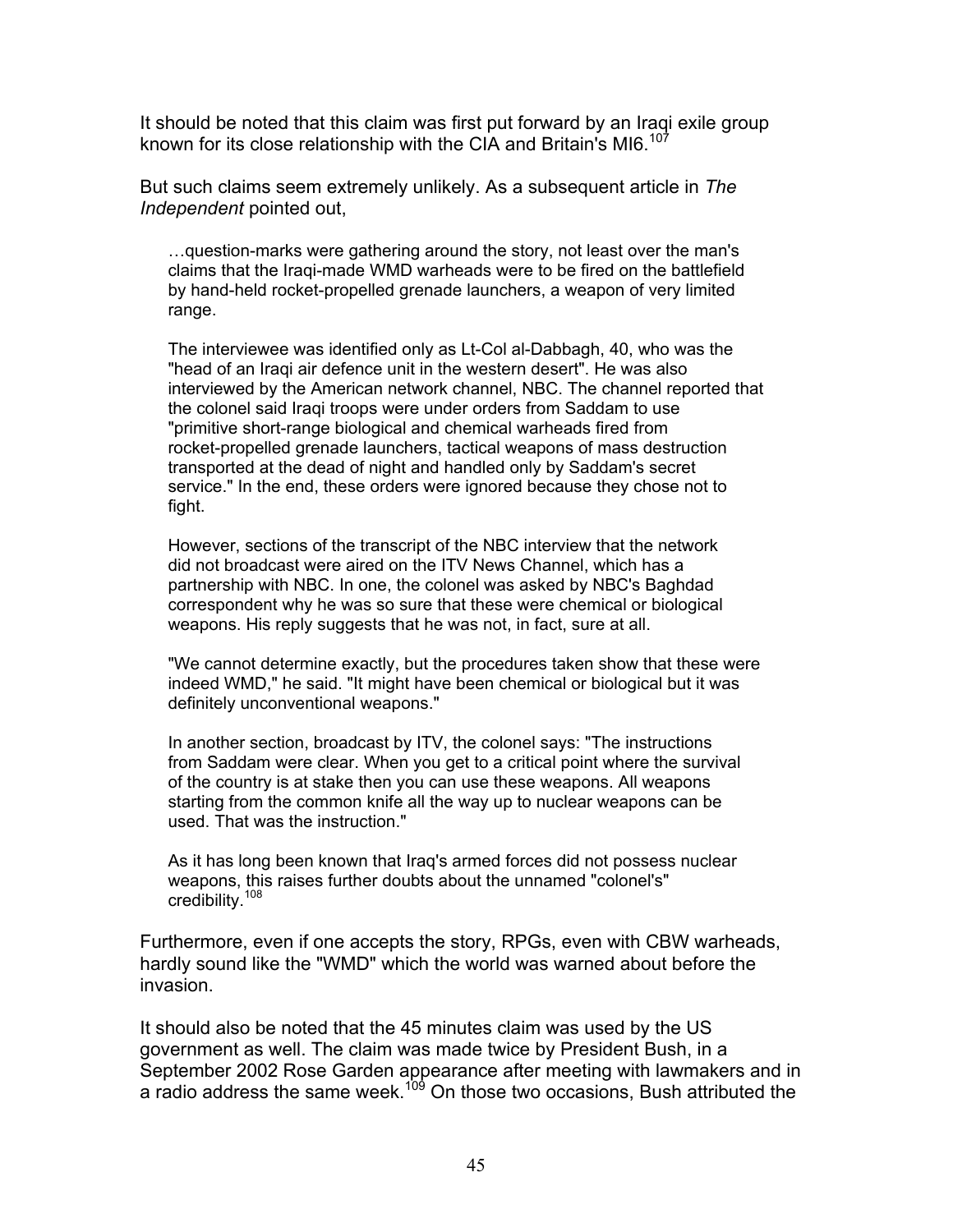It should be noted that this claim was first put forward by an Iraqi exile group known for its close relationship with the CIA and Britain's MI6.[107]

But such claims seem extremely unlikely. As a subsequent article in *The Independent* pointed out,

> …question-marks were gathering around the story, not least over the man's claims that the Iraqi-made WMD warheads were to be fired on the battlefield by hand-held rocket-propelled grenade launchers, a weapon of very limited range.
>
> The interviewee was identified only as Lt-Col al-Dabbagh, 40, who was the "head of an Iraqi air defence unit in the western desert". He was also interviewed by the American network channel, NBC. The channel reported that the colonel said Iraqi troops were under orders from Saddam to use "primitive short-range biological and chemical warheads fired from rocket-propelled grenade launchers, tactical weapons of mass destruction transported at the dead of night and handled only by Saddam's secret service." In the end, these orders were ignored because they chose not to fight.
>
> However, sections of the transcript of the NBC interview that the network did not broadcast were aired on the ITV News Channel, which has a partnership with NBC. In one, the colonel was asked by NBC's Baghdad correspondent why he was so sure that these were chemical or biological weapons. His reply suggests that he was not, in fact, sure at all.
>
> "We cannot determine exactly, but the procedures taken show that these were indeed WMD," he said. "It might have been chemical or biological but it was definitely unconventional weapons."
>
> In another section, broadcast by ITV, the colonel says: "The instructions from Saddam were clear. When you get to a critical point where the survival of the country is at stake then you can use these weapons. All weapons starting from the common knife all the way up to nuclear weapons can be used. That was the instruction."
>
> As it has long been known that Iraq's armed forces did not possess nuclear weapons, this raises further doubts about the unnamed "colonel's" credibility.[108]

Furthermore, even if one accepts the story, RPGs, even with CBW warheads, hardly sound like the "WMD" which the world was warned about before the invasion.

It should also be noted that the 45 minutes claim was used by the US government as well. The claim was made twice by President Bush, in a September 2002 Rose Garden appearance after meeting with lawmakers and in a radio address the same week.[109] On those two occasions, Bush attributed the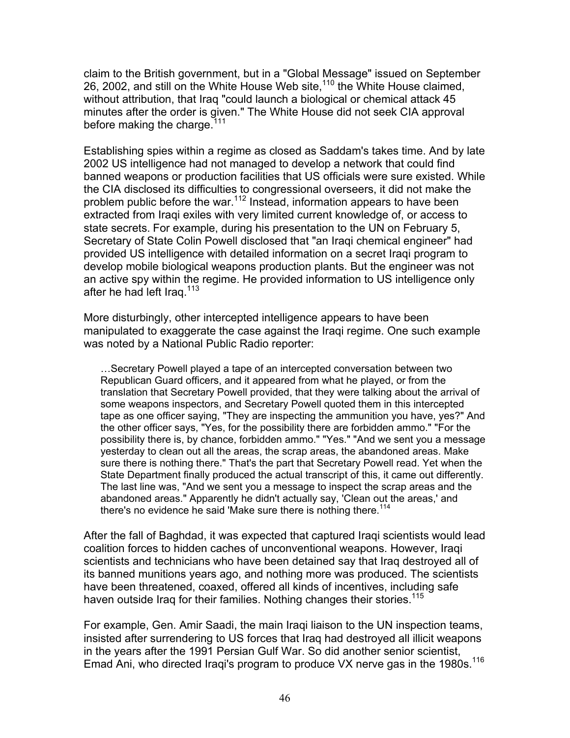claim to the British government, but in a "Global Message" issued on September 26, 2002, and still on the White House Web site,[110] the White House claimed, without attribution, that Iraq "could launch a biological or chemical attack 45 minutes after the order is given." The White House did not seek CIA approval before making the charge.[111]

Establishing spies within a regime as closed as Saddam's takes time. And by late 2002 US intelligence had not managed to develop a network that could find banned weapons or production facilities that US officials were sure existed. While the CIA disclosed its difficulties to congressional overseers, it did not make the problem public before the war.[112] Instead, information appears to have been extracted from Iraqi exiles with very limited current knowledge of, or access to state secrets. For example, during his presentation to the UN on February 5, Secretary of State Colin Powell disclosed that "an Iraqi chemical engineer" had provided US intelligence with detailed information on a secret Iraqi program to develop mobile biological weapons production plants. But the engineer was not an active spy within the regime. He provided information to US intelligence only after he had left Iraq.[113]

More disturbingly, other intercepted intelligence appears to have been manipulated to exaggerate the case against the Iraqi regime. One such example was noted by a National Public Radio reporter:

> …Secretary Powell played a tape of an intercepted conversation between two Republican Guard officers, and it appeared from what he played, or from the translation that Secretary Powell provided, that they were talking about the arrival of some weapons inspectors, and Secretary Powell quoted them in this intercepted tape as one officer saying, "They are inspecting the ammunition you have, yes?" And the other officer says, "Yes, for the possibility there are forbidden ammo." "For the possibility there is, by chance, forbidden ammo." "Yes." "And we sent you a message yesterday to clean out all the areas, the scrap areas, the abandoned areas. Make sure there is nothing there." That's the part that Secretary Powell read. Yet when the State Department finally produced the actual transcript of this, it came out differently. The last line was, "And we sent you a message to inspect the scrap areas and the abandoned areas." Apparently he didn't actually say, 'Clean out the areas,' and there's no evidence he said 'Make sure there is nothing there.[114]

After the fall of Baghdad, it was expected that captured Iraqi scientists would lead coalition forces to hidden caches of unconventional weapons. However, Iraqi scientists and technicians who have been detained say that Iraq destroyed all of its banned munitions years ago, and nothing more was produced. The scientists have been threatened, coaxed, offered all kinds of incentives, including safe haven outside Iraq for their families. Nothing changes their stories.[115]

For example, Gen. Amir Saadi, the main Iraqi liaison to the UN inspection teams, insisted after surrendering to US forces that Iraq had destroyed all illicit weapons in the years after the 1991 Persian Gulf War. So did another senior scientist, Emad Ani, who directed Iraqi's program to produce VX nerve gas in the 1980s.[116]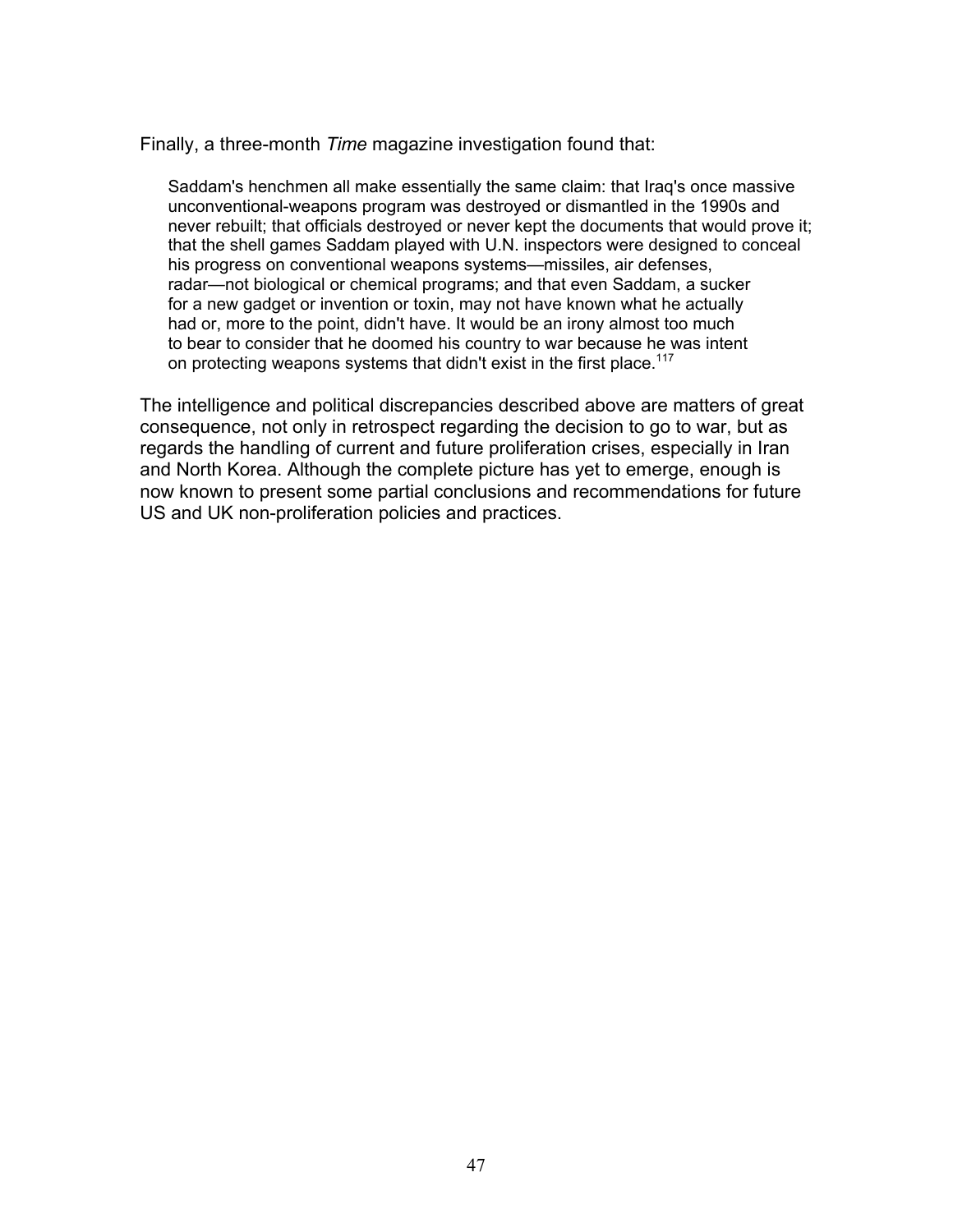Finally, a three-month *Time* magazine investigation found that:

> Saddam's henchmen all make essentially the same claim: that Iraq's once massive unconventional-weapons program was destroyed or dismantled in the 1990s and never rebuilt; that officials destroyed or never kept the documents that would prove it; that the shell games Saddam played with U.N. inspectors were designed to conceal his progress on conventional weapons systems—missiles, air defenses, radar—not biological or chemical programs; and that even Saddam, a sucker for a new gadget or invention or toxin, may not have known what he actually had or, more to the point, didn't have. It would be an irony almost too much to bear to consider that he doomed his country to war because he was intent on protecting weapons systems that didn't exist in the first place.[117]

The intelligence and political discrepancies described above are matters of great consequence, not only in retrospect regarding the decision to go to war, but as regards the handling of current and future proliferation crises, especially in Iran and North Korea. Although the complete picture has yet to emerge, enough is now known to present some partial conclusions and recommendations for future US and UK non-proliferation policies and practices.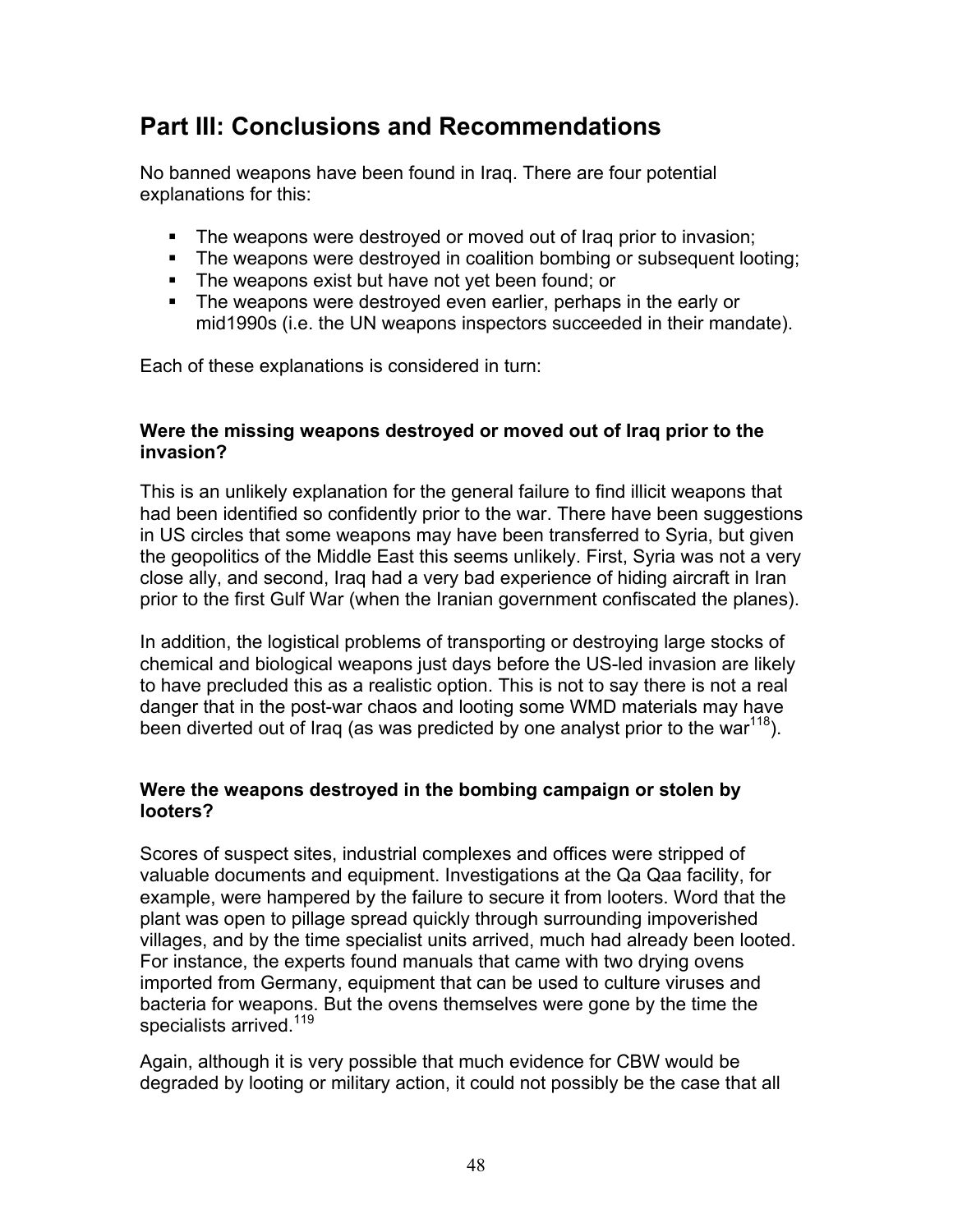## Part III: Conclusions and Recommendations

No banned weapons have been found in Iraq. There are four potential explanations for this:

- The weapons were destroyed or moved out of Iraq prior to invasion;
- The weapons were destroyed in coalition bombing or subsequent looting;
- The weapons exist but have not yet been found; or
- The weapons were destroyed even earlier, perhaps in the early or mid1990s (i.e. the UN weapons inspectors succeeded in their mandate).

Each of these explanations is considered in turn:

**Were the missing weapons destroyed or moved out of Iraq prior to the invasion?**

This is an unlikely explanation for the general failure to find illicit weapons that had been identified so confidently prior to the war. There have been suggestions in US circles that some weapons may have been transferred to Syria, but given the geopolitics of the Middle East this seems unlikely. First, Syria was not a very close ally, and second, Iraq had a very bad experience of hiding aircraft in Iran prior to the first Gulf War (when the Iranian government confiscated the planes).

In addition, the logistical problems of transporting or destroying large stocks of chemical and biological weapons just days before the US-led invasion are likely to have precluded this as a realistic option. This is not to say there is not a real danger that in the post-war chaos and looting some WMD materials may have been diverted out of Iraq (as was predicted by one analyst prior to the war[118]).

**Were the weapons destroyed in the bombing campaign or stolen by looters?**

Scores of suspect sites, industrial complexes and offices were stripped of valuable documents and equipment. Investigations at the Qa Qaa facility, for example, were hampered by the failure to secure it from looters. Word that the plant was open to pillage spread quickly through surrounding impoverished villages, and by the time specialist units arrived, much had already been looted. For instance, the experts found manuals that came with two drying ovens imported from Germany, equipment that can be used to culture viruses and bacteria for weapons. But the ovens themselves were gone by the time the specialists arrived.[119]

Again, although it is very possible that much evidence for CBW would be degraded by looting or military action, it could not possibly be the case that all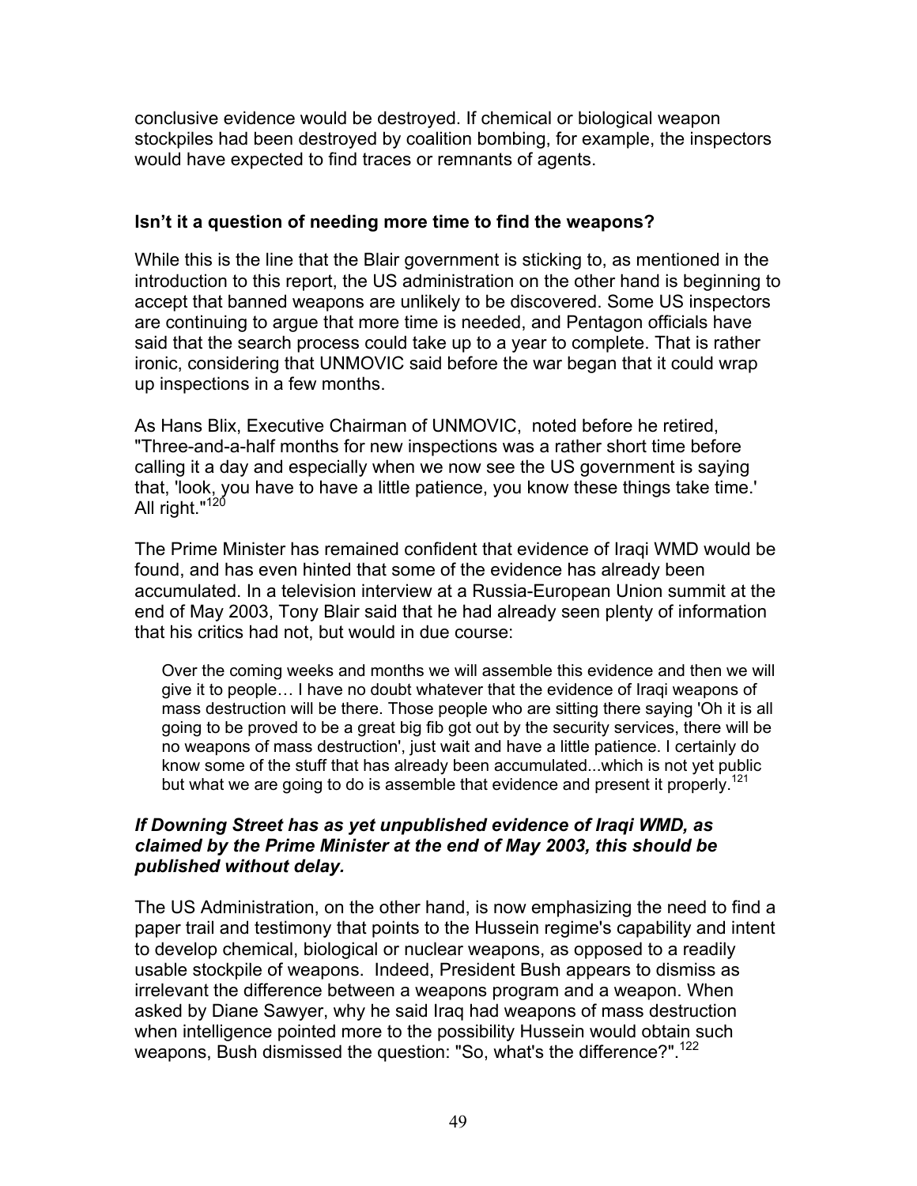conclusive evidence would be destroyed. If chemical or biological weapon stockpiles had been destroyed by coalition bombing, for example, the inspectors would have expected to find traces or remnants of agents.

### Isn't it a question of needing more time to find the weapons?

While this is the line that the Blair government is sticking to, as mentioned in the introduction to this report, the US administration on the other hand is beginning to accept that banned weapons are unlikely to be discovered. Some US inspectors are continuing to argue that more time is needed, and Pentagon officials have said that the search process could take up to a year to complete. That is rather ironic, considering that UNMOVIC said before the war began that it could wrap up inspections in a few months.

As Hans Blix, Executive Chairman of UNMOVIC, noted before he retired, "Three-and-a-half months for new inspections was a rather short time before calling it a day and especially when we now see the US government is saying that, 'look, you have to have a little patience, you know these things take time.' All right."[120]

The Prime Minister has remained confident that evidence of Iraqi WMD would be found, and has even hinted that some of the evidence has already been accumulated. In a television interview at a Russia-European Union summit at the end of May 2003, Tony Blair said that he had already seen plenty of information that his critics had not, but would in due course:

> Over the coming weeks and months we will assemble this evidence and then we will give it to people… I have no doubt whatever that the evidence of Iraqi weapons of mass destruction will be there. Those people who are sitting there saying 'Oh it is all going to be proved to be a great big fib got out by the security services, there will be no weapons of mass destruction', just wait and have a little patience. I certainly do know some of the stuff that has already been accumulated...which is not yet public but what we are going to do is assemble that evidence and present it properly.[121]

***If Downing Street has as yet unpublished evidence of Iraqi WMD, as claimed by the Prime Minister at the end of May 2003, this should be published without delay.***

The US Administration, on the other hand, is now emphasizing the need to find a paper trail and testimony that points to the Hussein regime's capability and intent to develop chemical, biological or nuclear weapons, as opposed to a readily usable stockpile of weapons. Indeed, President Bush appears to dismiss as irrelevant the difference between a weapons program and a weapon. When asked by Diane Sawyer, why he said Iraq had weapons of mass destruction when intelligence pointed more to the possibility Hussein would obtain such weapons, Bush dismissed the question: "So, what's the difference?".[122]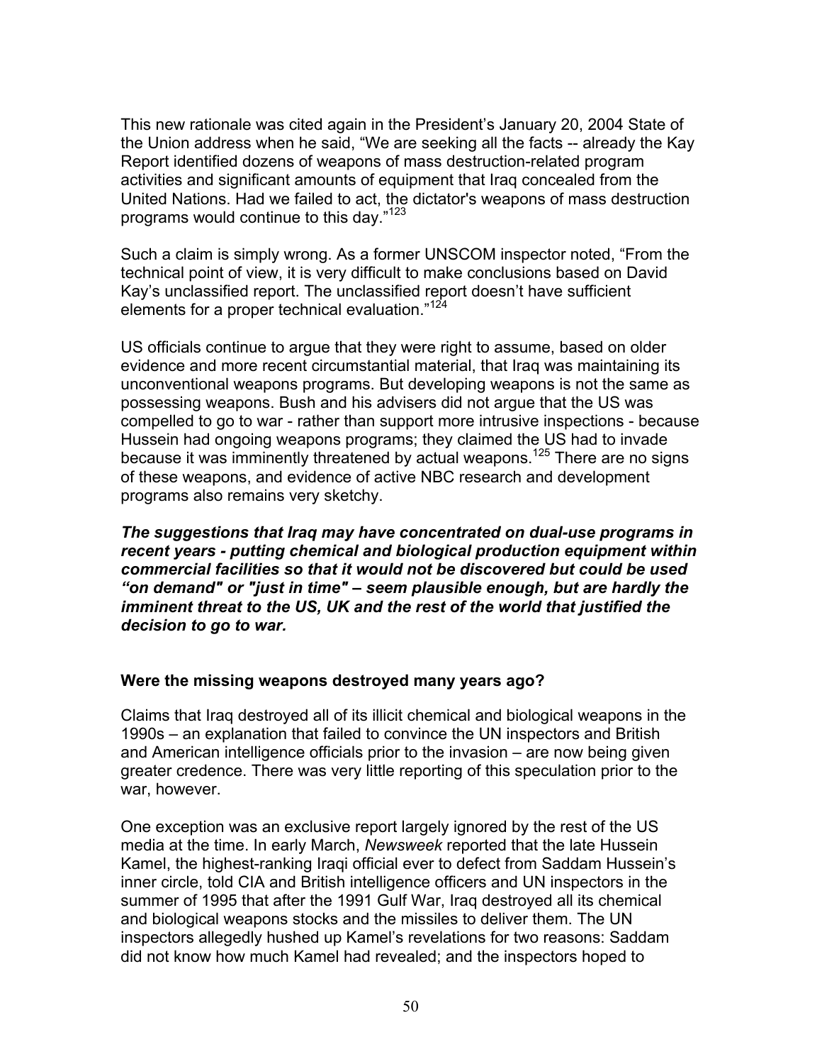This new rationale was cited again in the President's January 20, 2004 State of the Union address when he said, "We are seeking all the facts -- already the Kay Report identified dozens of weapons of mass destruction-related program activities and significant amounts of equipment that Iraq concealed from the United Nations. Had we failed to act, the dictator's weapons of mass destruction programs would continue to this day."[123]

Such a claim is simply wrong. As a former UNSCOM inspector noted, "From the technical point of view, it is very difficult to make conclusions based on David Kay's unclassified report. The unclassified report doesn't have sufficient elements for a proper technical evaluation."[124]

US officials continue to argue that they were right to assume, based on older evidence and more recent circumstantial material, that Iraq was maintaining its unconventional weapons programs. But developing weapons is not the same as possessing weapons. Bush and his advisers did not argue that the US was compelled to go to war - rather than support more intrusive inspections - because Hussein had ongoing weapons programs; they claimed the US had to invade because it was imminently threatened by actual weapons.[125] There are no signs of these weapons, and evidence of active NBC research and development programs also remains very sketchy.

***The suggestions that Iraq may have concentrated on dual-use programs in recent years - putting chemical and biological production equipment within commercial facilities so that it would not be discovered but could be used "on demand" or "just in time" – seem plausible enough, but are hardly the imminent threat to the US, UK and the rest of the world that justified the decision to go to war.***

### Were the missing weapons destroyed many years ago?

Claims that Iraq destroyed all of its illicit chemical and biological weapons in the 1990s – an explanation that failed to convince the UN inspectors and British and American intelligence officials prior to the invasion – are now being given greater credence. There was very little reporting of this speculation prior to the war, however.

One exception was an exclusive report largely ignored by the rest of the US media at the time. In early March, *Newsweek* reported that the late Hussein Kamel, the highest-ranking Iraqi official ever to defect from Saddam Hussein's inner circle, told CIA and British intelligence officers and UN inspectors in the summer of 1995 that after the 1991 Gulf War, Iraq destroyed all its chemical and biological weapons stocks and the missiles to deliver them. The UN inspectors allegedly hushed up Kamel's revelations for two reasons: Saddam did not know how much Kamel had revealed; and the inspectors hoped to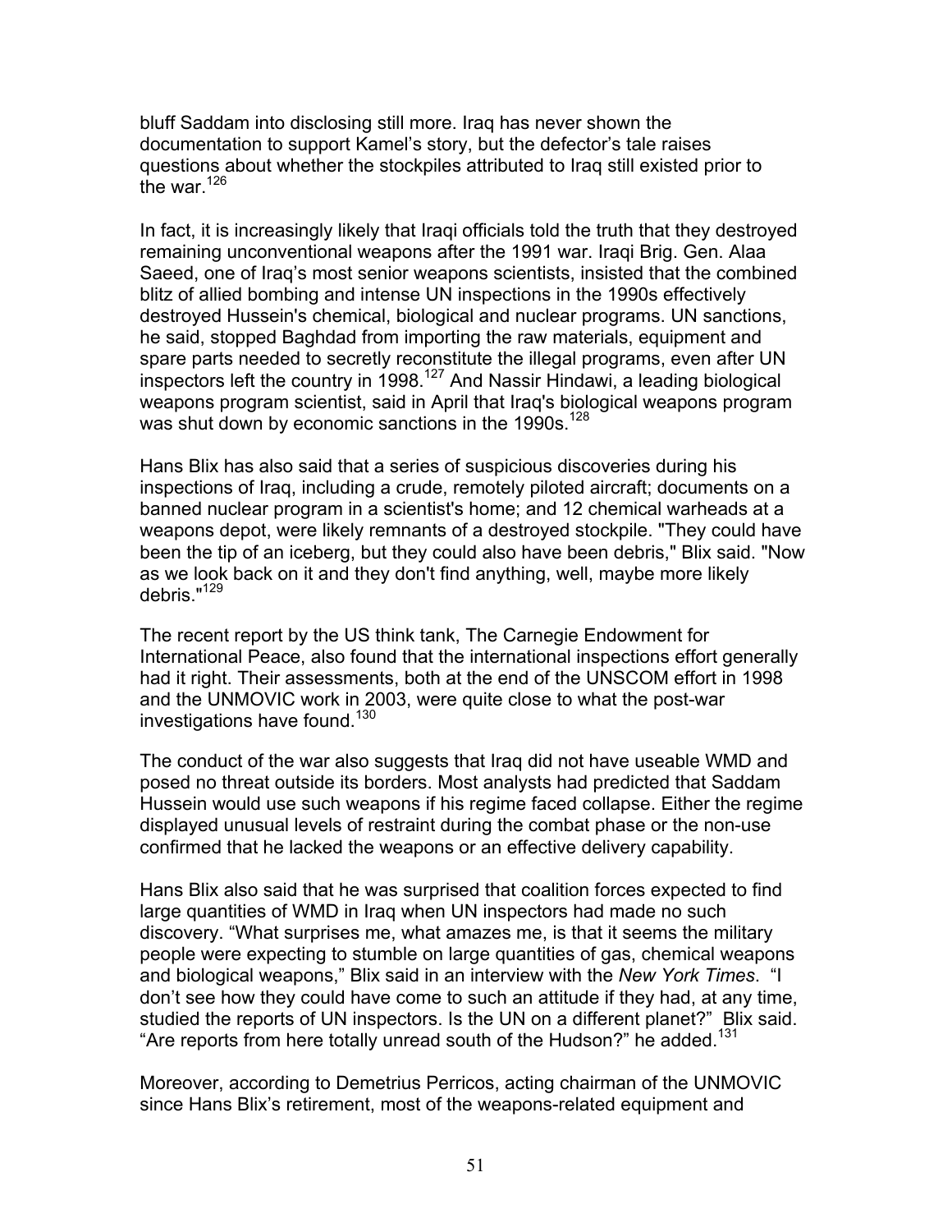bluff Saddam into disclosing still more. Iraq has never shown the documentation to support Kamel's story, but the defector's tale raises questions about whether the stockpiles attributed to Iraq still existed prior to the war.[126]

In fact, it is increasingly likely that Iraqi officials told the truth that they destroyed remaining unconventional weapons after the 1991 war. Iraqi Brig. Gen. Alaa Saeed, one of Iraq's most senior weapons scientists, insisted that the combined blitz of allied bombing and intense UN inspections in the 1990s effectively destroyed Hussein's chemical, biological and nuclear programs. UN sanctions, he said, stopped Baghdad from importing the raw materials, equipment and spare parts needed to secretly reconstitute the illegal programs, even after UN inspectors left the country in 1998.[127] And Nassir Hindawi, a leading biological weapons program scientist, said in April that Iraq's biological weapons program was shut down by economic sanctions in the 1990s.[128]

Hans Blix has also said that a series of suspicious discoveries during his inspections of Iraq, including a crude, remotely piloted aircraft; documents on a banned nuclear program in a scientist's home; and 12 chemical warheads at a weapons depot, were likely remnants of a destroyed stockpile. "They could have been the tip of an iceberg, but they could also have been debris," Blix said. "Now as we look back on it and they don't find anything, well, maybe more likely debris."[129]

The recent report by the US think tank, The Carnegie Endowment for International Peace, also found that the international inspections effort generally had it right. Their assessments, both at the end of the UNSCOM effort in 1998 and the UNMOVIC work in 2003, were quite close to what the post-war investigations have found.[130]

The conduct of the war also suggests that Iraq did not have useable WMD and posed no threat outside its borders. Most analysts had predicted that Saddam Hussein would use such weapons if his regime faced collapse. Either the regime displayed unusual levels of restraint during the combat phase or the non-use confirmed that he lacked the weapons or an effective delivery capability.

Hans Blix also said that he was surprised that coalition forces expected to find large quantities of WMD in Iraq when UN inspectors had made no such discovery. "What surprises me, what amazes me, is that it seems the military people were expecting to stumble on large quantities of gas, chemical weapons and biological weapons," Blix said in an interview with the *New York Times*. "I don't see how they could have come to such an attitude if they had, at any time, studied the reports of UN inspectors. Is the UN on a different planet?" Blix said. "Are reports from here totally unread south of the Hudson?" he added.[131]

Moreover, according to Demetrius Perricos, acting chairman of the UNMOVIC since Hans Blix's retirement, most of the weapons-related equipment and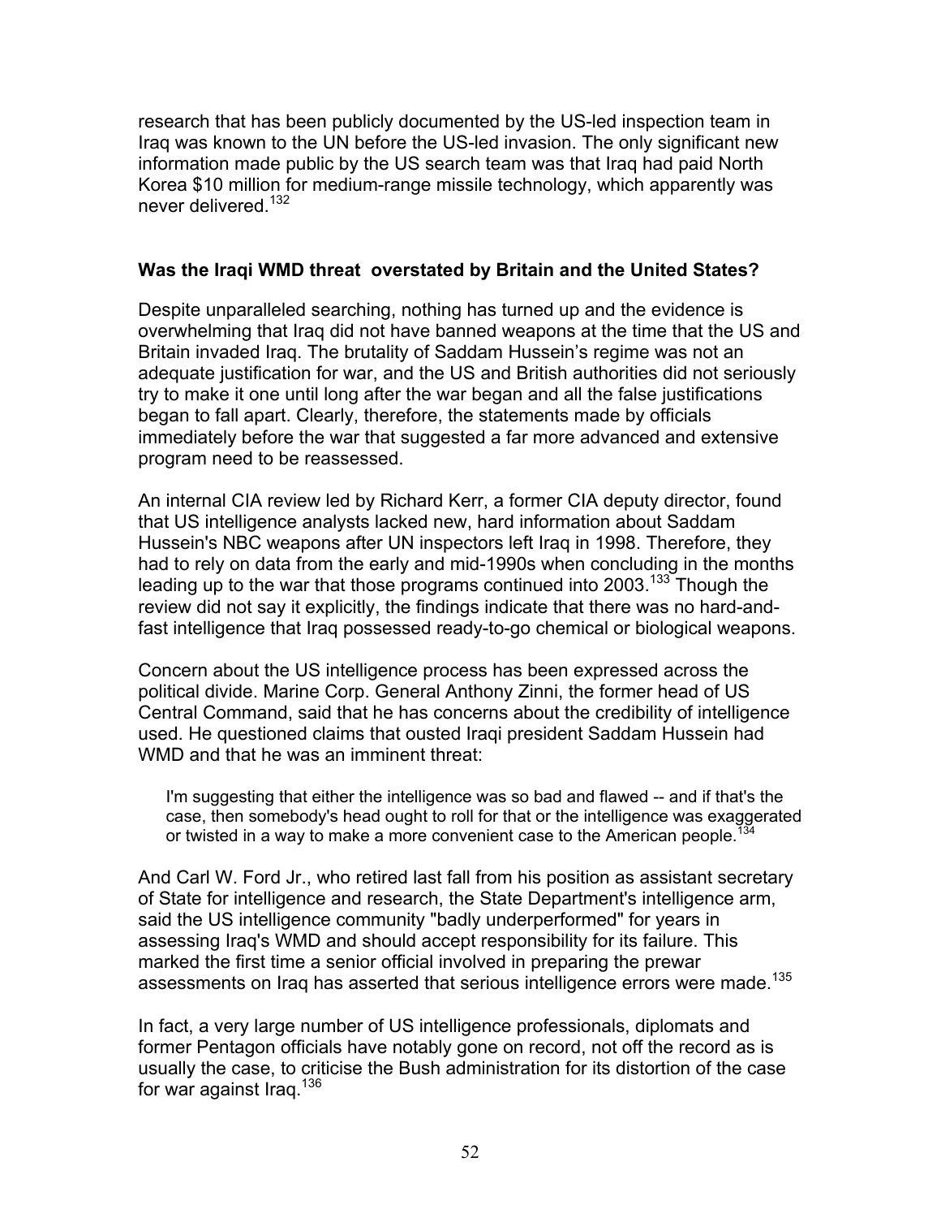research that has been publicly documented by the US-led inspection team in Iraq was known to the UN before the US-led invasion. The only significant new information made public by the US search team was that Iraq had paid North Korea $10 million for medium-range missile technology, which apparently was never delivered.[132]

### Was the Iraqi WMD threat overstated by Britain and the United States?

Despite unparalleled searching, nothing has turned up and the evidence is overwhelming that Iraq did not have banned weapons at the time that the US and Britain invaded Iraq. The brutality of Saddam Hussein's regime was not an adequate justification for war, and the US and British authorities did not seriously try to make it one until long after the war began and all the false justifications began to fall apart. Clearly, therefore, the statements made by officials immediately before the war that suggested a far more advanced and extensive program need to be reassessed.

An internal CIA review led by Richard Kerr, a former CIA deputy director, found that US intelligence analysts lacked new, hard information about Saddam Hussein's NBC weapons after UN inspectors left Iraq in 1998. Therefore, they had to rely on data from the early and mid-1990s when concluding in the months leading up to the war that those programs continued into 2003.[133] Though the review did not say it explicitly, the findings indicate that there was no hard-and-fast intelligence that Iraq possessed ready-to-go chemical or biological weapons.

Concern about the US intelligence process has been expressed across the political divide. Marine Corp. General Anthony Zinni, the former head of US Central Command, said that he has concerns about the credibility of intelligence used. He questioned claims that ousted Iraqi president Saddam Hussein had WMD and that he was an imminent threat:

> I'm suggesting that either the intelligence was so bad and flawed -- and if that's the case, then somebody's head ought to roll for that or the intelligence was exaggerated or twisted in a way to make a more convenient case to the American people.[134]

And Carl W. Ford Jr., who retired last fall from his position as assistant secretary of State for intelligence and research, the State Department's intelligence arm, said the US intelligence community "badly underperformed" for years in assessing Iraq's WMD and should accept responsibility for its failure. This marked the first time a senior official involved in preparing the prewar assessments on Iraq has asserted that serious intelligence errors were made.[135]

In fact, a very large number of US intelligence professionals, diplomats and former Pentagon officials have notably gone on record, not off the record as is usually the case, to criticise the Bush administration for its distortion of the case for war against Iraq.[136]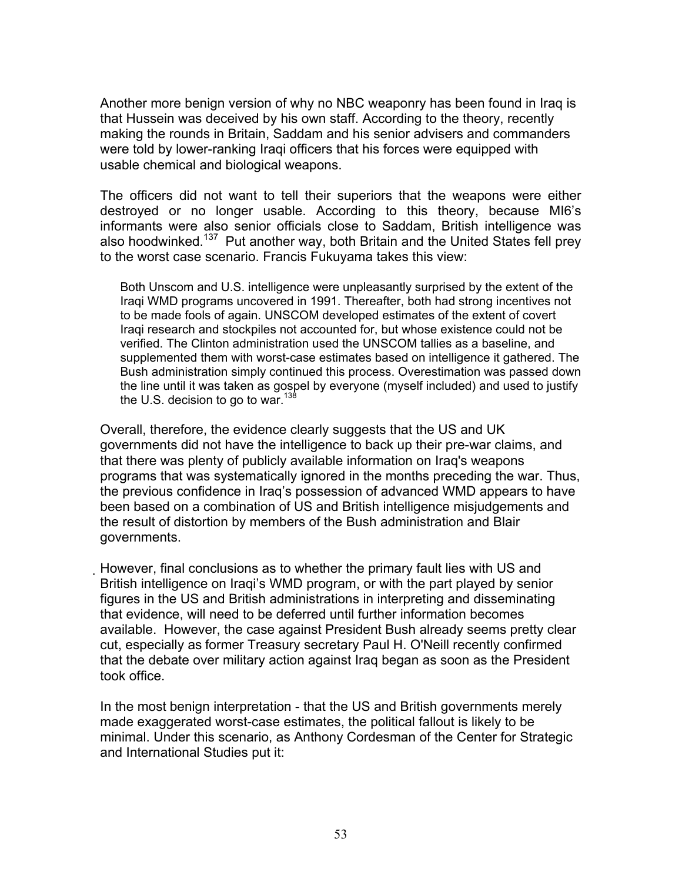Another more benign version of why no NBC weaponry has been found in Iraq is that Hussein was deceived by his own staff. According to the theory, recently making the rounds in Britain, Saddam and his senior advisers and commanders were told by lower-ranking Iraqi officers that his forces were equipped with usable chemical and biological weapons.

The officers did not want to tell their superiors that the weapons were either destroyed or no longer usable. According to this theory, because MI6's informants were also senior officials close to Saddam, British intelligence was also hoodwinked.[137] Put another way, both Britain and the United States fell prey to the worst case scenario. Francis Fukuyama takes this view:

> Both Unscom and U.S. intelligence were unpleasantly surprised by the extent of the Iraqi WMD programs uncovered in 1991. Thereafter, both had strong incentives not to be made fools of again. UNSCOM developed estimates of the extent of covert Iraqi research and stockpiles not accounted for, but whose existence could not be verified. The Clinton administration used the UNSCOM tallies as a baseline, and supplemented them with worst-case estimates based on intelligence it gathered. The Bush administration simply continued this process. Overestimation was passed down the line until it was taken as gospel by everyone (myself included) and used to justify the U.S. decision to go to war.[138]

Overall, therefore, the evidence clearly suggests that the US and UK governments did not have the intelligence to back up their pre-war claims, and that there was plenty of publicly available information on Iraq's weapons programs that was systematically ignored in the months preceding the war. Thus, the previous confidence in Iraq's possession of advanced WMD appears to have been based on a combination of US and British intelligence misjudgements and the result of distortion by members of the Bush administration and Blair governments.

However, final conclusions as to whether the primary fault lies with US and British intelligence on Iraqi's WMD program, or with the part played by senior figures in the US and British administrations in interpreting and disseminating that evidence, will need to be deferred until further information becomes available. However, the case against President Bush already seems pretty clear cut, especially as former Treasury secretary Paul H. O'Neill recently confirmed that the debate over military action against Iraq began as soon as the President took office.

In the most benign interpretation - that the US and British governments merely made exaggerated worst-case estimates, the political fallout is likely to be minimal. Under this scenario, as Anthony Cordesman of the Center for Strategic and International Studies put it: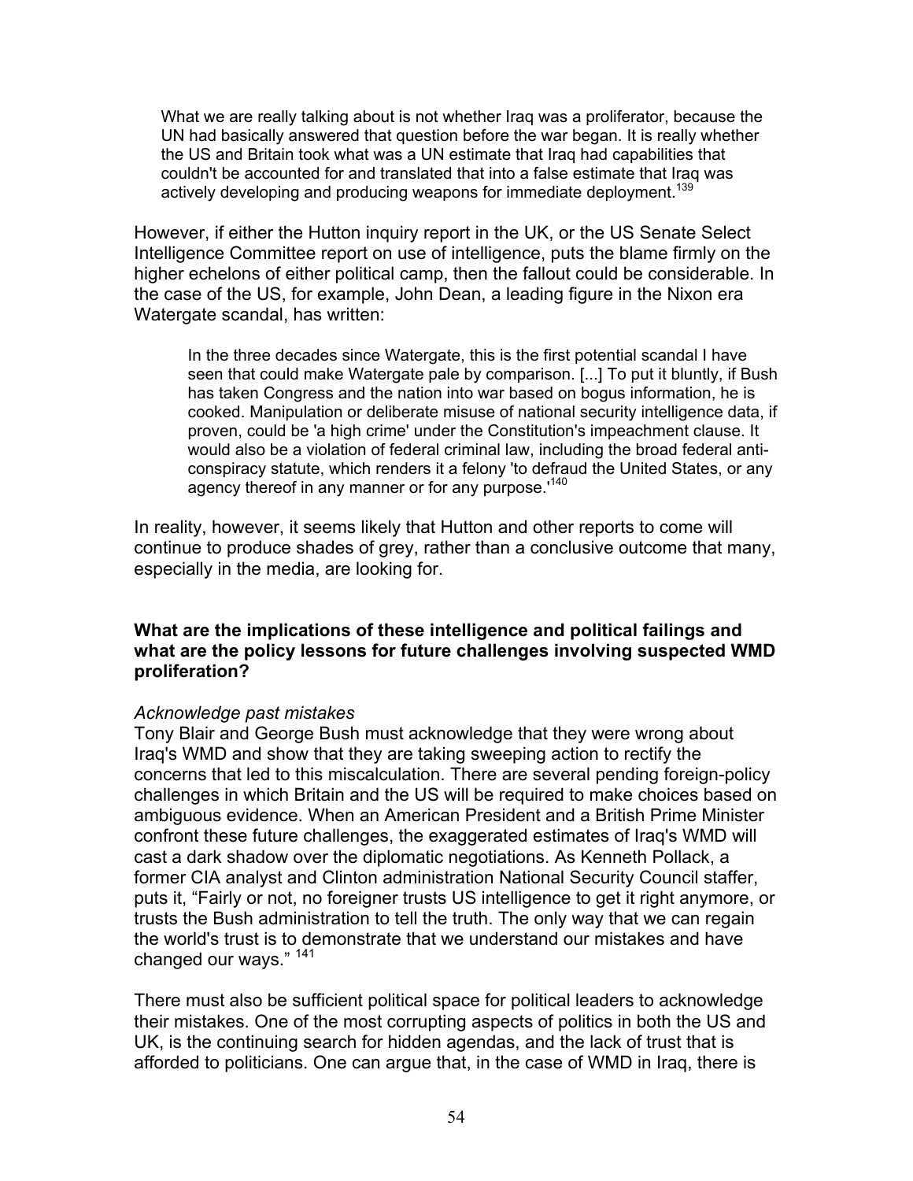> What we are really talking about is not whether Iraq was a proliferator, because the UN had basically answered that question before the war began. It is really whether the US and Britain took what was a UN estimate that Iraq had capabilities that couldn't be accounted for and translated that into a false estimate that Iraq was actively developing and producing weapons for immediate deployment.[139]

However, if either the Hutton inquiry report in the UK, or the US Senate Select Intelligence Committee report on use of intelligence, puts the blame firmly on the higher echelons of either political camp, then the fallout could be considerable. In the case of the US, for example, John Dean, a leading figure in the Nixon era Watergate scandal, has written:

> In the three decades since Watergate, this is the first potential scandal I have seen that could make Watergate pale by comparison. [...] To put it bluntly, if Bush has taken Congress and the nation into war based on bogus information, he is cooked. Manipulation or deliberate misuse of national security intelligence data, if proven, could be 'a high crime' under the Constitution's impeachment clause. It would also be a violation of federal criminal law, including the broad federal anti-conspiracy statute, which renders it a felony 'to defraud the United States, or any agency thereof in any manner or for any purpose.'[140]

In reality, however, it seems likely that Hutton and other reports to come will continue to produce shades of grey, rather than a conclusive outcome that many, especially in the media, are looking for.

**What are the implications of these intelligence and political failings and what are the policy lessons for future challenges involving suspected WMD proliferation?**

*Acknowledge past mistakes*

Tony Blair and George Bush must acknowledge that they were wrong about Iraq's WMD and show that they are taking sweeping action to rectify the concerns that led to this miscalculation. There are several pending foreign-policy challenges in which Britain and the US will be required to make choices based on ambiguous evidence. When an American President and a British Prime Minister confront these future challenges, the exaggerated estimates of Iraq's WMD will cast a dark shadow over the diplomatic negotiations. As Kenneth Pollack, a former CIA analyst and Clinton administration National Security Council staffer, puts it, "Fairly or not, no foreigner trusts US intelligence to get it right anymore, or trusts the Bush administration to tell the truth. The only way that we can regain the world's trust is to demonstrate that we understand our mistakes and have changed our ways." [141]

There must also be sufficient political space for political leaders to acknowledge their mistakes. One of the most corrupting aspects of politics in both the US and UK, is the continuing search for hidden agendas, and the lack of trust that is afforded to politicians. One can argue that, in the case of WMD in Iraq, there is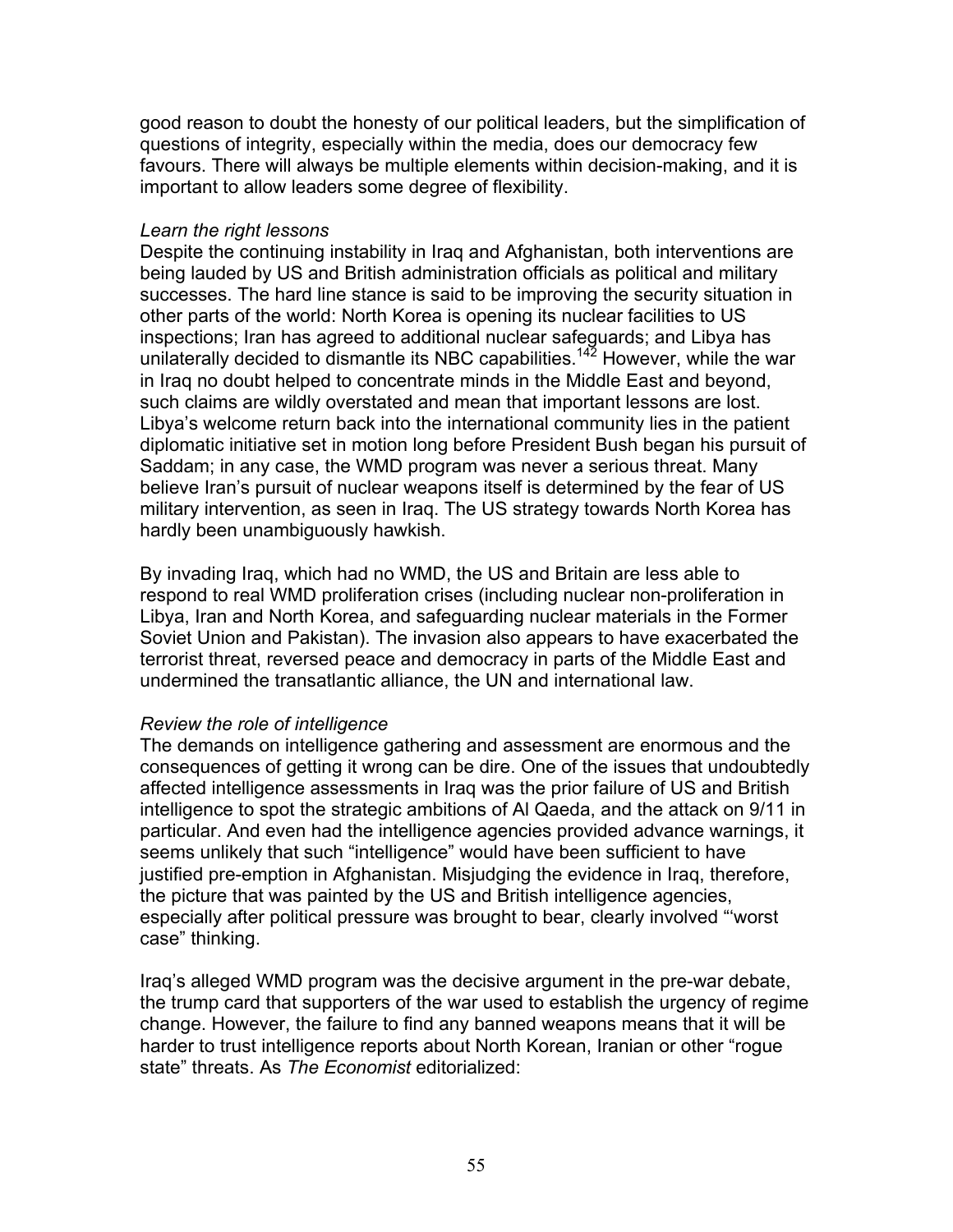good reason to doubt the honesty of our political leaders, but the simplification of questions of integrity, especially within the media, does our democracy few favours. There will always be multiple elements within decision-making, and it is important to allow leaders some degree of flexibility.

*Learn the right lessons*

Despite the continuing instability in Iraq and Afghanistan, both interventions are being lauded by US and British administration officials as political and military successes. The hard line stance is said to be improving the security situation in other parts of the world: North Korea is opening its nuclear facilities to US inspections; Iran has agreed to additional nuclear safeguards; and Libya has unilaterally decided to dismantle its NBC capabilities.[142] However, while the war in Iraq no doubt helped to concentrate minds in the Middle East and beyond, such claims are wildly overstated and mean that important lessons are lost. Libya's welcome return back into the international community lies in the patient diplomatic initiative set in motion long before President Bush began his pursuit of Saddam; in any case, the WMD program was never a serious threat. Many believe Iran's pursuit of nuclear weapons itself is determined by the fear of US military intervention, as seen in Iraq. The US strategy towards North Korea has hardly been unambiguously hawkish.

By invading Iraq, which had no WMD, the US and Britain are less able to respond to real WMD proliferation crises (including nuclear non-proliferation in Libya, Iran and North Korea, and safeguarding nuclear materials in the Former Soviet Union and Pakistan). The invasion also appears to have exacerbated the terrorist threat, reversed peace and democracy in parts of the Middle East and undermined the transatlantic alliance, the UN and international law.

*Review the role of intelligence*

The demands on intelligence gathering and assessment are enormous and the consequences of getting it wrong can be dire. One of the issues that undoubtedly affected intelligence assessments in Iraq was the prior failure of US and British intelligence to spot the strategic ambitions of Al Qaeda, and the attack on 9/11 in particular. And even had the intelligence agencies provided advance warnings, it seems unlikely that such "intelligence" would have been sufficient to have justified pre-emption in Afghanistan. Misjudging the evidence in Iraq, therefore, the picture that was painted by the US and British intelligence agencies, especially after political pressure was brought to bear, clearly involved "'worst case" thinking.

Iraq's alleged WMD program was the decisive argument in the pre-war debate, the trump card that supporters of the war used to establish the urgency of regime change. However, the failure to find any banned weapons means that it will be harder to trust intelligence reports about North Korean, Iranian or other "rogue state" threats. As *The Economist* editorialized: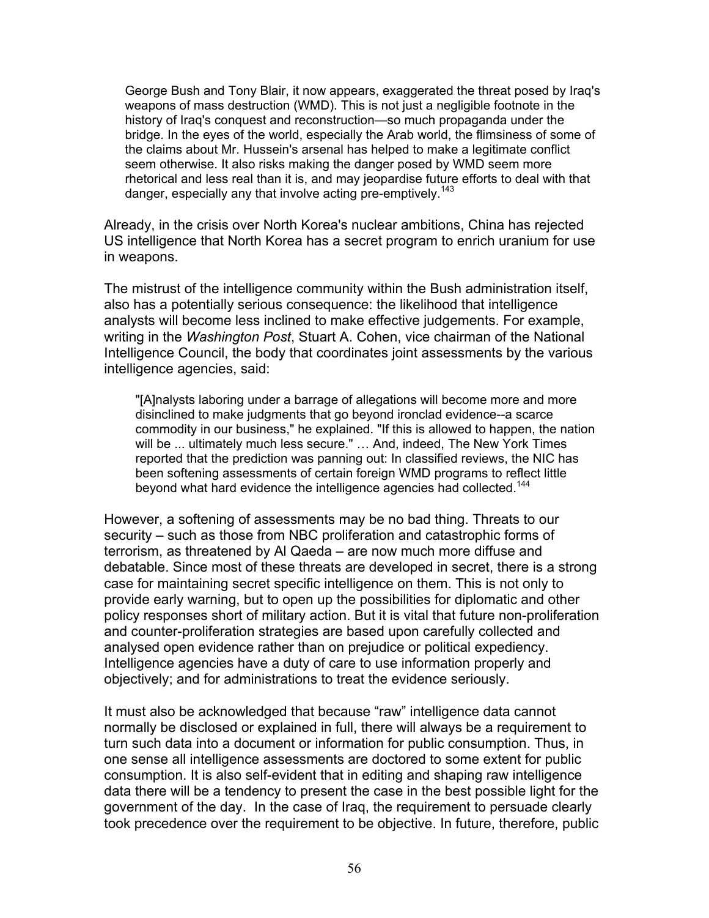> George Bush and Tony Blair, it now appears, exaggerated the threat posed by Iraq's weapons of mass destruction (WMD). This is not just a negligible footnote in the history of Iraq's conquest and reconstruction—so much propaganda under the bridge. In the eyes of the world, especially the Arab world, the flimsiness of some of the claims about Mr. Hussein's arsenal has helped to make a legitimate conflict seem otherwise. It also risks making the danger posed by WMD seem more rhetorical and less real than it is, and may jeopardise future efforts to deal with that danger, especially any that involve acting pre-emptively.[143]

Already, in the crisis over North Korea's nuclear ambitions, China has rejected US intelligence that North Korea has a secret program to enrich uranium for use in weapons.

The mistrust of the intelligence community within the Bush administration itself, also has a potentially serious consequence: the likelihood that intelligence analysts will become less inclined to make effective judgements. For example, writing in the *Washington Post*, Stuart A. Cohen, vice chairman of the National Intelligence Council, the body that coordinates joint assessments by the various intelligence agencies, said:

> "[A]nalysts laboring under a barrage of allegations will become more and more disinclined to make judgments that go beyond ironclad evidence--a scarce commodity in our business," he explained. "If this is allowed to happen, the nation will be ... ultimately much less secure." … And, indeed, The New York Times reported that the prediction was panning out: In classified reviews, the NIC has been softening assessments of certain foreign WMD programs to reflect little beyond what hard evidence the intelligence agencies had collected.[144]

However, a softening of assessments may be no bad thing. Threats to our security – such as those from NBC proliferation and catastrophic forms of terrorism, as threatened by Al Qaeda – are now much more diffuse and debatable. Since most of these threats are developed in secret, there is a strong case for maintaining secret specific intelligence on them. This is not only to provide early warning, but to open up the possibilities for diplomatic and other policy responses short of military action. But it is vital that future non-proliferation and counter-proliferation strategies are based upon carefully collected and analysed open evidence rather than on prejudice or political expediency. Intelligence agencies have a duty of care to use information properly and objectively; and for administrations to treat the evidence seriously.

It must also be acknowledged that because "raw" intelligence data cannot normally be disclosed or explained in full, there will always be a requirement to turn such data into a document or information for public consumption. Thus, in one sense all intelligence assessments are doctored to some extent for public consumption. It is also self-evident that in editing and shaping raw intelligence data there will be a tendency to present the case in the best possible light for the government of the day. In the case of Iraq, the requirement to persuade clearly took precedence over the requirement to be objective. In future, therefore, public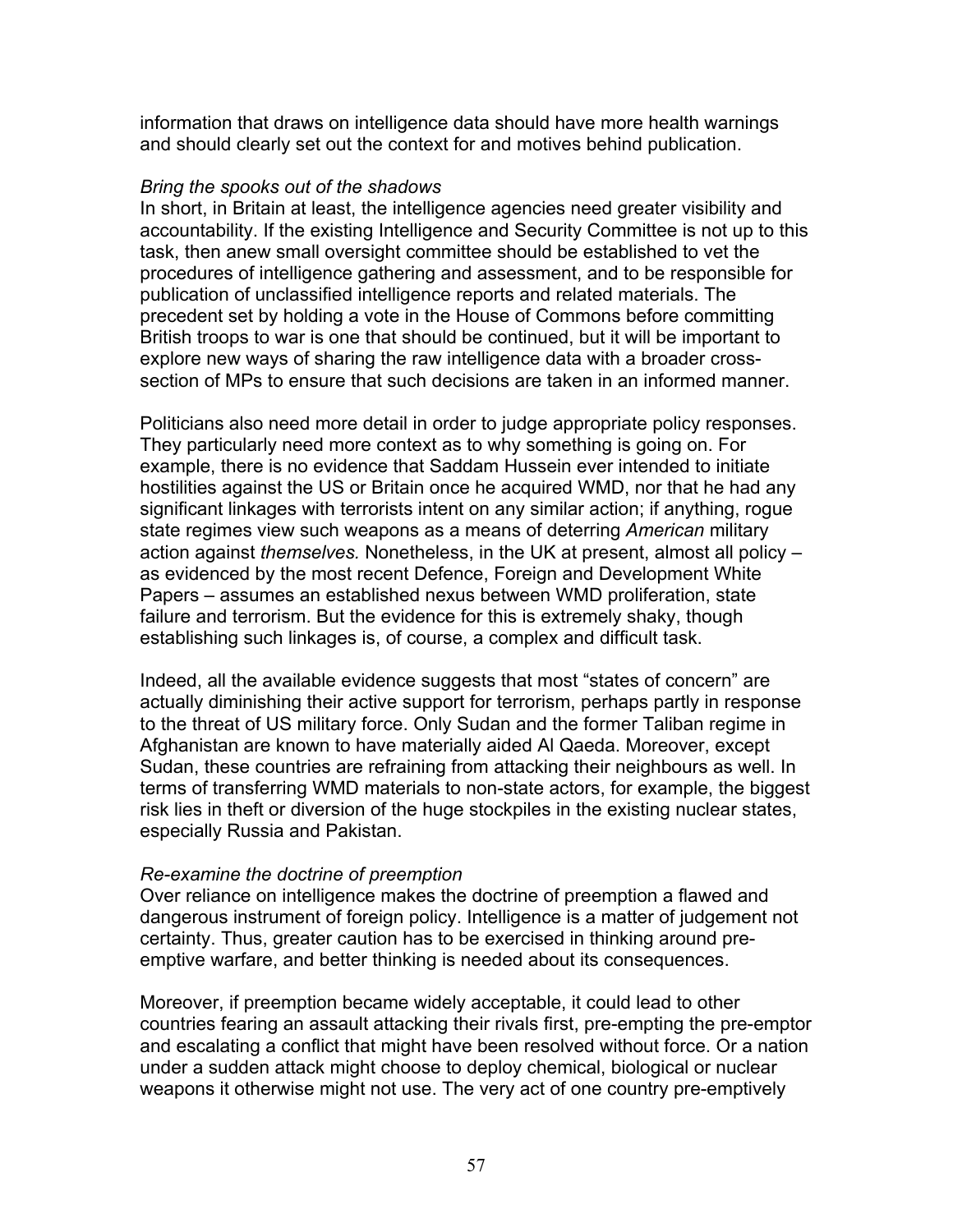information that draws on intelligence data should have more health warnings and should clearly set out the context for and motives behind publication.

*Bring the spooks out of the shadows*

In short, in Britain at least, the intelligence agencies need greater visibility and accountability. If the existing Intelligence and Security Committee is not up to this task, then anew small oversight committee should be established to vet the procedures of intelligence gathering and assessment, and to be responsible for publication of unclassified intelligence reports and related materials. The precedent set by holding a vote in the House of Commons before committing British troops to war is one that should be continued, but it will be important to explore new ways of sharing the raw intelligence data with a broader cross-section of MPs to ensure that such decisions are taken in an informed manner.

Politicians also need more detail in order to judge appropriate policy responses. They particularly need more context as to why something is going on. For example, there is no evidence that Saddam Hussein ever intended to initiate hostilities against the US or Britain once he acquired WMD, nor that he had any significant linkages with terrorists intent on any similar action; if anything, rogue state regimes view such weapons as a means of deterring *American* military action against *themselves.* Nonetheless, in the UK at present, almost all policy – as evidenced by the most recent Defence, Foreign and Development White Papers – assumes an established nexus between WMD proliferation, state failure and terrorism. But the evidence for this is extremely shaky, though establishing such linkages is, of course, a complex and difficult task.

Indeed, all the available evidence suggests that most "states of concern" are actually diminishing their active support for terrorism, perhaps partly in response to the threat of US military force. Only Sudan and the former Taliban regime in Afghanistan are known to have materially aided Al Qaeda. Moreover, except Sudan, these countries are refraining from attacking their neighbours as well. In terms of transferring WMD materials to non-state actors, for example, the biggest risk lies in theft or diversion of the huge stockpiles in the existing nuclear states, especially Russia and Pakistan.

*Re-examine the doctrine of preemption*

Over reliance on intelligence makes the doctrine of preemption a flawed and dangerous instrument of foreign policy. Intelligence is a matter of judgement not certainty. Thus, greater caution has to be exercised in thinking around pre-emptive warfare, and better thinking is needed about its consequences.

Moreover, if preemption became widely acceptable, it could lead to other countries fearing an assault attacking their rivals first, pre-empting the pre-emptor and escalating a conflict that might have been resolved without force. Or a nation under a sudden attack might choose to deploy chemical, biological or nuclear weapons it otherwise might not use. The very act of one country pre-emptively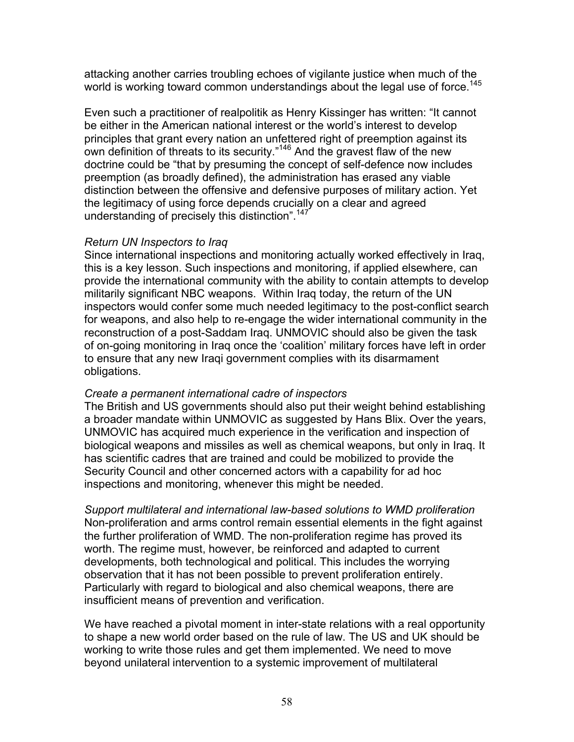attacking another carries troubling echoes of vigilante justice when much of the world is working toward common understandings about the legal use of force.[145]

Even such a practitioner of realpolitik as Henry Kissinger has written: "It cannot be either in the American national interest or the world's interest to develop principles that grant every nation an unfettered right of preemption against its own definition of threats to its security."[146] And the gravest flaw of the new doctrine could be "that by presuming the concept of self-defence now includes preemption (as broadly defined), the administration has erased any viable distinction between the offensive and defensive purposes of military action. Yet the legitimacy of using force depends crucially on a clear and agreed understanding of precisely this distinction".[147]

*Return UN Inspectors to Iraq*

Since international inspections and monitoring actually worked effectively in Iraq, this is a key lesson. Such inspections and monitoring, if applied elsewhere, can provide the international community with the ability to contain attempts to develop militarily significant NBC weapons. Within Iraq today, the return of the UN inspectors would confer some much needed legitimacy to the post-conflict search for weapons, and also help to re-engage the wider international community in the reconstruction of a post-Saddam Iraq. UNMOVIC should also be given the task of on-going monitoring in Iraq once the 'coalition' military forces have left in order to ensure that any new Iraqi government complies with its disarmament obligations.

*Create a permanent international cadre of inspectors*

The British and US governments should also put their weight behind establishing a broader mandate within UNMOVIC as suggested by Hans Blix. Over the years, UNMOVIC has acquired much experience in the verification and inspection of biological weapons and missiles as well as chemical weapons, but only in Iraq. It has scientific cadres that are trained and could be mobilized to provide the Security Council and other concerned actors with a capability for ad hoc inspections and monitoring, whenever this might be needed.

*Support multilateral and international law-based solutions to WMD proliferation*

Non-proliferation and arms control remain essential elements in the fight against the further proliferation of WMD. The non-proliferation regime has proved its worth. The regime must, however, be reinforced and adapted to current developments, both technological and political. This includes the worrying observation that it has not been possible to prevent proliferation entirely. Particularly with regard to biological and also chemical weapons, there are insufficient means of prevention and verification.

We have reached a pivotal moment in inter-state relations with a real opportunity to shape a new world order based on the rule of law. The US and UK should be working to write those rules and get them implemented. We need to move beyond unilateral intervention to a systemic improvement of multilateral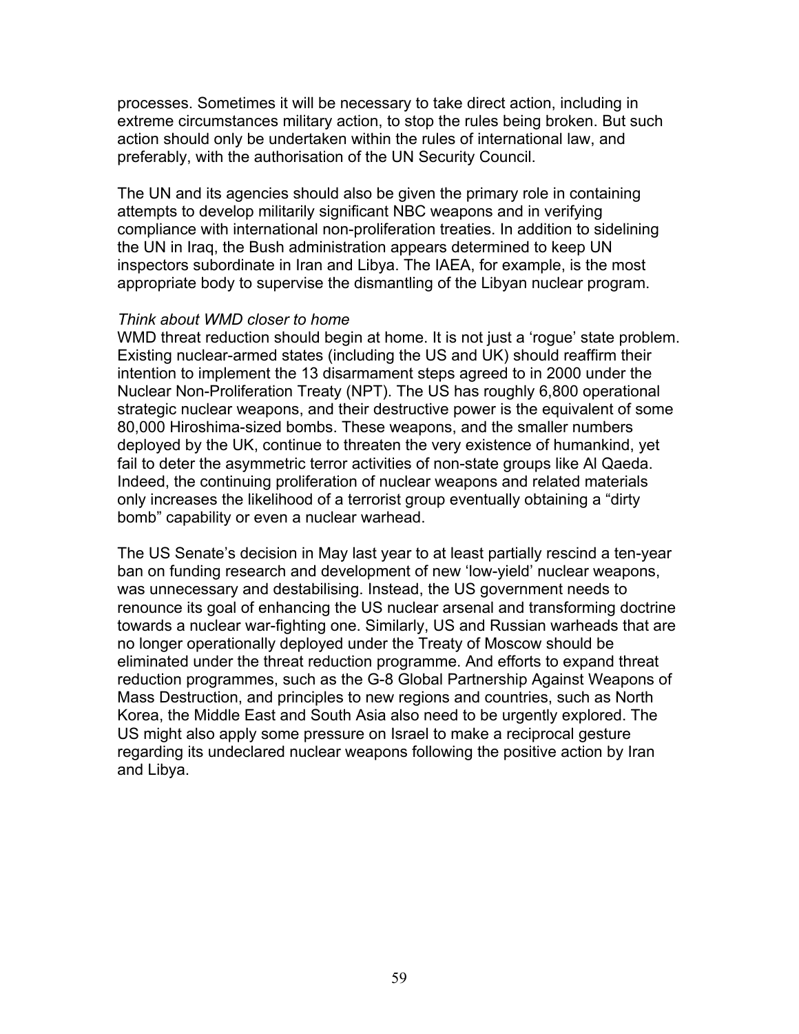processes. Sometimes it will be necessary to take direct action, including in extreme circumstances military action, to stop the rules being broken. But such action should only be undertaken within the rules of international law, and preferably, with the authorisation of the UN Security Council.

The UN and its agencies should also be given the primary role in containing attempts to develop militarily significant NBC weapons and in verifying compliance with international non-proliferation treaties. In addition to sidelining the UN in Iraq, the Bush administration appears determined to keep UN inspectors subordinate in Iran and Libya. The IAEA, for example, is the most appropriate body to supervise the dismantling of the Libyan nuclear program.

*Think about WMD closer to home*

WMD threat reduction should begin at home. It is not just a 'rogue' state problem. Existing nuclear-armed states (including the US and UK) should reaffirm their intention to implement the 13 disarmament steps agreed to in 2000 under the Nuclear Non-Proliferation Treaty (NPT). The US has roughly 6,800 operational strategic nuclear weapons, and their destructive power is the equivalent of some 80,000 Hiroshima-sized bombs. These weapons, and the smaller numbers deployed by the UK, continue to threaten the very existence of humankind, yet fail to deter the asymmetric terror activities of non-state groups like Al Qaeda. Indeed, the continuing proliferation of nuclear weapons and related materials only increases the likelihood of a terrorist group eventually obtaining a "dirty bomb" capability or even a nuclear warhead.

The US Senate's decision in May last year to at least partially rescind a ten-year ban on funding research and development of new 'low-yield' nuclear weapons, was unnecessary and destabilising. Instead, the US government needs to renounce its goal of enhancing the US nuclear arsenal and transforming doctrine towards a nuclear war-fighting one. Similarly, US and Russian warheads that are no longer operationally deployed under the Treaty of Moscow should be eliminated under the threat reduction programme. And efforts to expand threat reduction programmes, such as the G-8 Global Partnership Against Weapons of Mass Destruction, and principles to new regions and countries, such as North Korea, the Middle East and South Asia also need to be urgently explored. The US might also apply some pressure on Israel to make a reciprocal gesture regarding its undeclared nuclear weapons following the positive action by Iran and Libya.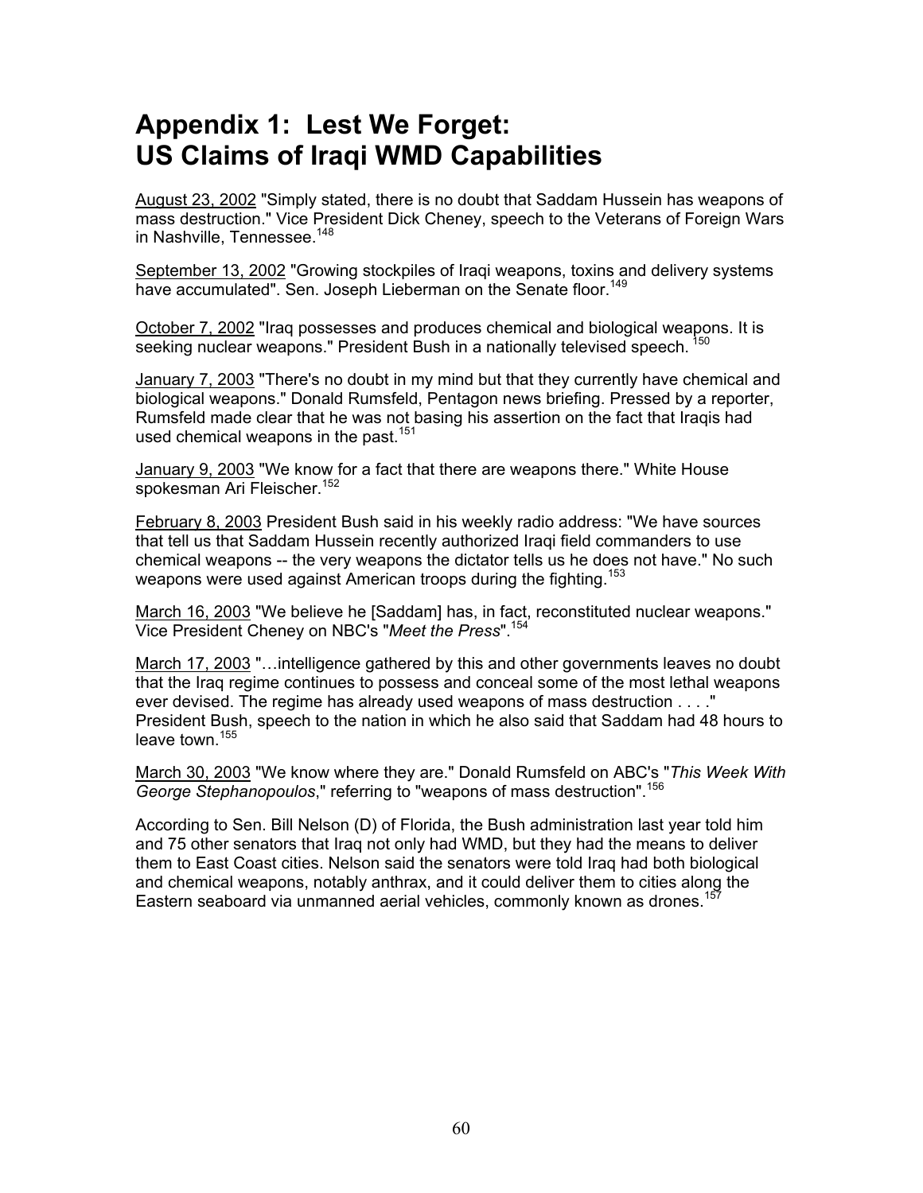# Appendix 1: Lest We Forget: US Claims of Iraqi WMD Capabilities

August 23, 2002 "Simply stated, there is no doubt that Saddam Hussein has weapons of mass destruction." Vice President Dick Cheney, speech to the Veterans of Foreign Wars in Nashville, Tennessee.[148]

September 13, 2002 "Growing stockpiles of Iraqi weapons, toxins and delivery systems have accumulated". Sen. Joseph Lieberman on the Senate floor.[149]

October 7, 2002 "Iraq possesses and produces chemical and biological weapons. It is seeking nuclear weapons." President Bush in a nationally televised speech.[150]

January 7, 2003 "There's no doubt in my mind but that they currently have chemical and biological weapons." Donald Rumsfeld, Pentagon news briefing. Pressed by a reporter, Rumsfeld made clear that he was not basing his assertion on the fact that Iraqis had used chemical weapons in the past.[151]

January 9, 2003 "We know for a fact that there are weapons there." White House spokesman Ari Fleischer.[152]

February 8, 2003 President Bush said in his weekly radio address: "We have sources that tell us that Saddam Hussein recently authorized Iraqi field commanders to use chemical weapons -- the very weapons the dictator tells us he does not have." No such weapons were used against American troops during the fighting.[153]

March 16, 2003 "We believe he [Saddam] has, in fact, reconstituted nuclear weapons." Vice President Cheney on NBC's "*Meet the Press*".[154]

March 17, 2003 "…intelligence gathered by this and other governments leaves no doubt that the Iraq regime continues to possess and conceal some of the most lethal weapons ever devised. The regime has already used weapons of mass destruction . . . ." President Bush, speech to the nation in which he also said that Saddam had 48 hours to leave town.[155]

March 30, 2003 "We know where they are." Donald Rumsfeld on ABC's "*This Week With George Stephanopoulos*," referring to "weapons of mass destruction".[156]

According to Sen. Bill Nelson (D) of Florida, the Bush administration last year told him and 75 other senators that Iraq not only had WMD, but they had the means to deliver them to East Coast cities. Nelson said the senators were told Iraq had both biological and chemical weapons, notably anthrax, and it could deliver them to cities along the Eastern seaboard via unmanned aerial vehicles, commonly known as drones.[157]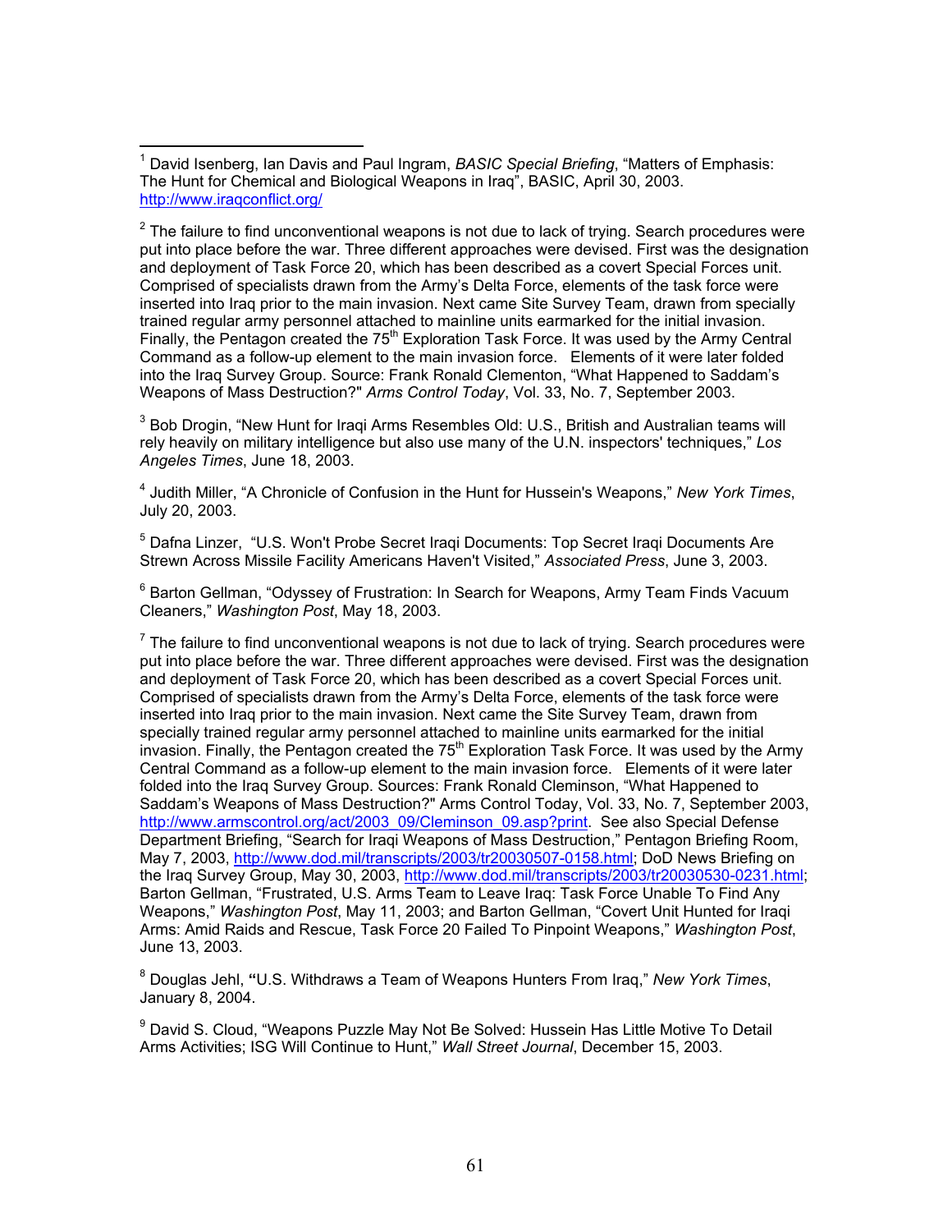[1] David Isenberg, Ian Davis and Paul Ingram, *BASIC Special Briefing*, "Matters of Emphasis: The Hunt for Chemical and Biological Weapons in Iraq", BASIC, April 30, 2003. http://www.iraqconflict.org/

[2] The failure to find unconventional weapons is not due to lack of trying. Search procedures were put into place before the war. Three different approaches were devised. First was the designation and deployment of Task Force 20, which has been described as a covert Special Forces unit. Comprised of specialists drawn from the Army's Delta Force, elements of the task force were inserted into Iraq prior to the main invasion. Next came Site Survey Team, drawn from specially trained regular army personnel attached to mainline units earmarked for the initial invasion. Finally, the Pentagon created the 75th Exploration Task Force. It was used by the Army Central Command as a follow-up element to the main invasion force. Elements of it were later folded into the Iraq Survey Group. Source: Frank Ronald Clementon, "What Happened to Saddam's Weapons of Mass Destruction?" *Arms Control Today*, Vol. 33, No. 7, September 2003.

[3] Bob Drogin, "New Hunt for Iraqi Arms Resembles Old: U.S., British and Australian teams will rely heavily on military intelligence but also use many of the U.N. inspectors' techniques," *Los Angeles Times*, June 18, 2003.

[4] Judith Miller, "A Chronicle of Confusion in the Hunt for Hussein's Weapons," *New York Times*, July 20, 2003.

[5] Dafna Linzer, "U.S. Won't Probe Secret Iraqi Documents: Top Secret Iraqi Documents Are Strewn Across Missile Facility Americans Haven't Visited," *Associated Press*, June 3, 2003.

[6] Barton Gellman, "Odyssey of Frustration: In Search for Weapons, Army Team Finds Vacuum Cleaners," *Washington Post*, May 18, 2003.

[7] The failure to find unconventional weapons is not due to lack of trying. Search procedures were put into place before the war. Three different approaches were devised. First was the designation and deployment of Task Force 20, which has been described as a covert Special Forces unit. Comprised of specialists drawn from the Army's Delta Force, elements of the task force were inserted into Iraq prior to the main invasion. Next came the Site Survey Team, drawn from specially trained regular army personnel attached to mainline units earmarked for the initial invasion. Finally, the Pentagon created the 75th Exploration Task Force. It was used by the Army Central Command as a follow-up element to the main invasion force. Elements of it were later folded into the Iraq Survey Group. Sources: Frank Ronald Cleminson, "What Happened to Saddam's Weapons of Mass Destruction?" Arms Control Today, Vol. 33, No. 7, September 2003, http://www.armscontrol.org/act/2003_09/Cleminson_09.asp?print. See also Special Defense Department Briefing, "Search for Iraqi Weapons of Mass Destruction," Pentagon Briefing Room, May 7, 2003, http://www.dod.mil/transcripts/2003/tr20030507-0158.html; DoD News Briefing on the Iraq Survey Group, May 30, 2003, http://www.dod.mil/transcripts/2003/tr20030530-0231.html; Barton Gellman, "Frustrated, U.S. Arms Team to Leave Iraq: Task Force Unable To Find Any Weapons," *Washington Post*, May 11, 2003; and Barton Gellman, "Covert Unit Hunted for Iraqi Arms: Amid Raids and Rescue, Task Force 20 Failed To Pinpoint Weapons," *Washington Post*, June 13, 2003.

[8] Douglas Jehl, **"**U.S. Withdraws a Team of Weapons Hunters From Iraq," *New York Times*, January 8, 2004.

[9] David S. Cloud, "Weapons Puzzle May Not Be Solved: Hussein Has Little Motive To Detail Arms Activities; ISG Will Continue to Hunt," *Wall Street Journal*, December 15, 2003.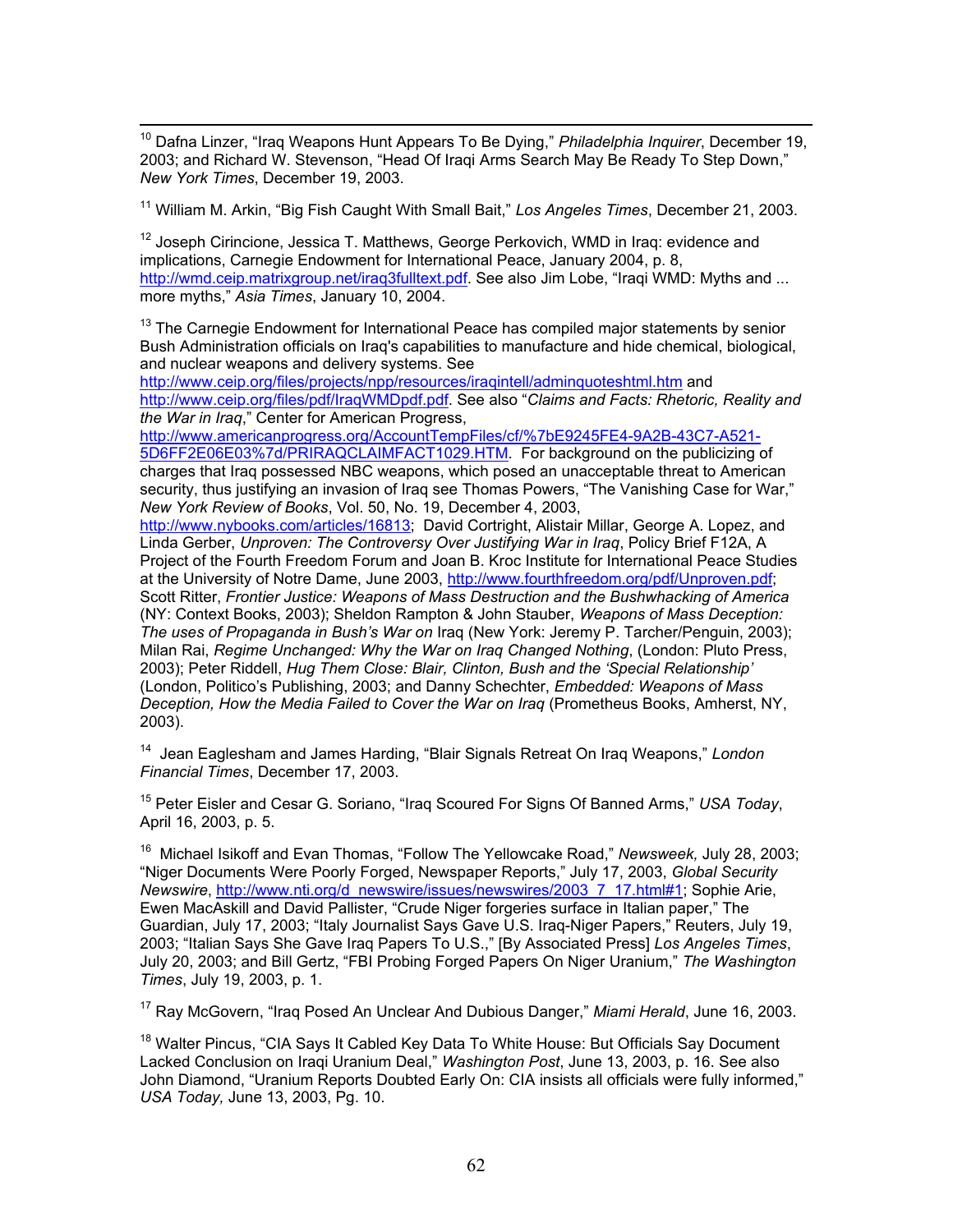[10] Dafna Linzer, "Iraq Weapons Hunt Appears To Be Dying," *Philadelphia Inquirer*, December 19, 2003; and Richard W. Stevenson, "Head Of Iraqi Arms Search May Be Ready To Step Down," *New York Times*, December 19, 2003.

[11] William M. Arkin, "Big Fish Caught With Small Bait," *Los Angeles Times*, December 21, 2003.

[12] Joseph Cirincione, Jessica T. Matthews, George Perkovich, WMD in Iraq: evidence and implications, Carnegie Endowment for International Peace, January 2004, p. 8, http://wmd.ceip.matrixgroup.net/iraq3fulltext.pdf. See also Jim Lobe, "Iraqi WMD: Myths and ... more myths," *Asia Times*, January 10, 2004.

[13] The Carnegie Endowment for International Peace has compiled major statements by senior Bush Administration officials on Iraq's capabilities to manufacture and hide chemical, biological, and nuclear weapons and delivery systems. See http://www.ceip.org/files/projects/npp/resources/iraqintell/adminquoteshtml.htm and http://www.ceip.org/files/pdf/IraqWMDpdf.pdf. See also "*Claims and Facts: Rhetoric, Reality and the War in Iraq*," Center for American Progress, http://www.americanprogress.org/AccountTempFiles/cf/%7bE9245FE4-9A2B-43C7-A521-5D6FF2E06E03%7d/PRIRAQCLAIMFACT1029.HTM. For background on the publicizing of charges that Iraq possessed NBC weapons, which posed an unacceptable threat to American security, thus justifying an invasion of Iraq see Thomas Powers, "The Vanishing Case for War," *New York Review of Books*, Vol. 50, No. 19, December 4, 2003, http://www.nybooks.com/articles/16813; David Cortright, Alistair Millar, George A. Lopez, and Linda Gerber, *Unproven: The Controversy Over Justifying War in Iraq*, Policy Brief F12A, A Project of the Fourth Freedom Forum and Joan B. Kroc Institute for International Peace Studies at the University of Notre Dame, June 2003, http://www.fourthfreedom.org/pdf/Unproven.pdf; Scott Ritter, *Frontier Justice: Weapons of Mass Destruction and the Bushwhacking of America* (NY: Context Books, 2003); Sheldon Rampton & John Stauber, *Weapons of Mass Deception: The uses of Propaganda in Bush's War on* Iraq (New York: Jeremy P. Tarcher/Penguin, 2003); Milan Rai, *Regime Unchanged: Why the War on Iraq Changed Nothing*, (London: Pluto Press, 2003); Peter Riddell, *Hug Them Close: Blair, Clinton, Bush and the 'Special Relationship'* (London, Politico's Publishing, 2003; and Danny Schechter, *Embedded: Weapons of Mass Deception, How the Media Failed to Cover the War on Iraq* (Prometheus Books, Amherst, NY, 2003).

[14] Jean Eaglesham and James Harding, "Blair Signals Retreat On Iraq Weapons," *London Financial Times*, December 17, 2003.

[15] Peter Eisler and Cesar G. Soriano, "Iraq Scoured For Signs Of Banned Arms," *USA Today*, April 16, 2003, p. 5.

[16] Michael Isikoff and Evan Thomas, "Follow The Yellowcake Road," *Newsweek,* July 28, 2003; "Niger Documents Were Poorly Forged, Newspaper Reports," July 17, 2003, *Global Security Newswire*, http://www.nti.org/d_newswire/issues/newswires/2003_7_17.html#1; Sophie Arie, Ewen MacAskill and David Pallister, "Crude Niger forgeries surface in Italian paper," The Guardian, July 17, 2003; "Italy Journalist Says Gave U.S. Iraq-Niger Papers," Reuters, July 19, 2003; "Italian Says She Gave Iraq Papers To U.S.," [By Associated Press] *Los Angeles Times*, July 20, 2003; and Bill Gertz, "FBI Probing Forged Papers On Niger Uranium," *The Washington Times*, July 19, 2003, p. 1.

[17] Ray McGovern, "Iraq Posed An Unclear And Dubious Danger," *Miami Herald*, June 16, 2003.

[18] Walter Pincus, "CIA Says It Cabled Key Data To White House: But Officials Say Document Lacked Conclusion on Iraqi Uranium Deal," *Washington Post*, June 13, 2003, p. 16. See also John Diamond, "Uranium Reports Doubted Early On: CIA insists all officials were fully informed," *USA Today,* June 13, 2003, Pg. 10.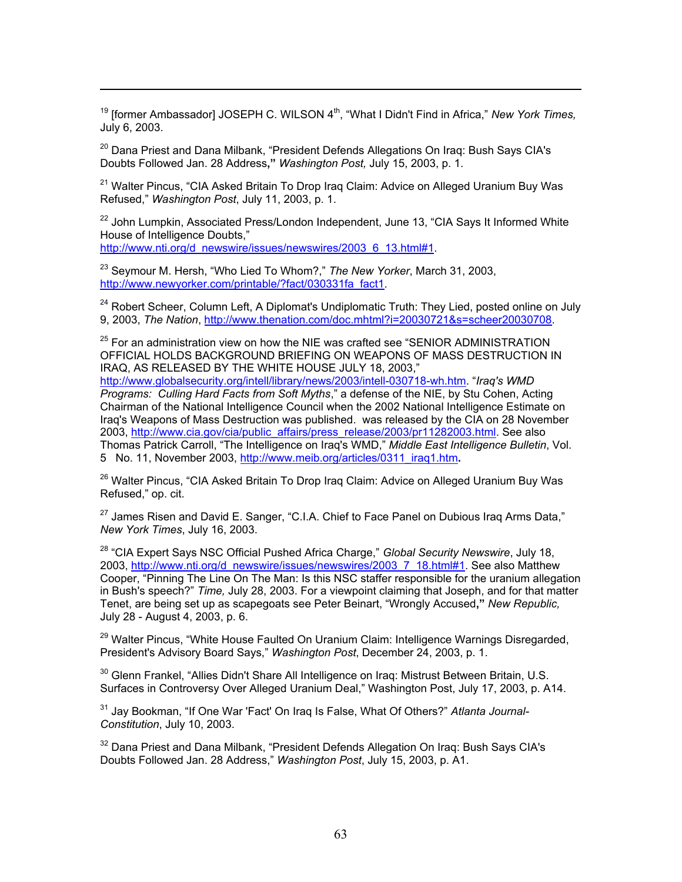[19] [former Ambassador] JOSEPH C. WILSON 4th, "What I Didn't Find in Africa," *New York Times,* July 6, 2003.

[20] Dana Priest and Dana Milbank, "President Defends Allegations On Iraq: Bush Says CIA's Doubts Followed Jan. 28 Address**,"** *Washington Post,* July 15, 2003, p. 1.

[21] Walter Pincus, "CIA Asked Britain To Drop Iraq Claim: Advice on Alleged Uranium Buy Was Refused," *Washington Post*, July 11, 2003, p. 1.

[22] John Lumpkin, Associated Press/London Independent, June 13, "CIA Says It Informed White House of Intelligence Doubts," http://www.nti.org/d_newswire/issues/newswires/2003_6_13.html#1.

[23] Seymour M. Hersh, "Who Lied To Whom?," *The New Yorker*, March 31, 2003, http://www.newyorker.com/printable/?fact/030331fa_fact1.

[24] Robert Scheer, Column Left, A Diplomat's Undiplomatic Truth: They Lied, posted online on July 9, 2003, *The Nation*, http://www.thenation.com/doc.mhtml?i=20030721&s=scheer20030708.

[25] For an administration view on how the NIE was crafted see "SENIOR ADMINISTRATION OFFICIAL HOLDS BACKGROUND BRIEFING ON WEAPONS OF MASS DESTRUCTION IN IRAQ, AS RELEASED BY THE WHITE HOUSE JULY 18, 2003," http://www.globalsecurity.org/intell/library/news/2003/intell-030718-wh.htm. "*Iraq's WMD Programs: Culling Hard Facts from Soft Myths*," a defense of the NIE, by Stu Cohen, Acting Chairman of the National Intelligence Council when the 2002 National Intelligence Estimate on Iraq's Weapons of Mass Destruction was published. was released by the CIA on 28 November 2003, http://www.cia.gov/cia/public_affairs/press_release/2003/pr11282003.html. See also Thomas Patrick Carroll, "The Intelligence on Iraq's WMD," *Middle East Intelligence Bulletin*, Vol. 5 No. 11, November 2003, http://www.meib.org/articles/0311_iraq1.htm**.**

[26] Walter Pincus, "CIA Asked Britain To Drop Iraq Claim: Advice on Alleged Uranium Buy Was Refused," op. cit.

[27] James Risen and David E. Sanger, "C.I.A. Chief to Face Panel on Dubious Iraq Arms Data," *New York Times*, July 16, 2003.

[28] "CIA Expert Says NSC Official Pushed Africa Charge," *Global Security Newswire*, July 18, 2003, http://www.nti.org/d_newswire/issues/newswires/2003_7_18.html#1. See also Matthew Cooper, "Pinning The Line On The Man: Is this NSC staffer responsible for the uranium allegation in Bush's speech?" *Time,* July 28, 2003. For a viewpoint claiming that Joseph, and for that matter Tenet, are being set up as scapegoats see Peter Beinart, "Wrongly Accused**,"** *New Republic,* July 28 - August 4, 2003, p. 6.

[29] Walter Pincus, "White House Faulted On Uranium Claim: Intelligence Warnings Disregarded, President's Advisory Board Says," *Washington Post*, December 24, 2003, p. 1.

[30] Glenn Frankel, "Allies Didn't Share All Intelligence on Iraq: Mistrust Between Britain, U.S. Surfaces in Controversy Over Alleged Uranium Deal," Washington Post, July 17, 2003, p. A14.

[31] Jay Bookman, "If One War 'Fact' On Iraq Is False, What Of Others?" *Atlanta Journal-Constitution*, July 10, 2003.

[32] Dana Priest and Dana Milbank, "President Defends Allegation On Iraq: Bush Says CIA's Doubts Followed Jan. 28 Address," *Washington Post*, July 15, 2003, p. A1.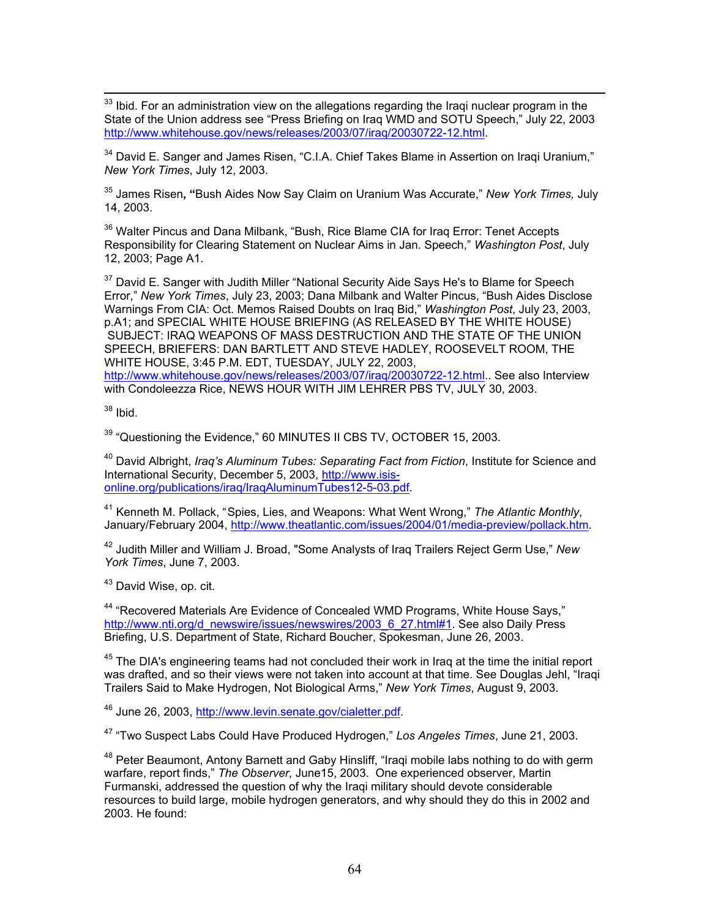[33] Ibid. For an administration view on the allegations regarding the Iraqi nuclear program in the State of the Union address see "Press Briefing on Iraq WMD and SOTU Speech," July 22, 2003 http://www.whitehouse.gov/news/releases/2003/07/iraq/20030722-12.html.

[34] David E. Sanger and James Risen, "C.I.A. Chief Takes Blame in Assertion on Iraqi Uranium," *New York Times*, July 12, 2003.

[35] James Risen, **"**Bush Aides Now Say Claim on Uranium Was Accurate," *New York Times,* July 14, 2003.

[36] Walter Pincus and Dana Milbank, "Bush, Rice Blame CIA for Iraq Error: Tenet Accepts Responsibility for Clearing Statement on Nuclear Aims in Jan. Speech," *Washington Post*, July 12, 2003; Page A1.

[37] David E. Sanger with Judith Miller "National Security Aide Says He's to Blame for Speech Error," *New York Times*, July 23, 2003; Dana Milbank and Walter Pincus, "Bush Aides Disclose Warnings From CIA: Oct. Memos Raised Doubts on Iraq Bid," *Washington Post*, July 23, 2003, p.A1; and SPECIAL WHITE HOUSE BRIEFING (AS RELEASED BY THE WHITE HOUSE) SUBJECT: IRAQ WEAPONS OF MASS DESTRUCTION AND THE STATE OF THE UNION SPEECH, BRIEFERS: DAN BARTLETT AND STEVE HADLEY, ROOSEVELT ROOM, THE WHITE HOUSE, 3:45 P.M. EDT, TUESDAY, JULY 22, 2003, http://www.whitehouse.gov/news/releases/2003/07/iraq/20030722-12.html.. See also Interview with Condoleezza Rice, NEWS HOUR WITH JIM LEHRER PBS TV, JULY 30, 2003.

[38] Ibid.

[39] "Questioning the Evidence," 60 MINUTES II CBS TV, OCTOBER 15, 2003.

[40] David Albright, *Iraq's Aluminum Tubes: Separating Fact from Fiction*, Institute for Science and International Security, December 5, 2003, http://www.isis-online.org/publications/iraq/IraqAluminumTubes12-5-03.pdf.

[41] Kenneth M. Pollack, "Spies, Lies, and Weapons: What Went Wrong," *The Atlantic Monthly*, January/February 2004, http://www.theatlantic.com/issues/2004/01/media-preview/pollack.htm.

[42] Judith Miller and William J. Broad, "Some Analysts of Iraq Trailers Reject Germ Use," *New York Times*, June 7, 2003.

[43] David Wise, op. cit.

[44] "Recovered Materials Are Evidence of Concealed WMD Programs, White House Says," http://www.nti.org/d_newswire/issues/newswires/2003_6_27.html#1. See also Daily Press Briefing, U.S. Department of State, Richard Boucher, Spokesman, June 26, 2003.

[45] The DIA's engineering teams had not concluded their work in Iraq at the time the initial report was drafted, and so their views were not taken into account at that time. See Douglas Jehl, "Iraqi Trailers Said to Make Hydrogen, Not Biological Arms," *New York Times*, August 9, 2003.

[46] June 26, 2003, http://www.levin.senate.gov/cialetter.pdf.

[47] "Two Suspect Labs Could Have Produced Hydrogen," *Los Angeles Times*, June 21, 2003.

[48] Peter Beaumont, Antony Barnett and Gaby Hinsliff, "Iraqi mobile labs nothing to do with germ warfare, report finds," *The Observer,* June15, 2003. One experienced observer, Martin Furmanski, addressed the question of why the Iraqi military should devote considerable resources to build large, mobile hydrogen generators, and why should they do this in 2002 and 2003. He found: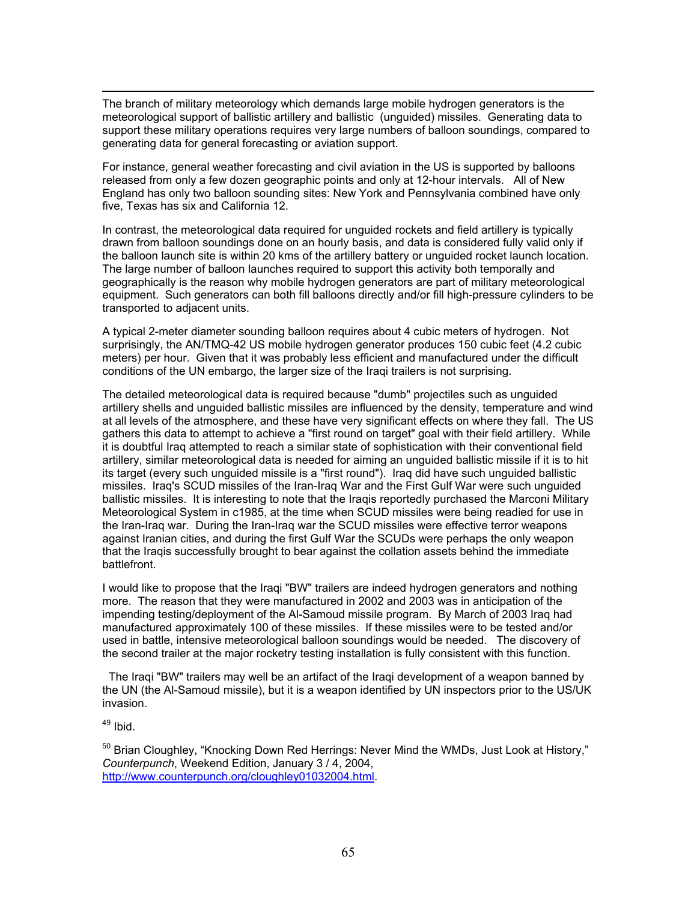The branch of military meteorology which demands large mobile hydrogen generators is the meteorological support of ballistic artillery and ballistic (unguided) missiles. Generating data to support these military operations requires very large numbers of balloon soundings, compared to generating data for general forecasting or aviation support.

For instance, general weather forecasting and civil aviation in the US is supported by balloons released from only a few dozen geographic points and only at 12-hour intervals. All of New England has only two balloon sounding sites: New York and Pennsylvania combined have only five, Texas has six and California 12.

In contrast, the meteorological data required for unguided rockets and field artillery is typically drawn from balloon soundings done on an hourly basis, and data is considered fully valid only if the balloon launch site is within 20 kms of the artillery battery or unguided rocket launch location. The large number of balloon launches required to support this activity both temporally and geographically is the reason why mobile hydrogen generators are part of military meteorological equipment. Such generators can both fill balloons directly and/or fill high-pressure cylinders to be transported to adjacent units.

A typical 2-meter diameter sounding balloon requires about 4 cubic meters of hydrogen. Not surprisingly, the AN/TMQ-42 US mobile hydrogen generator produces 150 cubic feet (4.2 cubic meters) per hour. Given that it was probably less efficient and manufactured under the difficult conditions of the UN embargo, the larger size of the Iraqi trailers is not surprising.

The detailed meteorological data is required because "dumb" projectiles such as unguided artillery shells and unguided ballistic missiles are influenced by the density, temperature and wind at all levels of the atmosphere, and these have very significant effects on where they fall. The US gathers this data to attempt to achieve a "first round on target" goal with their field artillery. While it is doubtful Iraq attempted to reach a similar state of sophistication with their conventional field artillery, similar meteorological data is needed for aiming an unguided ballistic missile if it is to hit its target (every such unguided missile is a "first round"). Iraq did have such unguided ballistic missiles. Iraq's SCUD missiles of the Iran-Iraq War and the First Gulf War were such unguided ballistic missiles. It is interesting to note that the Iraqis reportedly purchased the Marconi Military Meteorological System in c1985, at the time when SCUD missiles were being readied for use in the Iran-Iraq war. During the Iran-Iraq war the SCUD missiles were effective terror weapons against Iranian cities, and during the first Gulf War the SCUDs were perhaps the only weapon that the Iraqis successfully brought to bear against the collation assets behind the immediate battlefront.

I would like to propose that the Iraqi "BW" trailers are indeed hydrogen generators and nothing more. The reason that they were manufactured in 2002 and 2003 was in anticipation of the impending testing/deployment of the Al-Samoud missile program. By March of 2003 Iraq had manufactured approximately 100 of these missiles. If these missiles were to be tested and/or used in battle, intensive meteorological balloon soundings would be needed. The discovery of the second trailer at the major rocketry testing installation is fully consistent with this function.

The Iraqi "BW" trailers may well be an artifact of the Iraqi development of a weapon banned by the UN (the Al-Samoud missile), but it is a weapon identified by UN inspectors prior to the US/UK invasion.

[49] Ibid.

[50] Brian Cloughley, "Knocking Down Red Herrings: Never Mind the WMDs, Just Look at History," *Counterpunch*, Weekend Edition, January 3 / 4, 2004, http://www.counterpunch.org/cloughley01032004.html.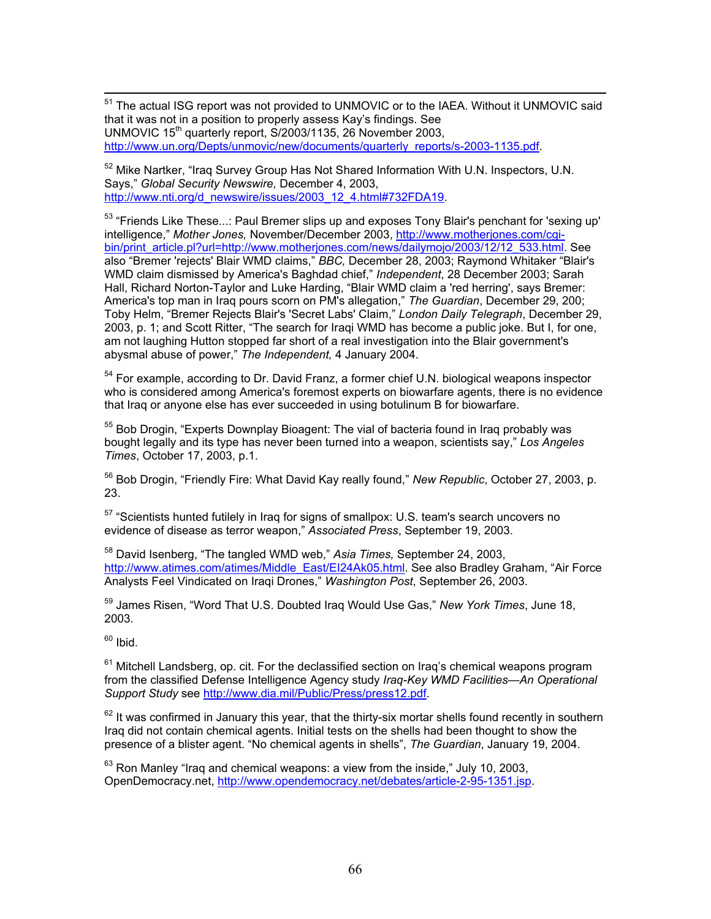[51] The actual ISG report was not provided to UNMOVIC or to the IAEA. Without it UNMOVIC said that it was not in a position to properly assess Kay's findings. See UNMOVIC 15th quarterly report, S/2003/1135, 26 November 2003, http://www.un.org/Depts/unmovic/new/documents/quarterly_reports/s-2003-1135.pdf.

[52] Mike Nartker, "Iraq Survey Group Has Not Shared Information With U.N. Inspectors, U.N. Says," *Global Security Newswire,* December 4, 2003, http://www.nti.org/d_newswire/issues/2003_12_4.html#732FDA19.

[53] "Friends Like These...: Paul Bremer slips up and exposes Tony Blair's penchant for 'sexing up' intelligence," *Mother Jones,* November/December 2003, http://www.motherjones.com/cgi-bin/print_article.pl?url=http://www.motherjones.com/news/dailymojo/2003/12/12_533.html. See also "Bremer 'rejects' Blair WMD claims," *BBC,* December 28, 2003; Raymond Whitaker "Blair's WMD claim dismissed by America's Baghdad chief," *Independent*, 28 December 2003; Sarah Hall, Richard Norton-Taylor and Luke Harding, "Blair WMD claim a 'red herring', says Bremer: America's top man in Iraq pours scorn on PM's allegation," *The Guardian*, December 29, 200; Toby Helm, "Bremer Rejects Blair's 'Secret Labs' Claim," *London Daily Telegraph*, December 29, 2003, p. 1; and Scott Ritter, "The search for Iraqi WMD has become a public joke. But I, for one, am not laughing Hutton stopped far short of a real investigation into the Blair government's abysmal abuse of power," *The Independent,* 4 January 2004.

[54] For example, according to Dr. David Franz, a former chief U.N. biological weapons inspector who is considered among America's foremost experts on biowarfare agents, there is no evidence that Iraq or anyone else has ever succeeded in using botulinum B for biowarfare.

[55] Bob Drogin, "Experts Downplay Bioagent: The vial of bacteria found in Iraq probably was bought legally and its type has never been turned into a weapon, scientists say," *Los Angeles Times*, October 17, 2003, p.1.

[56] Bob Drogin, "Friendly Fire: What David Kay really found," *New Republic*, October 27, 2003, p. 23.

[57] "Scientists hunted futilely in Iraq for signs of smallpox: U.S. team's search uncovers no evidence of disease as terror weapon," *Associated Press*, September 19, 2003.

[58] David Isenberg, "The tangled WMD web," *Asia Times,* September 24, 2003, http://www.atimes.com/atimes/Middle_East/EI24Ak05.html. See also Bradley Graham, "Air Force Analysts Feel Vindicated on Iraqi Drones," *Washington Post*, September 26, 2003.

[59] James Risen, "Word That U.S. Doubted Iraq Would Use Gas," *New York Times*, June 18, 2003.

[60] Ibid.

[61] Mitchell Landsberg, op. cit. For the declassified section on Iraq's chemical weapons program from the classified Defense Intelligence Agency study *Iraq-Key WMD Facilities—An Operational Support Study* see http://www.dia.mil/Public/Press/press12.pdf.

[62] It was confirmed in January this year, that the thirty-six mortar shells found recently in southern Iraq did not contain chemical agents. Initial tests on the shells had been thought to show the presence of a blister agent. "No chemical agents in shells", *The Guardian*, January 19, 2004.

[63] Ron Manley "Iraq and chemical weapons: a view from the inside," July 10, 2003, OpenDemocracy.net, http://www.opendemocracy.net/debates/article-2-95-1351.jsp.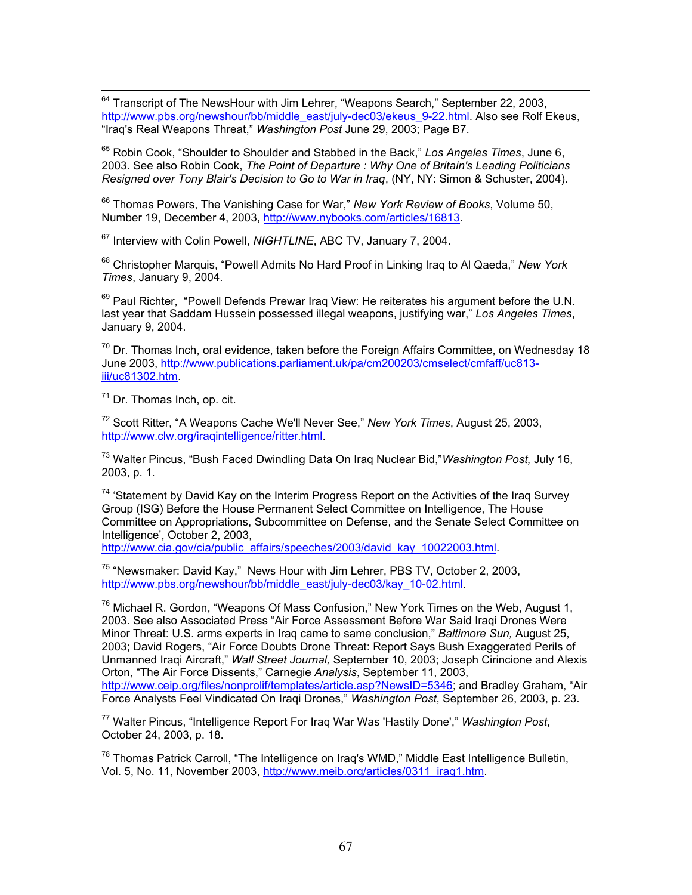[64] Transcript of The NewsHour with Jim Lehrer, "Weapons Search," September 22, 2003, http://www.pbs.org/newshour/bb/middle_east/july-dec03/ekeus_9-22.html. Also see Rolf Ekeus, "Iraq's Real Weapons Threat," *Washington Post* June 29, 2003; Page B7.

[65] Robin Cook, "Shoulder to Shoulder and Stabbed in the Back," *Los Angeles Times*, June 6, 2003. See also Robin Cook, *The Point of Departure : Why One of Britain's Leading Politicians Resigned over Tony Blair's Decision to Go to War in Iraq*, (NY, NY: Simon & Schuster, 2004).

[66] Thomas Powers, The Vanishing Case for War," *New York Review of Books*, Volume 50, Number 19, December 4, 2003, http://www.nybooks.com/articles/16813.

[67] Interview with Colin Powell, *NIGHTLINE*, ABC TV, January 7, 2004.

[68] Christopher Marquis, "Powell Admits No Hard Proof in Linking Iraq to Al Qaeda," *New York Times*, January 9, 2004.

[69] Paul Richter, "Powell Defends Prewar Iraq View: He reiterates his argument before the U.N. last year that Saddam Hussein possessed illegal weapons, justifying war," *Los Angeles Times*, January 9, 2004.

[70] Dr. Thomas Inch, oral evidence, taken before the Foreign Affairs Committee, on Wednesday 18 June 2003, http://www.publications.parliament.uk/pa/cm200203/cmselect/cmfaff/uc813-iii/uc81302.htm.

[71] Dr. Thomas Inch, op. cit.

[72] Scott Ritter, "A Weapons Cache We'll Never See," *New York Times*, August 25, 2003, http://www.clw.org/iraqintelligence/ritter.html.

[73] Walter Pincus, "Bush Faced Dwindling Data On Iraq Nuclear Bid,"*Washington Post,* July 16, 2003, p. 1.

[74] 'Statement by David Kay on the Interim Progress Report on the Activities of the Iraq Survey Group (ISG) Before the House Permanent Select Committee on Intelligence, The House Committee on Appropriations, Subcommittee on Defense, and the Senate Select Committee on Intelligence', October 2, 2003, http://www.cia.gov/cia/public_affairs/speeches/2003/david_kay_10022003.html.

[75] "Newsmaker: David Kay," News Hour with Jim Lehrer, PBS TV, October 2, 2003, http://www.pbs.org/newshour/bb/middle_east/july-dec03/kay_10-02.html.

[76] Michael R. Gordon, "Weapons Of Mass Confusion," New York Times on the Web, August 1, 2003. See also Associated Press "Air Force Assessment Before War Said Iraqi Drones Were Minor Threat: U.S. arms experts in Iraq came to same conclusion," *Baltimore Sun,* August 25, 2003; David Rogers, "Air Force Doubts Drone Threat: Report Says Bush Exaggerated Perils of Unmanned Iraqi Aircraft," *Wall Street Journal,* September 10, 2003; Joseph Cirincione and Alexis Orton, "The Air Force Dissents," Carnegie *Analysis*, September 11, 2003, http://www.ceip.org/files/nonprolif/templates/article.asp?NewsID=5346; and Bradley Graham, "Air Force Analysts Feel Vindicated On Iraqi Drones," *Washington Post*, September 26, 2003, p. 23.

[77] Walter Pincus, "Intelligence Report For Iraq War Was 'Hastily Done'," *Washington Post*, October 24, 2003, p. 18.

[78] Thomas Patrick Carroll, "The Intelligence on Iraq's WMD," Middle East Intelligence Bulletin, Vol. 5, No. 11, November 2003, http://www.meib.org/articles/0311_iraq1.htm.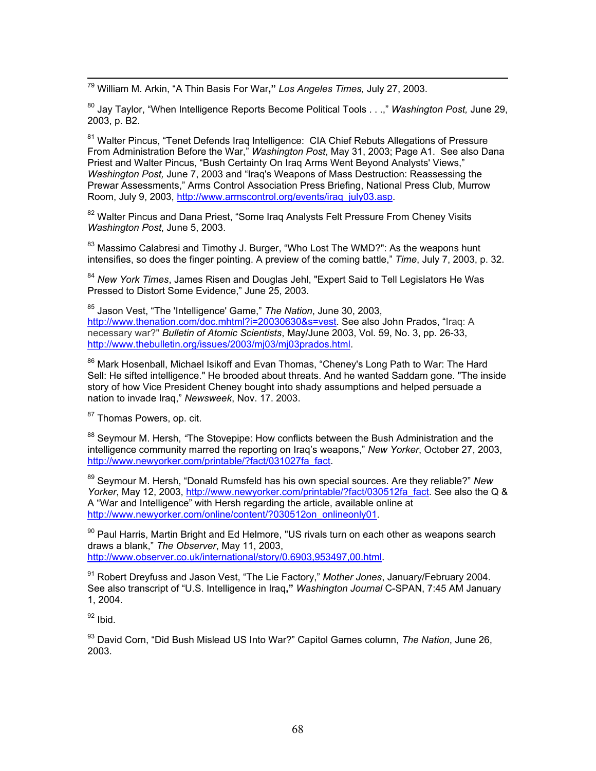[79] William M. Arkin, "A Thin Basis For War," *Los Angeles Times,* July 27, 2003.

[80] Jay Taylor, "When Intelligence Reports Become Political Tools . . .," *Washington Post,* June 29, 2003, p. B2.

[81] Walter Pincus, "Tenet Defends Iraq Intelligence: CIA Chief Rebuts Allegations of Pressure From Administration Before the War," *Washington Post*, May 31, 2003; Page A1. See also Dana Priest and Walter Pincus, "Bush Certainty On Iraq Arms Went Beyond Analysts' Views," *Washington Post,* June 7, 2003 and "Iraq's Weapons of Mass Destruction: Reassessing the Prewar Assessments," Arms Control Association Press Briefing, National Press Club, Murrow Room, July 9, 2003, http://www.armscontrol.org/events/iraq_july03.asp.

[82] Walter Pincus and Dana Priest, "Some Iraq Analysts Felt Pressure From Cheney Visits *Washington Post*, June 5, 2003.

[83] Massimo Calabresi and Timothy J. Burger, "Who Lost The WMD?": As the weapons hunt intensifies, so does the finger pointing. A preview of the coming battle," *Time*, July 7, 2003, p. 32.

[84] *New York Times*, James Risen and Douglas Jehl, "Expert Said to Tell Legislators He Was Pressured to Distort Some Evidence," June 25, 2003.

[85] Jason Vest, "The 'Intelligence' Game," *The Nation*, June 30, 2003, http://www.thenation.com/doc.mhtml?i=20030630&s=vest. See also John Prados, "Iraq: A necessary war?" *Bulletin of Atomic Scientists*, May/June 2003, Vol. 59, No. 3, pp. 26-33, http://www.thebulletin.org/issues/2003/mj03/mj03prados.html.

[86] Mark Hosenball, Michael Isikoff and Evan Thomas, "Cheney's Long Path to War: The Hard Sell: He sifted intelligence." He brooded about threats. And he wanted Saddam gone. "The inside story of how Vice President Cheney bought into shady assumptions and helped persuade a nation to invade Iraq," *Newsweek*, Nov. 17. 2003.

[87] Thomas Powers, op. cit.

[88] Seymour M. Hersh, "The Stovepipe: How conflicts between the Bush Administration and the intelligence community marred the reporting on Iraq's weapons," *New Yorker*, October 27, 2003, http://www.newyorker.com/printable/?fact/031027fa_fact.

[89] Seymour M. Hersh, "Donald Rumsfeld has his own special sources. Are they reliable?" *New Yorker*, May 12, 2003, http://www.newyorker.com/printable/?fact/030512fa_fact. See also the Q & A "War and Intelligence" with Hersh regarding the article, available online at http://www.newyorker.com/online/content/?030512on_onlineonly01.

[90] Paul Harris, Martin Bright and Ed Helmore, "US rivals turn on each other as weapons search draws a blank," *The Observer*, May 11, 2003, http://www.observer.co.uk/international/story/0,6903,953497,00.html.

[91] Robert Dreyfuss and Jason Vest, "The Lie Factory," *Mother Jones*, January/February 2004. See also transcript of "U.S. Intelligence in Iraq," *Washington Journal* C-SPAN, 7:45 AM January 1, 2004.

[92] Ibid.

[93] David Corn, "Did Bush Mislead US Into War?" Capitol Games column, *The Nation*, June 26, 2003.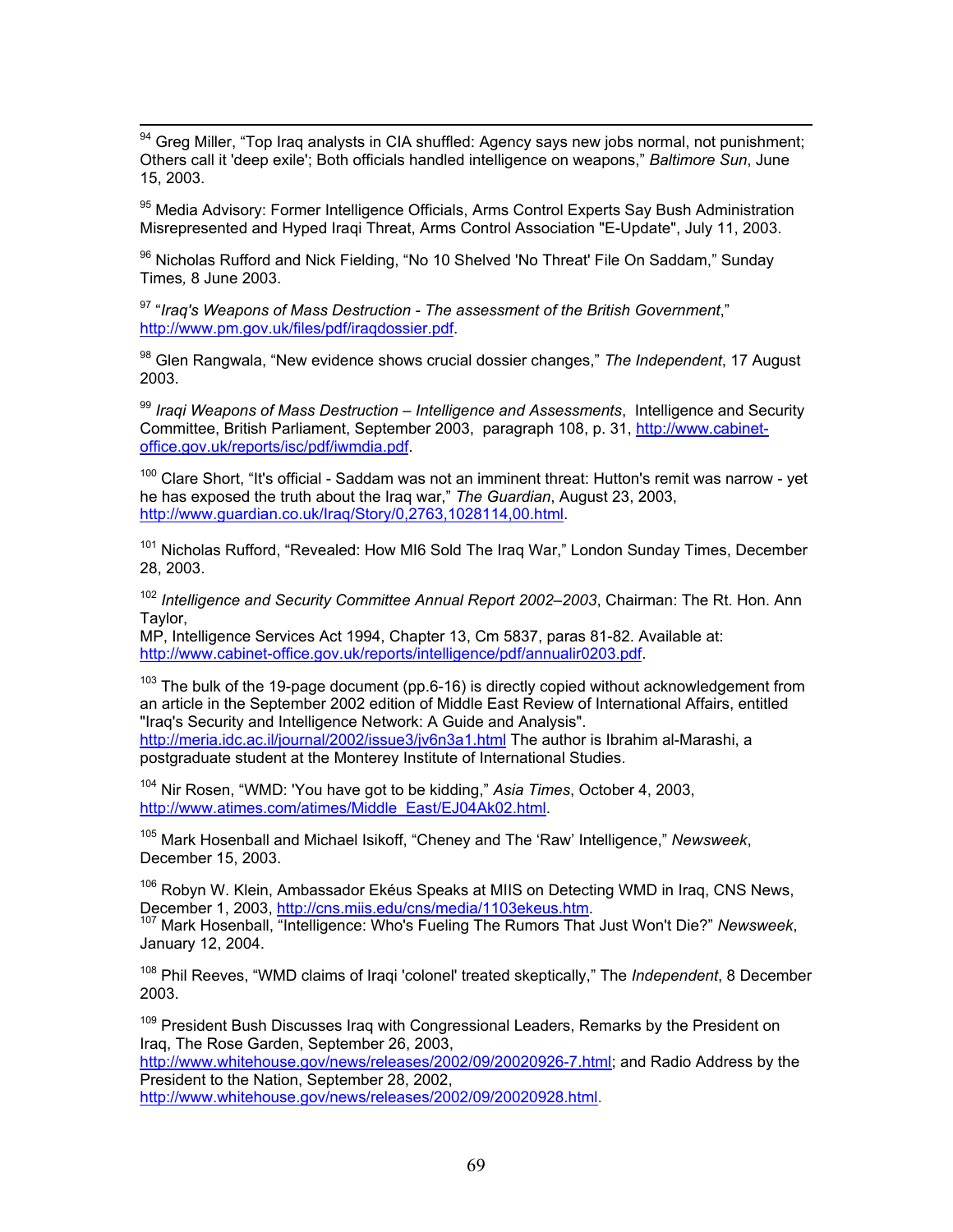[94] Greg Miller, "Top Iraq analysts in CIA shuffled: Agency says new jobs normal, not punishment; Others call it 'deep exile'; Both officials handled intelligence on weapons," *Baltimore Sun*, June 15, 2003.

[95] Media Advisory: Former Intelligence Officials, Arms Control Experts Say Bush Administration Misrepresented and Hyped Iraqi Threat, Arms Control Association "E-Update", July 11, 2003.

[96] Nicholas Rufford and Nick Fielding, "No 10 Shelved 'No Threat' File On Saddam," Sunday Times*,* 8 June 2003.

[97] "*Iraq's Weapons of Mass Destruction - The assessment of the British Government*," http://www.pm.gov.uk/files/pdf/iraqdossier.pdf.

[98] Glen Rangwala, "New evidence shows crucial dossier changes," *The Independent*, 17 August 2003.

[99] *Iraqi Weapons of Mass Destruction – Intelligence and Assessments*, Intelligence and Security Committee, British Parliament, September 2003, paragraph 108, p. 31, http://www.cabinet-office.gov.uk/reports/isc/pdf/iwmdia.pdf.

[100] Clare Short, "It's official - Saddam was not an imminent threat: Hutton's remit was narrow - yet he has exposed the truth about the Iraq war," *The Guardian*, August 23, 2003, http://www.guardian.co.uk/Iraq/Story/0,2763,1028114,00.html.

[101] Nicholas Rufford, "Revealed: How MI6 Sold The Iraq War," London Sunday Times, December 28, 2003.

[102] *Intelligence and Security Committee Annual Report 2002–2003*, Chairman: The Rt. Hon. Ann Taylor,
MP, Intelligence Services Act 1994, Chapter 13, Cm 5837, paras 81-82. Available at: http://www.cabinet-office.gov.uk/reports/intelligence/pdf/annualir0203.pdf.

[103] The bulk of the 19-page document (pp.6-16) is directly copied without acknowledgement from an article in the September 2002 edition of Middle East Review of International Affairs, entitled "Iraq's Security and Intelligence Network: A Guide and Analysis". http://meria.idc.ac.il/journal/2002/issue3/jv6n3a1.html The author is Ibrahim al-Marashi, a postgraduate student at the Monterey Institute of International Studies.

[104] Nir Rosen, "WMD: 'You have got to be kidding," *Asia Times*, October 4, 2003, http://www.atimes.com/atimes/Middle_East/EJ04Ak02.html.

[105] Mark Hosenball and Michael Isikoff, "Cheney and The 'Raw' Intelligence," *Newsweek*, December 15, 2003.

[106] Robyn W. Klein, Ambassador Ekéus Speaks at MIIS on Detecting WMD in Iraq, CNS News, December 1, 2003, http://cns.miis.edu/cns/media/1103ekeus.htm.

[107] Mark Hosenball, "Intelligence: Who's Fueling The Rumors That Just Won't Die?" *Newsweek*, January 12, 2004.

[108] Phil Reeves, "WMD claims of Iraqi 'colonel' treated skeptically," The *Independent*, 8 December 2003.

[109] President Bush Discusses Iraq with Congressional Leaders, Remarks by the President on Iraq, The Rose Garden, September 26, 2003, http://www.whitehouse.gov/news/releases/2002/09/20020926-7.html; and Radio Address by the President to the Nation, September 28, 2002, http://www.whitehouse.gov/news/releases/2002/09/20020928.html.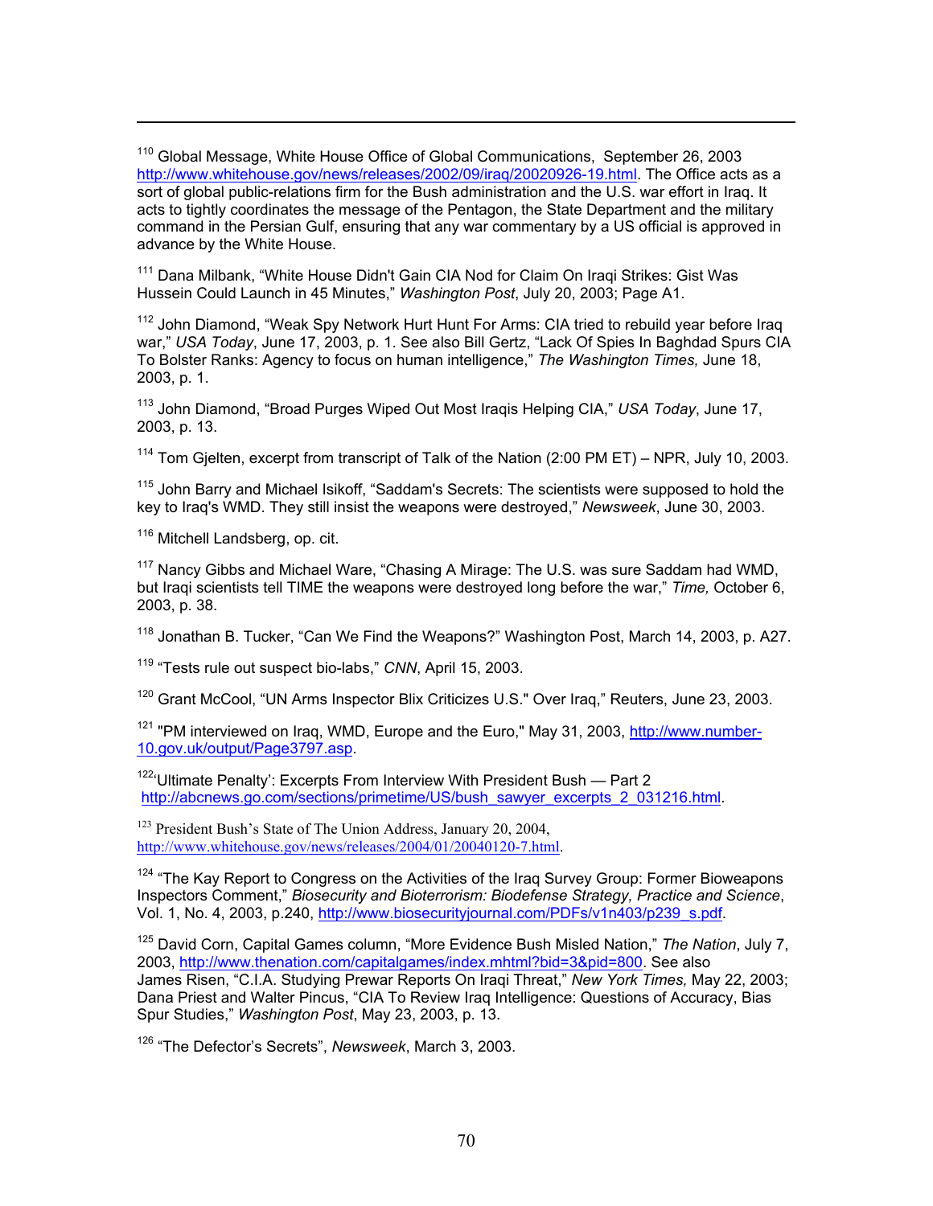[110] Global Message, White House Office of Global Communications, September 26, 2003 http://www.whitehouse.gov/news/releases/2002/09/iraq/20020926-19.html. The Office acts as a sort of global public-relations firm for the Bush administration and the U.S. war effort in Iraq. It acts to tightly coordinates the message of the Pentagon, the State Department and the military command in the Persian Gulf, ensuring that any war commentary by a US official is approved in advance by the White House.

[111] Dana Milbank, "White House Didn't Gain CIA Nod for Claim On Iraqi Strikes: Gist Was Hussein Could Launch in 45 Minutes," *Washington Post*, July 20, 2003; Page A1.

[112] John Diamond, "Weak Spy Network Hurt Hunt For Arms: CIA tried to rebuild year before Iraq war," *USA Today*, June 17, 2003, p. 1. See also Bill Gertz, "Lack Of Spies In Baghdad Spurs CIA To Bolster Ranks: Agency to focus on human intelligence," *The Washington Times,* June 18, 2003, p. 1.

[113] John Diamond, "Broad Purges Wiped Out Most Iraqis Helping CIA," *USA Today*, June 17, 2003, p. 13.

[114] Tom Gjelten, excerpt from transcript of Talk of the Nation (2:00 PM ET) – NPR, July 10, 2003.

[115] John Barry and Michael Isikoff, "Saddam's Secrets: The scientists were supposed to hold the key to Iraq's WMD. They still insist the weapons were destroyed," *Newsweek*, June 30, 2003.

[116] Mitchell Landsberg, op. cit.

[117] Nancy Gibbs and Michael Ware, "Chasing A Mirage: The U.S. was sure Saddam had WMD, but Iraqi scientists tell TIME the weapons were destroyed long before the war," *Time,* October 6, 2003, p. 38.

[118] Jonathan B. Tucker, "Can We Find the Weapons?" Washington Post, March 14, 2003, p. A27.

[119] "Tests rule out suspect bio-labs," *CNN*, April 15, 2003.

[120] Grant McCool, "UN Arms Inspector Blix Criticizes U.S." Over Iraq," Reuters, June 23, 2003.

[121] "PM interviewed on Iraq, WMD, Europe and the Euro," May 31, 2003, http://www.number-10.gov.uk/output/Page3797.asp.

[122] 'Ultimate Penalty': Excerpts From Interview With President Bush — Part 2 http://abcnews.go.com/sections/primetime/US/bush_sawyer_excerpts_2_031216.html.

[123] President Bush's State of The Union Address, January 20, 2004, http://www.whitehouse.gov/news/releases/2004/01/20040120-7.html.

[124] "The Kay Report to Congress on the Activities of the Iraq Survey Group: Former Bioweapons Inspectors Comment," *Biosecurity and Bioterrorism: Biodefense Strategy, Practice and Science*, Vol. 1, No. 4, 2003, p.240, http://www.biosecurityjournal.com/PDFs/v1n403/p239_s.pdf.

[125] David Corn, Capital Games column, "More Evidence Bush Misled Nation," *The Nation*, July 7, 2003, http://www.thenation.com/capitalgames/index.mhtml?bid=3&pid=800. See also James Risen, "C.I.A. Studying Prewar Reports On Iraqi Threat," *New York Times,* May 22, 2003; Dana Priest and Walter Pincus, "CIA To Review Iraq Intelligence: Questions of Accuracy, Bias Spur Studies," *Washington Post*, May 23, 2003, p. 13.

[126] "The Defector's Secrets", *Newsweek*, March 3, 2003.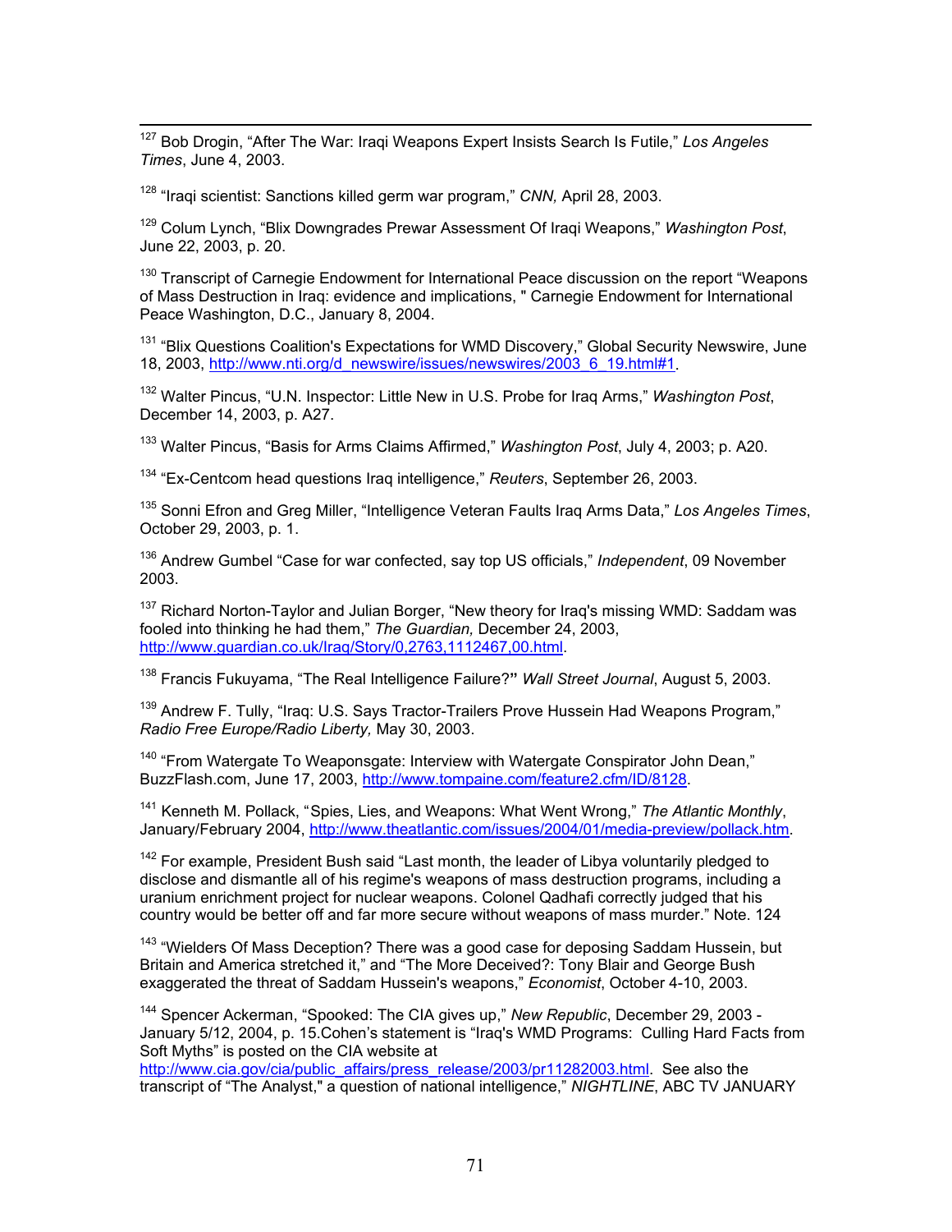[127] Bob Drogin, "After The War: Iraqi Weapons Expert Insists Search Is Futile," *Los Angeles Times*, June 4, 2003.

[128] "Iraqi scientist: Sanctions killed germ war program," *CNN,* April 28, 2003.

[129] Colum Lynch, "Blix Downgrades Prewar Assessment Of Iraqi Weapons," *Washington Post*, June 22, 2003, p. 20.

[130] Transcript of Carnegie Endowment for International Peace discussion on the report "Weapons of Mass Destruction in Iraq: evidence and implications, " Carnegie Endowment for International Peace Washington, D.C., January 8, 2004.

[131] "Blix Questions Coalition's Expectations for WMD Discovery," Global Security Newswire, June 18, 2003, http://www.nti.org/d_newswire/issues/newswires/2003_6_19.html#1.

[132] Walter Pincus, "U.N. Inspector: Little New in U.S. Probe for Iraq Arms," *Washington Post*, December 14, 2003, p. A27.

[133] Walter Pincus, "Basis for Arms Claims Affirmed," *Washington Post*, July 4, 2003; p. A20.

[134] "Ex-Centcom head questions Iraq intelligence," *Reuters*, September 26, 2003.

[135] Sonni Efron and Greg Miller, "Intelligence Veteran Faults Iraq Arms Data," *Los Angeles Times*, October 29, 2003, p. 1.

[136] Andrew Gumbel "Case for war confected, say top US officials," *Independent*, 09 November 2003.

[137] Richard Norton-Taylor and Julian Borger, "New theory for Iraq's missing WMD: Saddam was fooled into thinking he had them," *The Guardian,* December 24, 2003, http://www.guardian.co.uk/Iraq/Story/0,2763,1112467,00.html.

[138] Francis Fukuyama, "The Real Intelligence Failure?**"** *Wall Street Journal*, August 5, 2003.

[139] Andrew F. Tully, "Iraq: U.S. Says Tractor-Trailers Prove Hussein Had Weapons Program," *Radio Free Europe/Radio Liberty,* May 30, 2003.

[140] "From Watergate To Weaponsgate: Interview with Watergate Conspirator John Dean," BuzzFlash.com, June 17, 2003, http://www.tompaine.com/feature2.cfm/ID/8128.

[141] Kenneth M. Pollack, "Spies, Lies, and Weapons: What Went Wrong," *The Atlantic Monthly*, January/February 2004, http://www.theatlantic.com/issues/2004/01/media-preview/pollack.htm.

[142] For example, President Bush said "Last month, the leader of Libya voluntarily pledged to disclose and dismantle all of his regime's weapons of mass destruction programs, including a uranium enrichment project for nuclear weapons. Colonel Qadhafi correctly judged that his country would be better off and far more secure without weapons of mass murder." Note. 124

[143] "Wielders Of Mass Deception? There was a good case for deposing Saddam Hussein, but Britain and America stretched it," and "The More Deceived?: Tony Blair and George Bush exaggerated the threat of Saddam Hussein's weapons," *Economist*, October 4-10, 2003.

[144] Spencer Ackerman, "Spooked: The CIA gives up," *New Republic*, December 29, 2003 - January 5/12, 2004, p. 15.Cohen's statement is "Iraq's WMD Programs: Culling Hard Facts from Soft Myths" is posted on the CIA website at http://www.cia.gov/cia/public_affairs/press_release/2003/pr11282003.html. See also the transcript of "The Analyst," a question of national intelligence," *NIGHTLINE*, ABC TV JANUARY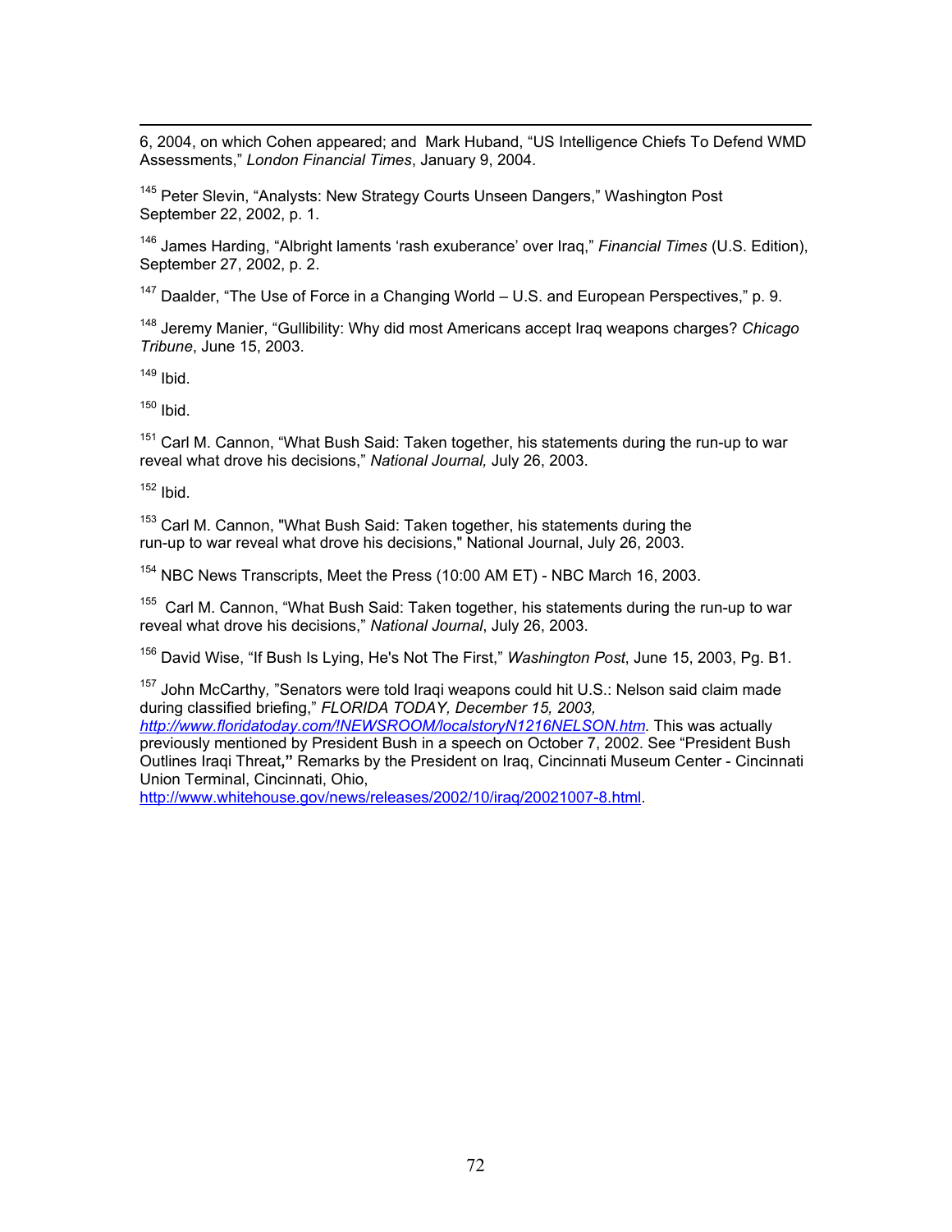6, 2004, on which Cohen appeared; and Mark Huband, “US Intelligence Chiefs To Defend WMD Assessments,” *London Financial Times*, January 9, 2004.

[145] Peter Slevin, “Analysts: New Strategy Courts Unseen Dangers,” Washington Post September 22, 2002, p. 1.

[146] James Harding, “Albright laments ‘rash exuberance’ over Iraq,” *Financial Times* (U.S. Edition), September 27, 2002, p. 2.

[147] Daalder, “The Use of Force in a Changing World – U.S. and European Perspectives,” p. 9.

[148] Jeremy Manier, “Gullibility: Why did most Americans accept Iraq weapons charges? *Chicago Tribune*, June 15, 2003.

[149] Ibid.

[150] Ibid.

[151] Carl M. Cannon, “What Bush Said: Taken together, his statements during the run-up to war reveal what drove his decisions,” *National Journal,* July 26, 2003.

[152] Ibid.

[153] Carl M. Cannon, "What Bush Said: Taken together, his statements during the run-up to war reveal what drove his decisions," National Journal, July 26, 2003.

[154] NBC News Transcripts, Meet the Press (10:00 AM ET) - NBC March 16, 2003.

[155] Carl M. Cannon, “What Bush Said: Taken together, his statements during the run-up to war reveal what drove his decisions,” *National Journal*, July 26, 2003.

[156] David Wise, “If Bush Is Lying, He's Not The First,” *Washington Post*, June 15, 2003, Pg. B1.

[157] John McCarthy*,* ”Senators were told Iraqi weapons could hit U.S.: Nelson said claim made during classified briefing,” *FLORIDA TODAY, December 15, 2003, http://www.floridatoday.com/!NEWSROOM/localstoryN1216NELSON.htm.* This was actually previously mentioned by President Bush in a speech on October 7, 2002. See “President Bush Outlines Iraqi Threat**,”** Remarks by the President on Iraq, Cincinnati Museum Center - Cincinnati Union Terminal, Cincinnati, Ohio, http://www.whitehouse.gov/news/releases/2002/10/iraq/20021007-8.html.